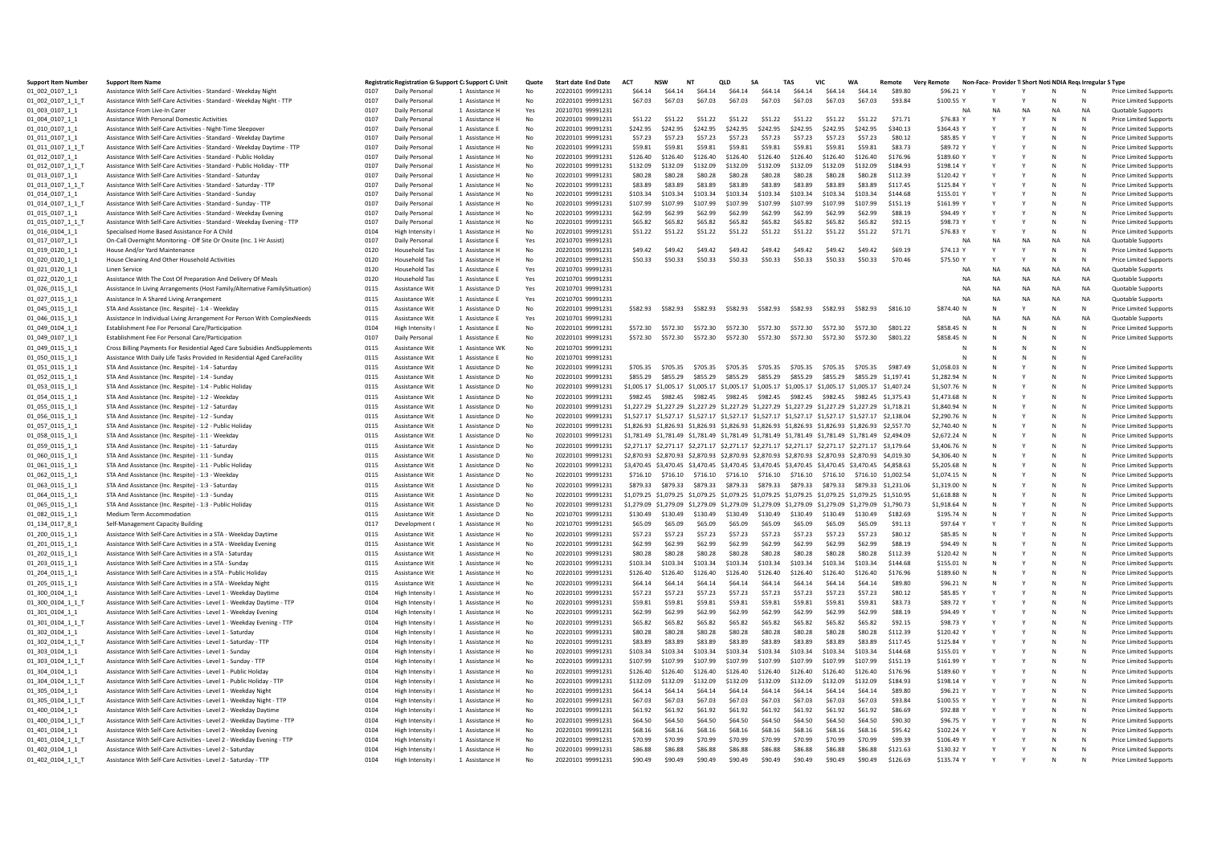| Support Item Number | Support Item Name | Registratio | Registration G | Support C | Support C | Unit | Quote | Start date | End Date | ACT | NSW | NT | QLD | SA | TAS | VIC | WA | Remote | Very Remote | Non-Face- | Provider T | Short Noti | NDIA Requ | Irregular S | Type |
|---|---|---|---|---|---|---|---|---|---|---|---|---|---|---|---|---|---|---|---|---|---|---|---|---|---|
| 01_002_0107_1_1 | Assistance With Self-Care Activities - Standard - Weekday Night | 0107 | Daily Personal | 1 | Assistance | H | No | 20220101 | 99991231 | $64.14 | $64.14 | $64.14 | $64.14 | $64.14 | $64.14 | $64.14 | $64.14 | $89.80 | $96.21 | Y | Y | Y | N | N | Price Limited Supports |
| 01_002_0107_1_1_T | Assistance With Self-Care Activities - Standard - Weekday Night - TTP | 0107 | Daily Personal | 1 | Assistance | H | No | 20220101 | 99991231 | $67.03 | $67.03 | $67.03 | $67.03 | $67.03 | $67.03 | $67.03 | $67.03 | $93.84 | $100.55 | Y | Y | Y | N | N | Price Limited Supports |
| 01_003_0107_1_1 | Assistance From Live-In Carer | 0107 | Daily Personal | 1 | Assistance | H | Yes | 20210701 | 99991231 | | | | | | | | | | NA | NA | NA | NA | NA | | Quotable Supports |
| 01_004_0107_1_1 | Assistance With Personal Domestic Activities | 0107 | Daily Personal | 1 | Assistance | H | No | 20220101 | 99991231 | $51.22 | $51.22 | $51.22 | $51.22 | $51.22 | $51.22 | $51.22 | $51.22 | $71.71 | $76.83 | Y | Y | Y | N | N | Price Limited Supports |
| 01_010_0107_1_1 | Assistance With Self-Care Activities - Night-Time Sleepover | 0107 | Daily Personal | 1 | Assistance | E | No | 20220101 | 99991231 | $242.95 | $242.95 | $242.95 | $242.95 | $242.95 | $242.95 | $242.95 | $242.95 | $340.13 | $364.43 | Y | Y | Y | N | N | Price Limited Supports |
| 01_011_0107_1_1 | Assistance With Self-Care Activities - Standard - Weekday Daytime | 0107 | Daily Personal | 1 | Assistance | H | No | 20220101 | 99991231 | $57.23 | $57.23 | $57.23 | $57.23 | $57.23 | $57.23 | $57.23 | $57.23 | $80.12 | $85.85 | Y | Y | Y | N | N | Price Limited Supports |
| 01_011_0107_1_1_T | Assistance With Self-Care Activities - Standard - Weekday Daytime - TTP | 0107 | Daily Personal | 1 | Assistance | H | No | 20220101 | 99991231 | $59.81 | $59.81 | $59.81 | $59.81 | $59.81 | $59.81 | $59.81 | $59.81 | $83.73 | $89.72 | Y | Y | Y | N | N | Price Limited Supports |
| 01_012_0107_1_1 | Assistance With Self-Care Activities - Standard - Public Holiday | 0107 | Daily Personal | 1 | Assistance | H | No | 20220101 | 99991231 | $126.40 | $126.40 | $126.40 | $126.40 | $126.40 | $126.40 | $126.40 | $126.40 | $176.96 | $189.60 | Y | Y | Y | N | N | Price Limited Supports |
| 01_012_0107_1_1_T | Assistance With Self-Care Activities - Standard - Public Holiday - TTP | 0107 | Daily Personal | 1 | Assistance | H | No | 20220101 | 99991231 | $132.09 | $132.09 | $132.09 | $132.09 | $132.09 | $132.09 | $132.09 | $132.09 | $184.93 | $198.14 | Y | Y | Y | N | N | Price Limited Supports |
| 01_013_0107_1_1 | Assistance With Self-Care Activities - Standard - Saturday | 0107 | Daily Personal | 1 | Assistance | H | No | 20220101 | 99991231 | $80.28 | $80.28 | $80.28 | $80.28 | $80.28 | $80.28 | $80.28 | $80.28 | $112.39 | $120.42 | Y | Y | Y | N | N | Price Limited Supports |
| 01_013_0107_1_1_T | Assistance With Self-Care Activities - Standard - Saturday - TTP | 0107 | Daily Personal | 1 | Assistance | H | No | 20220101 | 99991231 | $83.89 | $83.89 | $83.89 | $83.89 | $83.89 | $83.89 | $83.89 | $83.89 | $117.45 | $125.84 | Y | Y | Y | N | N | Price Limited Supports |
| 01_014_0107_1_1 | Assistance With Self-Care Activities - Standard - Sunday | 0107 | Daily Personal | 1 | Assistance | H | No | 20220101 | 99991231 | $103.34 | $103.34 | $103.34 | $103.34 | $103.34 | $103.34 | $103.34 | $103.34 | $144.68 | $155.01 | Y | Y | Y | N | N | Price Limited Supports |
| 01_014_0107_1_1_T | Assistance With Self-Care Activities - Standard - Sunday - TTP | 0107 | Daily Personal | 1 | Assistance | H | No | 20220101 | 99991231 | $107.99 | $107.99 | $107.99 | $107.99 | $107.99 | $107.99 | $107.99 | $107.99 | $151.19 | $161.99 | Y | Y | Y | N | N | Price Limited Supports |
| 01_015_0107_1_1 | Assistance With Self-Care Activities - Standard - Weekday Evening | 0107 | Daily Personal | 1 | Assistance | H | No | 20220101 | 99991231 | $62.99 | $62.99 | $62.99 | $62.99 | $62.99 | $62.99 | $62.99 | $62.99 | $88.19 | $94.49 | Y | Y | Y | N | N | Price Limited Supports |
| 01_015_0107_1_1_T | Assistance With Self-Care Activities - Standard - Weekday Evening - TTP | 0107 | Daily Personal | 1 | Assistance | H | No | 20220101 | 99991231 | $65.82 | $65.82 | $65.82 | $65.82 | $65.82 | $65.82 | $65.82 | $65.82 | $92.15 | $98.73 | Y | Y | Y | N | N | Price Limited Supports |
| 01_016_0104_1_1 | Specialised Home Based Assistance For A Child | 0104 | High Intensity | 1 | Assistance | H | No | 20220101 | 99991231 | $51.22 | $51.22 | $51.22 | $51.22 | $51.22 | $51.22 | $51.22 | $51.22 | $71.71 | $76.83 | Y | Y | Y | N | N | Price Limited Supports |
| 01_017_0107_1_1 | On-Call Overnight Monitoring - Off Site Or Onsite (Inc. 1 Hr Assist) | 0107 | Daily Personal | 1 | Assistance | E | Yes | 20210701 | 99991231 | | | | | | | | | | NA | NA | NA | NA | NA | | Quotable Supports |
| 01_019_0120_1_1 | House And/or Yard Maintenance | 0120 | Household Tas | 1 | Assistance | H | No | 20220101 | 99991231 | $49.42 | $49.42 | $49.42 | $49.42 | $49.42 | $49.42 | $49.42 | $49.42 | $69.19 | $74.13 | Y | Y | Y | N | N | Price Limited Supports |
| 01_020_0120_1_1 | House Cleaning And Other Household Activities | 0120 | Household Tas | 1 | Assistance | H | No | 20220101 | 99991231 | $50.33 | $50.33 | $50.33 | $50.33 | $50.33 | $50.33 | $50.33 | $50.33 | $70.46 | $75.50 | Y | Y | Y | N | N | Price Limited Supports |
| 01_021_0120_1_1 | Linen Service | 0120 | Household Tas | 1 | Assistance | E | Yes | 20210701 | 99991231 | | | | | | | | | | NA | NA | NA | NA | NA | | Quotable Supports |
| 01_022_0120_1_1 | Assistance With The Cost Of Preparation And Delivery Of Meals | 0120 | Household Tas | 1 | Assistance | E | Yes | 20210701 | 99991231 | | | | | | | | | | NA | NA | NA | NA | NA | | Quotable Supports |
| 01_026_0115_1_1 | Assistance In Living Arrangements (Host Family/Alternative FamilySituation) | 0115 | Assistance Wit | 1 | Assistance | D | Yes | 20210701 | 99991231 | | | | | | | | | | NA | NA | NA | NA | NA | | Quotable Supports |
| 01_027_0115_1_1 | Assistance In A Shared Living Arrangement | 0115 | Assistance Wit | 1 | Assistance | E | Yes | 20210701 | 99991231 | | | | | | | | | | NA | NA | NA | NA | NA | | Quotable Supports |
| 01_045_0115_1_1 | STA And Assistance (Inc. Respite) - 1:4 - Weekday | 0115 | Assistance Wit | 1 | Assistance | D | No | 20220101 | 99991231 | $582.93 | $582.93 | $582.93 | $582.93 | $582.93 | $582.93 | $582.93 | $582.93 | $816.10 | $874.40 | N | N | Y | N | N | Price Limited Supports |
| 01_046_0115_1_1 | Assistance In Individual Living Arrangement For Person With ComplexNeeds | 0115 | Assistance Wit | 1 | Assistance | E | Yes | 20210701 | 99991231 | | | | | | | | | | NA | NA | NA | NA | NA | | Quotable Supports |
| 01_049_0104_1_1 | Establishment Fee For Personal Care/Participation | 0104 | High Intensity | 1 | Assistance | E | No | 20220101 | 99991231 | $572.30 | $572.30 | $572.30 | $572.30 | $572.30 | $572.30 | $572.30 | $572.30 | $801.22 | $858.45 | N | N | N | N | N | Price Limited Supports |
| 01_049_0107_1_1 | Establishment Fee For Personal Care/Participation | 0107 | Daily Personal | 1 | Assistance | E | No | 20220101 | 99991231 | $572.30 | $572.30 | $572.30 | $572.30 | $572.30 | $572.30 | $572.30 | $572.30 | $801.22 | $858.45 | N | N | N | N | N | Price Limited Supports |
| 01_049_0115_1_1 | Cross Billing Payments For Residential Aged Care Subsidies AndSupplements | 0115 | Assistance Wit | 1 | Assistance | WK | No | 20210701 | 99991231 | | | | | | | | | | N | N | N | N | | | |
| 01_050_0115_1_1 | Assistance With Daily Life Tasks Provided In Residential Aged CareFacility | 0115 | Assistance Wit | 1 | Assistance | E | No | 20210701 | 99991231 | | | | | | | | | | N | N | N | N | | | |
| 01_051_0115_1_1 | STA And Assistance (Inc. Respite) - 1:4 - Saturday | 0115 | Assistance Wit | 1 | Assistance | D | No | 20220101 | 99991231 | $705.35 | $705.35 | $705.35 | $705.35 | $705.35 | $705.35 | $705.35 | $705.35 | $987.49 | $1,058.03 | N | N | Y | N | N | Price Limited Supports |
| 01_052_0115_1_1 | STA And Assistance (Inc. Respite) - 1:4 - Sunday | 0115 | Assistance Wit | 1 | Assistance | D | No | 20220101 | 99991231 | $855.29 | $855.29 | $855.29 | $855.29 | $855.29 | $855.29 | $855.29 | $855.29 | $1,197.41 | $1,282.94 | N | N | Y | N | N | Price Limited Supports |
| 01_053_0115_1_1 | STA And Assistance (Inc. Respite) - 1:4 - Public Holiday | 0115 | Assistance Wit | 1 | Assistance | D | No | 20220101 | 99991231 | $1,005.17 | $1,005.17 | $1,005.17 | $1,005.17 | $1,005.17 | $1,005.17 | $1,005.17 | $1,005.17 | $1,407.24 | $1,507.76 | N | N | Y | N | N | Price Limited Supports |
| 01_054_0115_1_1 | STA And Assistance (Inc. Respite) - 1:2 - Weekday | 0115 | Assistance Wit | 1 | Assistance | D | No | 20220101 | 99991231 | $982.45 | $982.45 | $982.45 | $982.45 | $982.45 | $982.45 | $982.45 | $982.45 | $1,375.43 | $1,473.68 | N | N | Y | N | N | Price Limited Supports |
| 01_055_0115_1_1 | STA And Assistance (Inc. Respite) - 1:2 - Saturday | 0115 | Assistance Wit | 1 | Assistance | D | No | 20220101 | 99991231 | $1,227.29 | $1,227.29 | $1,227.29 | $1,227.29 | $1,227.29 | $1,227.29 | $1,227.29 | $1,227.29 | $1,718.21 | $1,840.94 | N | N | Y | N | N | Price Limited Supports |
| 01_056_0115_1_1 | STA And Assistance (Inc. Respite) - 1:2 - Sunday | 0115 | Assistance Wit | 1 | Assistance | D | No | 20220101 | 99991231 | $1,527.17 | $1,527.17 | $1,527.17 | $1,527.17 | $1,527.17 | $1,527.17 | $1,527.17 | $1,527.17 | $2,138.04 | $2,290.76 | N | N | Y | N | N | Price Limited Supports |
| 01_057_0115_1_1 | STA And Assistance (Inc. Respite) - 1:2 - Public Holiday | 0115 | Assistance Wit | 1 | Assistance | D | No | 20220101 | 99991231 | $1,826.93 | $1,826.93 | $1,826.93 | $1,826.93 | $1,826.93 | $1,826.93 | $1,826.93 | $1,826.93 | $2,557.70 | $2,740.40 | N | N | Y | N | N | Price Limited Supports |
| 01_058_0115_1_1 | STA And Assistance (Inc. Respite) - 1:1 - Weekday | 0115 | Assistance Wit | 1 | Assistance | D | No | 20220101 | 99991231 | $1,781.49 | $1,781.49 | $1,781.49 | $1,781.49 | $1,781.49 | $1,781.49 | $1,781.49 | $1,781.49 | $2,494.09 | $2,672.24 | N | N | Y | N | N | Price Limited Supports |
| 01_059_0115_1_1 | STA And Assistance (Inc. Respite) - 1:1 - Saturday | 0115 | Assistance Wit | 1 | Assistance | D | No | 20220101 | 99991231 | $2,271.17 | $2,271.17 | $2,271.17 | $2,271.17 | $2,271.17 | $2,271.17 | $2,271.17 | $2,271.17 | $3,179.64 | $3,406.76 | N | N | Y | N | N | Price Limited Supports |
| 01_060_0115_1_1 | STA And Assistance (Inc. Respite) - 1:1 - Sunday | 0115 | Assistance Wit | 1 | Assistance | D | No | 20220101 | 99991231 | $2,870.93 | $2,870.93 | $2,870.93 | $2,870.93 | $2,870.93 | $2,870.93 | $2,870.93 | $2,870.93 | $4,019.30 | $4,306.40 | N | N | Y | N | N | Price Limited Supports |
| 01_061_0115_1_1 | STA And Assistance (Inc. Respite) - 1:1 - Public Holiday | 0115 | Assistance Wit | 1 | Assistance | D | No | 20220101 | 99991231 | $3,470.45 | $3,470.45 | $3,470.45 | $3,470.45 | $3,470.45 | $3,470.45 | $3,470.45 | $3,470.45 | $4,858.63 | $5,205.68 | N | N | Y | N | N | Price Limited Supports |
| 01_062_0115_1_1 | STA And Assistance (Inc. Respite) - 1:3 - Weekday | 0115 | Assistance Wit | 1 | Assistance | D | No | 20220101 | 99991231 | $716.10 | $716.10 | $716.10 | $716.10 | $716.10 | $716.10 | $716.10 | $716.10 | $1,002.54 | $1,074.15 | N | N | Y | N | N | Price Limited Supports |
| 01_063_0115_1_1 | STA And Assistance (Inc. Respite) - 1:3 - Saturday | 0115 | Assistance Wit | 1 | Assistance | D | No | 20220101 | 99991231 | $879.33 | $879.33 | $879.33 | $879.33 | $879.33 | $879.33 | $879.33 | $879.33 | $1,231.06 | $1,319.00 | N | N | Y | N | N | Price Limited Supports |
| 01_064_0115_1_1 | STA And Assistance (Inc. Respite) - 1:3 - Sunday | 0115 | Assistance Wit | 1 | Assistance | D | No | 20220101 | 99991231 | $1,079.25 | $1,079.25 | $1,079.25 | $1,079.25 | $1,079.25 | $1,079.25 | $1,079.25 | $1,079.25 | $1,510.95 | $1,618.88 | N | N | Y | N | N | Price Limited Supports |
| 01_065_0115_1_1 | STA And Assistance (Inc. Respite) - 1:3 - Public Holiday | 0115 | Assistance Wit | 1 | Assistance | D | No | 20220101 | 99991231 | $1,279.09 | $1,279.09 | $1,279.09 | $1,279.09 | $1,279.09 | $1,279.09 | $1,279.09 | $1,279.09 | $1,790.73 | $1,918.64 | N | N | Y | N | N | Price Limited Supports |
| 01_082_0115_1_1 | Medium Term Accommodation | 0115 | Assistance Wit | 1 | Assistance | D | No | 20210701 | 99991231 | $130.49 | $130.49 | $130.49 | $130.49 | $130.49 | $130.49 | $130.49 | $130.49 | $182.69 | $195.74 | N | N | Y | N | N | Price Limited Supports |
| 01_134_0117_8_1 | Self-Management Capacity Building | 0117 | Development ( | 1 | Assistance | H | No | 20210701 | 99991231 | $65.09 | $65.09 | $65.09 | $65.09 | $65.09 | $65.09 | $65.09 | $65.09 | $91.13 | $97.64 | Y | Y | Y | N | N | Price Limited Supports |
| 01_200_0115_1_1 | Assistance With Self-Care Activities in a STA - Weekday Daytime | 0115 | Assistance Wit | 1 | Assistance | H | No | 20220101 | 99991231 | $57.23 | $57.23 | $57.23 | $57.23 | $57.23 | $57.23 | $57.23 | $57.23 | $80.12 | $85.85 | N | N | Y | N | N | Price Limited Supports |
| 01_201_0115_1_1 | Assistance With Self-Care Activities in a STA - Weekday Evening | 0115 | Assistance Wit | 1 | Assistance | H | No | 20220101 | 99991231 | $62.99 | $62.99 | $62.99 | $62.99 | $62.99 | $62.99 | $62.99 | $62.99 | $88.19 | $94.49 | N | N | Y | N | N | Price Limited Supports |
| 01_202_0115_1_1 | Assistance With Self-Care Activities in a STA - Saturday | 0115 | Assistance Wit | 1 | Assistance | H | No | 20220101 | 99991231 | $80.28 | $80.28 | $80.28 | $80.28 | $80.28 | $80.28 | $80.28 | $80.28 | $112.39 | $120.42 | N | N | Y | N | N | Price Limited Supports |
| 01_203_0115_1_1 | Assistance With Self-Care Activities in a STA - Sunday | 0115 | Assistance Wit | 1 | Assistance | H | No | 20220101 | 99991231 | $103.34 | $103.34 | $103.34 | $103.34 | $103.34 | $103.34 | $103.34 | $103.34 | $144.68 | $155.01 | N | N | Y | N | N | Price Limited Supports |
| 01_204_0115_1_1 | Assistance With Self-Care Activities in a STA - Public Holiday | 0115 | Assistance Wit | 1 | Assistance | H | No | 20220101 | 99991231 | $126.40 | $126.40 | $126.40 | $126.40 | $126.40 | $126.40 | $126.40 | $126.40 | $176.96 | $189.60 | N | N | Y | N | N | Price Limited Supports |
| 01_205_0115_1_1 | Assistance With Self-Care Activities in a STA - Weekday Night | 0115 | Assistance Wit | 1 | Assistance | H | No | 20220101 | 99991231 | $64.14 | $64.14 | $64.14 | $64.14 | $64.14 | $64.14 | $64.14 | $64.14 | $89.80 | $96.21 | N | N | Y | N | N | Price Limited Supports |
| 01_300_0104_1_1 | Assistance With Self-Care Activities - Level 1 - Weekday Daytime | 0104 | High Intensity | 1 | Assistance | H | No | 20220101 | 99991231 | $57.23 | $57.23 | $57.23 | $57.23 | $57.23 | $57.23 | $57.23 | $57.23 | $80.12 | $85.85 | Y | Y | Y | N | N | Price Limited Supports |
| 01_300_0104_1_1_T | Assistance With Self-Care Activities - Level 1 - Weekday Daytime - TTP | 0104 | High Intensity | 1 | Assistance | H | No | 20220101 | 99991231 | $59.81 | $59.81 | $59.81 | $59.81 | $59.81 | $59.81 | $59.81 | $59.81 | $83.73 | $89.72 | Y | Y | Y | N | N | Price Limited Supports |
| 01_301_0104_1_1 | Assistance With Self-Care Activities - Level 1 - Weekday Evening | 0104 | High Intensity | 1 | Assistance | H | No | 20220101 | 99991231 | $62.99 | $62.99 | $62.99 | $62.99 | $62.99 | $62.99 | $62.99 | $62.99 | $88.19 | $94.49 | Y | Y | Y | N | N | Price Limited Supports |
| 01_301_0104_1_1_T | Assistance With Self-Care Activities - Level 1 - Weekday Evening - TTP | 0104 | High Intensity | 1 | Assistance | H | No | 20220101 | 99991231 | $65.82 | $65.82 | $65.82 | $65.82 | $65.82 | $65.82 | $65.82 | $65.82 | $92.15 | $98.73 | Y | Y | Y | N | N | Price Limited Supports |
| 01_302_0104_1_1 | Assistance With Self-Care Activities - Level 1 - Saturday | 0104 | High Intensity | 1 | Assistance | H | No | 20220101 | 99991231 | $80.28 | $80.28 | $80.28 | $80.28 | $80.28 | $80.28 | $80.28 | $80.28 | $112.39 | $120.42 | Y | Y | Y | N | N | Price Limited Supports |
| 01_302_0104_1_1_T | Assistance With Self-Care Activities - Level 1 - Saturday - TTP | 0104 | High Intensity | 1 | Assistance | H | No | 20220101 | 99991231 | $83.89 | $83.89 | $83.89 | $83.89 | $83.89 | $83.89 | $83.89 | $83.89 | $117.45 | $125.84 | Y | Y | Y | N | N | Price Limited Supports |
| 01_303_0104_1_1 | Assistance With Self-Care Activities - Level 1 - Sunday | 0104 | High Intensity | 1 | Assistance | H | No | 20220101 | 99991231 | $103.34 | $103.34 | $103.34 | $103.34 | $103.34 | $103.34 | $103.34 | $103.34 | $144.68 | $155.01 | Y | Y | Y | N | N | Price Limited Supports |
| 01_303_0104_1_1_T | Assistance With Self-Care Activities - Level 1 - Sunday - TTP | 0104 | High Intensity | 1 | Assistance | H | No | 20220101 | 99991231 | $107.99 | $107.99 | $107.99 | $107.99 | $107.99 | $107.99 | $107.99 | $107.99 | $151.19 | $161.99 | Y | Y | Y | N | N | Price Limited Supports |
| 01_304_0104_1_1 | Assistance With Self-Care Activities - Level 1 - Public Holiday | 0104 | High Intensity | 1 | Assistance | H | No | 20220101 | 99991231 | $126.40 | $126.40 | $126.40 | $126.40 | $126.40 | $126.40 | $126.40 | $126.40 | $176.96 | $189.60 | Y | Y | Y | N | N | Price Limited Supports |
| 01_304_0104_1_1_T | Assistance With Self-Care Activities - Level 1 - Public Holiday - TTP | 0104 | High Intensity | 1 | Assistance | H | No | 20220101 | 99991231 | $132.09 | $132.09 | $132.09 | $132.09 | $132.09 | $132.09 | $132.09 | $132.09 | $184.93 | $198.14 | Y | Y | Y | N | N | Price Limited Supports |
| 01_305_0104_1_1 | Assistance With Self-Care Activities - Level 1 - Weekday Night | 0104 | High Intensity | 1 | Assistance | H | No | 20220101 | 99991231 | $64.14 | $64.14 | $64.14 | $64.14 | $64.14 | $64.14 | $64.14 | $64.14 | $89.80 | $96.21 | Y | Y | Y | N | N | Price Limited Supports |
| 01_305_0104_1_1_T | Assistance With Self-Care Activities - Level 1 - Weekday Night - TTP | 0104 | High Intensity | 1 | Assistance | H | No | 20220101 | 99991231 | $67.03 | $67.03 | $67.03 | $67.03 | $67.03 | $67.03 | $67.03 | $67.03 | $93.84 | $100.55 | Y | Y | Y | N | N | Price Limited Supports |
| 01_400_0104_1_1 | Assistance With Self-Care Activities - Level 2 - Weekday Daytime | 0104 | High Intensity | 1 | Assistance | H | No | 20220101 | 99991231 | $61.92 | $61.92 | $61.92 | $61.92 | $61.92 | $61.92 | $61.92 | $61.92 | $86.69 | $92.88 | Y | Y | Y | N | N | Price Limited Supports |
| 01_400_0104_1_1_T | Assistance With Self-Care Activities - Level 2 - Weekday Daytime - TTP | 0104 | High Intensity | 1 | Assistance | H | No | 20220101 | 99991231 | $64.50 | $64.50 | $64.50 | $64.50 | $64.50 | $64.50 | $64.50 | $64.50 | $90.30 | $96.75 | Y | Y | Y | N | N | Price Limited Supports |
| 01_401_0104_1_1 | Assistance With Self-Care Activities - Level 2 - Weekday Evening | 0104 | High Intensity | 1 | Assistance | H | No | 20220101 | 99991231 | $68.16 | $68.16 | $68.16 | $68.16 | $68.16 | $68.16 | $68.16 | $68.16 | $95.42 | $102.24 | Y | Y | Y | N | N | Price Limited Supports |
| 01_401_0104_1_1_T | Assistance With Self-Care Activities - Level 2 - Weekday Evening - TTP | 0104 | High Intensity | 1 | Assistance | H | No | 20220101 | 99991231 | $70.99 | $70.99 | $70.99 | $70.99 | $70.99 | $70.99 | $70.99 | $70.99 | $99.39 | $106.49 | Y | Y | Y | N | N | Price Limited Supports |
| 01_402_0104_1_1 | Assistance With Self-Care Activities - Level 2 - Saturday | 0104 | High Intensity | 1 | Assistance | H | No | 20220101 | 99991231 | $86.88 | $86.88 | $86.88 | $86.88 | $86.88 | $86.88 | $86.88 | $86.88 | $121.63 | $130.32 | Y | Y | Y | N | N | Price Limited Supports |
| 01_402_0104_1_1_T | Assistance With Self-Care Activities - Level 2 - Saturday - TTP | 0104 | High Intensity | 1 | Assistance | H | No | 20220101 | 99991231 | $90.49 | $90.49 | $90.49 | $90.49 | $90.49 | $90.49 | $90.49 | $90.49 | $126.69 | $135.74 | Y | Y | Y | N | N | Price Limited Supports |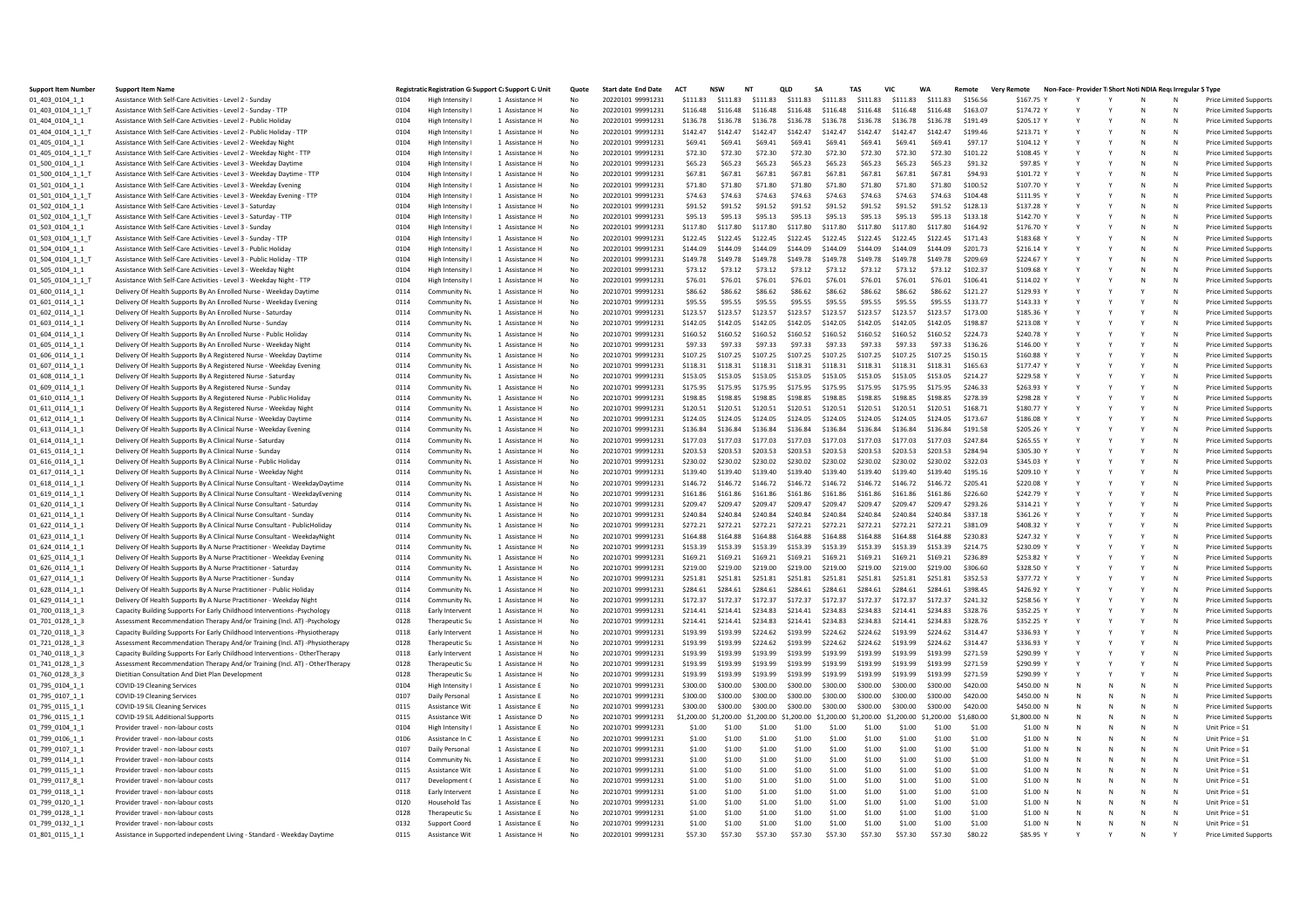| Support Item Number | Support Item Name | Registration Group Number | Registration Group Name | Support Category Number | Support Category Name | Unit | Quote | Start date | End Date | ACT | NSW | NT | QLD | SA | TAS | VIC | WA | Remote | Very Remote | Non-Face-to-Face | Provider Travel | Short Notice Cancellations | NDIA Requested Reports | Irregular SIL Supports | Type |
|---|---|---|---|---|---|---|---|---|---|---|---|---|---|---|---|---|---|---|---|---|---|---|---|---|---|
| 01_403_0104_1_1 | Assistance With Self-Care Activities - Level 2 - Sunday | 0104 | High Intensity | 1 | Assistance H | No | 20220101 | 99991231 | $111.83 | $111.83 | $111.83 | $111.83 | $111.83 | $111.83 | $111.83 | $111.83 | $156.56 | $167.75 | Y | Y | Y | N | N | Price Limited Supports |
| 01_403_0104_1_1_T | Assistance With Self-Care Activities - Level 2 - Sunday - TTP | 0104 | High Intensity | 1 | Assistance H | No | 20220101 | 99991231 | $116.48 | $116.48 | $116.48 | $116.48 | $116.48 | $116.48 | $116.48 | $116.48 | $163.07 | $174.72 | Y | Y | Y | N | N | Price Limited Supports |
| 01_404_0104_1_1 | Assistance With Self-Care Activities - Level 2 - Public Holiday | 0104 | High Intensity | 1 | Assistance H | No | 20220101 | 99991231 | $136.78 | $136.78 | $136.78 | $136.78 | $136.78 | $136.78 | $136.78 | $136.78 | $191.49 | $205.17 | Y | Y | Y | N | N | Price Limited Supports |
| 01_404_0104_1_1_T | Assistance With Self-Care Activities - Level 2 - Public Holiday - TTP | 0104 | High Intensity | 1 | Assistance H | No | 20220101 | 99991231 | $142.47 | $142.47 | $142.47 | $142.47 | $142.47 | $142.47 | $142.47 | $142.47 | $199.46 | $213.71 | Y | Y | Y | N | N | Price Limited Supports |
| 01_405_0104_1_1 | Assistance With Self-Care Activities - Level 2 - Weekday Night | 0104 | High Intensity | 1 | Assistance H | No | 20220101 | 99991231 | $69.41 | $69.41 | $69.41 | $69.41 | $69.41 | $69.41 | $69.41 | $69.41 | $97.17 | $104.12 | Y | Y | Y | N | N | Price Limited Supports |
| 01_405_0104_1_1_T | Assistance With Self-Care Activities - Level 2 - Weekday Night - TTP | 0104 | High Intensity | 1 | Assistance H | No | 20220101 | 99991231 | $72.30 | $72.30 | $72.30 | $72.30 | $72.30 | $72.30 | $72.30 | $72.30 | $101.22 | $108.45 | Y | Y | Y | N | N | Price Limited Supports |
| 01_500_0104_1_1 | Assistance With Self-Care Activities - Level 3 - Weekday Daytime | 0104 | High Intensity | 1 | Assistance H | No | 20220101 | 99991231 | $65.23 | $65.23 | $65.23 | $65.23 | $65.23 | $65.23 | $65.23 | $65.23 | $91.32 | $97.85 | Y | Y | Y | N | N | Price Limited Supports |
| 01_500_0104_1_1_T | Assistance With Self-Care Activities - Level 3 - Weekday Daytime - TTP | 0104 | High Intensity | 1 | Assistance H | No | 20220101 | 99991231 | $67.81 | $67.81 | $67.81 | $67.81 | $67.81 | $67.81 | $67.81 | $67.81 | $94.93 | $101.72 | Y | Y | Y | N | N | Price Limited Supports |
| 01_501_0104_1_1 | Assistance With Self-Care Activities - Level 3 - Weekday Evening | 0104 | High Intensity | 1 | Assistance H | No | 20220101 | 99991231 | $71.80 | $71.80 | $71.80 | $71.80 | $71.80 | $71.80 | $71.80 | $71.80 | $100.52 | $107.70 | Y | Y | Y | N | N | Price Limited Supports |
| 01_501_0104_1_1_T | Assistance With Self-Care Activities - Level 3 - Weekday Evening - TTP | 0104 | High Intensity | 1 | Assistance H | No | 20220101 | 99991231 | $74.63 | $74.63 | $74.63 | $74.63 | $74.63 | $74.63 | $74.63 | $74.63 | $104.48 | $111.95 | Y | Y | Y | N | N | Price Limited Supports |
| 01_502_0104_1_1 | Assistance With Self-Care Activities - Level 3 - Saturday | 0104 | High Intensity | 1 | Assistance H | No | 20220101 | 99991231 | $91.52 | $91.52 | $91.52 | $91.52 | $91.52 | $91.52 | $91.52 | $91.52 | $128.13 | $137.28 | Y | Y | Y | N | N | Price Limited Supports |
| 01_502_0104_1_1_T | Assistance With Self-Care Activities - Level 3 - Saturday - TTP | 0104 | High Intensity | 1 | Assistance H | No | 20220101 | 99991231 | $95.13 | $95.13 | $95.13 | $95.13 | $95.13 | $95.13 | $95.13 | $95.13 | $133.18 | $142.70 | Y | Y | Y | N | N | Price Limited Supports |
| 01_503_0104_1_1 | Assistance With Self-Care Activities - Level 3 - Sunday | 0104 | High Intensity | 1 | Assistance H | No | 20220101 | 99991231 | $117.80 | $117.80 | $117.80 | $117.80 | $117.80 | $117.80 | $117.80 | $117.80 | $164.92 | $176.70 | Y | Y | Y | N | N | Price Limited Supports |
| 01_503_0104_1_1_T | Assistance With Self-Care Activities - Level 3 - Sunday - TTP | 0104 | High Intensity | 1 | Assistance H | No | 20220101 | 99991231 | $122.45 | $122.45 | $122.45 | $122.45 | $122.45 | $122.45 | $122.45 | $122.45 | $171.43 | $183.68 | Y | Y | Y | N | N | Price Limited Supports |
| 01_504_0104_1_1 | Assistance With Self-Care Activities - Level 3 - Public Holiday | 0104 | High Intensity | 1 | Assistance H | No | 20220101 | 99991231 | $144.09 | $144.09 | $144.09 | $144.09 | $144.09 | $144.09 | $144.09 | $144.09 | $201.73 | $216.14 | Y | Y | Y | N | N | Price Limited Supports |
| 01_504_0104_1_1_T | Assistance With Self-Care Activities - Level 3 - Public Holiday - TTP | 0104 | High Intensity | 1 | Assistance H | No | 20220101 | 99991231 | $149.78 | $149.78 | $149.78 | $149.78 | $149.78 | $149.78 | $149.78 | $149.78 | $209.69 | $224.67 | Y | Y | Y | N | N | Price Limited Supports |
| 01_505_0104_1_1 | Assistance With Self-Care Activities - Level 3 - Weekday Night | 0104 | High Intensity | 1 | Assistance H | No | 20220101 | 99991231 | $73.12 | $73.12 | $73.12 | $73.12 | $73.12 | $73.12 | $73.12 | $73.12 | $102.37 | $109.68 | Y | Y | Y | N | N | Price Limited Supports |
| 01_505_0104_1_1_T | Assistance With Self-Care Activities - Level 3 - Weekday Night - TTP | 0104 | High Intensity | 1 | Assistance H | No | 20220101 | 99991231 | $76.01 | $76.01 | $76.01 | $76.01 | $76.01 | $76.01 | $76.01 | $76.01 | $106.41 | $114.02 | Y | Y | Y | N | N | Price Limited Supports |
| 01_600_0114_1_1 | Delivery Of Health Supports By An Enrolled Nurse - Weekday Daytime | 0114 | Community Nu | 1 | Assistance H | No | 20210701 | 99991231 | $86.62 | $86.62 | $86.62 | $86.62 | $86.62 | $86.62 | $86.62 | $86.62 | $121.27 | $129.93 | Y | Y | Y | Y | N | Price Limited Supports |
| 01_601_0114_1_1 | Delivery Of Health Supports By An Enrolled Nurse - Weekday Evening | 0114 | Community Nu | 1 | Assistance H | No | 20210701 | 99991231 | $95.55 | $95.55 | $95.55 | $95.55 | $95.55 | $95.55 | $95.55 | $95.55 | $133.77 | $143.33 | Y | Y | Y | Y | N | Price Limited Supports |
| 01_602_0114_1_1 | Delivery Of Health Supports By An Enrolled Nurse - Saturday | 0114 | Community Nu | 1 | Assistance H | No | 20210701 | 99991231 | $123.57 | $123.57 | $123.57 | $123.57 | $123.57 | $123.57 | $123.57 | $123.57 | $173.00 | $185.36 | Y | Y | Y | Y | N | Price Limited Supports |
| 01_603_0114_1_1 | Delivery Of Health Supports By An Enrolled Nurse - Sunday | 0114 | Community Nu | 1 | Assistance H | No | 20210701 | 99991231 | $142.05 | $142.05 | $142.05 | $142.05 | $142.05 | $142.05 | $142.05 | $142.05 | $198.87 | $213.08 | Y | Y | Y | Y | N | Price Limited Supports |
| 01_604_0114_1_1 | Delivery Of Health Supports By An Enrolled Nurse - Public Holiday | 0114 | Community Nu | 1 | Assistance H | No | 20210701 | 99991231 | $160.52 | $160.52 | $160.52 | $160.52 | $160.52 | $160.52 | $160.52 | $160.52 | $224.73 | $240.78 | Y | Y | Y | Y | N | Price Limited Supports |
| 01_605_0114_1_1 | Delivery Of Health Supports By An Enrolled Nurse - Weekday Night | 0114 | Community Nu | 1 | Assistance H | No | 20210701 | 99991231 | $97.33 | $97.33 | $97.33 | $97.33 | $97.33 | $97.33 | $97.33 | $97.33 | $136.26 | $146.00 | Y | Y | Y | Y | N | Price Limited Supports |
| 01_606_0114_1_1 | Delivery Of Health Supports By A Registered Nurse - Weekday Daytime | 0114 | Community Nu | 1 | Assistance H | No | 20210701 | 99991231 | $107.25 | $107.25 | $107.25 | $107.25 | $107.25 | $107.25 | $107.25 | $107.25 | $150.15 | $160.88 | Y | Y | Y | Y | N | Price Limited Supports |
| 01_607_0114_1_1 | Delivery Of Health Supports By A Registered Nurse - Weekday Evening | 0114 | Community Nu | 1 | Assistance H | No | 20210701 | 99991231 | $118.31 | $118.31 | $118.31 | $118.31 | $118.31 | $118.31 | $118.31 | $118.31 | $165.63 | $177.47 | Y | Y | Y | Y | N | Price Limited Supports |
| 01_608_0114_1_1 | Delivery Of Health Supports By A Registered Nurse - Saturday | 0114 | Community Nu | 1 | Assistance H | No | 20210701 | 99991231 | $153.05 | $153.05 | $153.05 | $153.05 | $153.05 | $153.05 | $153.05 | $153.05 | $214.27 | $229.58 | Y | Y | Y | Y | N | Price Limited Supports |
| 01_609_0114_1_1 | Delivery Of Health Supports By A Registered Nurse - Sunday | 0114 | Community Nu | 1 | Assistance H | No | 20210701 | 99991231 | $175.95 | $175.95 | $175.95 | $175.95 | $175.95 | $175.95 | $175.95 | $175.95 | $246.33 | $263.93 | Y | Y | Y | Y | N | Price Limited Supports |
| 01_610_0114_1_1 | Delivery Of Health Supports By A Registered Nurse - Public Holiday | 0114 | Community Nu | 1 | Assistance H | No | 20210701 | 99991231 | $198.85 | $198.85 | $198.85 | $198.85 | $198.85 | $198.85 | $198.85 | $198.85 | $278.39 | $298.28 | Y | Y | Y | Y | N | Price Limited Supports |
| 01_611_0114_1_1 | Delivery Of Health Supports By A Registered Nurse - Weekday Night | 0114 | Community Nu | 1 | Assistance H | No | 20210701 | 99991231 | $120.51 | $120.51 | $120.51 | $120.51 | $120.51 | $120.51 | $120.51 | $120.51 | $168.71 | $180.77 | Y | Y | Y | Y | N | Price Limited Supports |
| 01_612_0114_1_1 | Delivery Of Health Supports By A Clinical Nurse - Weekday Daytime | 0114 | Community Nu | 1 | Assistance H | No | 20210701 | 99991231 | $124.05 | $124.05 | $124.05 | $124.05 | $124.05 | $124.05 | $124.05 | $124.05 | $173.67 | $186.08 | Y | Y | Y | Y | N | Price Limited Supports |
| 01_613_0114_1_1 | Delivery Of Health Supports By A Clinical Nurse - Weekday Evening | 0114 | Community Nu | 1 | Assistance H | No | 20210701 | 99991231 | $136.84 | $136.84 | $136.84 | $136.84 | $136.84 | $136.84 | $136.84 | $136.84 | $191.58 | $205.26 | Y | Y | Y | Y | N | Price Limited Supports |
| 01_614_0114_1_1 | Delivery Of Health Supports By A Clinical Nurse - Saturday | 0114 | Community Nu | 1 | Assistance H | No | 20210701 | 99991231 | $177.03 | $177.03 | $177.03 | $177.03 | $177.03 | $177.03 | $177.03 | $177.03 | $247.84 | $265.55 | Y | Y | Y | Y | N | Price Limited Supports |
| 01_615_0114_1_1 | Delivery Of Health Supports By A Clinical Nurse - Sunday | 0114 | Community Nu | 1 | Assistance H | No | 20210701 | 99991231 | $203.53 | $203.53 | $203.53 | $203.53 | $203.53 | $203.53 | $203.53 | $203.53 | $284.94 | $305.30 | Y | Y | Y | Y | N | Price Limited Supports |
| 01_616_0114_1_1 | Delivery Of Health Supports By A Clinical Nurse - Public Holiday | 0114 | Community Nu | 1 | Assistance H | No | 20210701 | 99991231 | $230.02 | $230.02 | $230.02 | $230.02 | $230.02 | $230.02 | $230.02 | $230.02 | $322.03 | $345.03 | Y | Y | Y | Y | N | Price Limited Supports |
| 01_617_0114_1_1 | Delivery Of Health Supports By A Clinical Nurse - Weekday Night | 0114 | Community Nu | 1 | Assistance H | No | 20210701 | 99991231 | $139.40 | $139.40 | $139.40 | $139.40 | $139.40 | $139.40 | $139.40 | $139.40 | $195.16 | $209.10 | Y | Y | Y | Y | N | Price Limited Supports |
| 01_618_0114_1_1 | Delivery Of Health Supports By A Clinical Nurse Consultant - WeekdayDaytime | 0114 | Community Nu | 1 | Assistance H | No | 20210701 | 99991231 | $146.72 | $146.72 | $146.72 | $146.72 | $146.72 | $146.72 | $146.72 | $146.72 | $205.41 | $220.08 | Y | Y | Y | Y | N | Price Limited Supports |
| 01_619_0114_1_1 | Delivery Of Health Supports By A Clinical Nurse Consultant - WeekdayEvening | 0114 | Community Nu | 1 | Assistance H | No | 20210701 | 99991231 | $161.86 | $161.86 | $161.86 | $161.86 | $161.86 | $161.86 | $161.86 | $161.86 | $226.60 | $242.79 | Y | Y | Y | Y | N | Price Limited Supports |
| 01_620_0114_1_1 | Delivery Of Health Supports By A Clinical Nurse Consultant - Saturday | 0114 | Community Nu | 1 | Assistance H | No | 20210701 | 99991231 | $209.47 | $209.47 | $209.47 | $209.47 | $209.47 | $209.47 | $209.47 | $209.47 | $293.26 | $314.21 | Y | Y | Y | Y | N | Price Limited Supports |
| 01_621_0114_1_1 | Delivery Of Health Supports By A Clinical Nurse Consultant - Sunday | 0114 | Community Nu | 1 | Assistance H | No | 20210701 | 99991231 | $240.84 | $240.84 | $240.84 | $240.84 | $240.84 | $240.84 | $240.84 | $240.84 | $337.18 | $361.26 | Y | Y | Y | Y | N | Price Limited Supports |
| 01_622_0114_1_1 | Delivery Of Health Supports By A Clinical Nurse Consultant - PublicHoliday | 0114 | Community Nu | 1 | Assistance H | No | 20210701 | 99991231 | $272.21 | $272.21 | $272.21 | $272.21 | $272.21 | $272.21 | $272.21 | $272.21 | $381.09 | $408.32 | Y | Y | Y | Y | N | Price Limited Supports |
| 01_623_0114_1_1 | Delivery Of Health Supports By A Clinical Nurse Consultant - WeekdayNight | 0114 | Community Nu | 1 | Assistance H | No | 20210701 | 99991231 | $164.88 | $164.88 | $164.88 | $164.88 | $164.88 | $164.88 | $164.88 | $164.88 | $230.83 | $247.32 | Y | Y | Y | Y | N | Price Limited Supports |
| 01_624_0114_1_1 | Delivery Of Health Supports By A Nurse Practitioner - Weekday Daytime | 0114 | Community Nu | 1 | Assistance H | No | 20210701 | 99991231 | $153.39 | $153.39 | $153.39 | $153.39 | $153.39 | $153.39 | $153.39 | $153.39 | $214.75 | $230.09 | Y | Y | Y | Y | N | Price Limited Supports |
| 01_625_0114_1_1 | Delivery Of Health Supports By A Nurse Practitioner - Weekday Evening | 0114 | Community Nu | 1 | Assistance H | No | 20210701 | 99991231 | $169.21 | $169.21 | $169.21 | $169.21 | $169.21 | $169.21 | $169.21 | $169.21 | $236.89 | $253.82 | Y | Y | Y | Y | N | Price Limited Supports |
| 01_626_0114_1_1 | Delivery Of Health Supports By A Nurse Practitioner - Saturday | 0114 | Community Nu | 1 | Assistance H | No | 20210701 | 99991231 | $219.00 | $219.00 | $219.00 | $219.00 | $219.00 | $219.00 | $219.00 | $219.00 | $306.60 | $328.50 | Y | Y | Y | Y | N | Price Limited Supports |
| 01_627_0114_1_1 | Delivery Of Health Supports By A Nurse Practitioner - Sunday | 0114 | Community Nu | 1 | Assistance H | No | 20210701 | 99991231 | $251.81 | $251.81 | $251.81 | $251.81 | $251.81 | $251.81 | $251.81 | $251.81 | $352.53 | $377.72 | Y | Y | Y | Y | N | Price Limited Supports |
| 01_628_0114_1_1 | Delivery Of Health Supports By A Nurse Practitioner - Public Holiday | 0114 | Community Nu | 1 | Assistance H | No | 20210701 | 99991231 | $284.61 | $284.61 | $284.61 | $284.61 | $284.61 | $284.61 | $284.61 | $284.61 | $398.45 | $426.92 | Y | Y | Y | Y | N | Price Limited Supports |
| 01_629_0114_1_1 | Delivery Of Health Supports By A Nurse Practitioner - Weekday Night | 0114 | Community Nu | 1 | Assistance H | No | 20210701 | 99991231 | $172.37 | $172.37 | $172.37 | $172.37 | $172.37 | $172.37 | $172.37 | $172.37 | $241.32 | $258.56 | Y | Y | Y | Y | N | Price Limited Supports |
| 01_700_0118_1_3 | Capacity Building Supports For Early Childhood Interventions -Psychology | 0118 | Early Intervent | 1 | Assistance H | No | 20210701 | 99991231 | $214.41 | $214.41 | $234.83 | $214.41 | $234.83 | $234.83 | $214.41 | $234.83 | $328.76 | $352.25 | Y | Y | Y | Y | N | Price Limited Supports |
| 01_701_0128_1_3 | Assessment Recommendation Therapy And/or Training (Incl. AT) -Psychology | 0128 | Therapeutic Su | 1 | Assistance H | No | 20210701 | 99991231 | $214.41 | $214.41 | $234.83 | $214.41 | $234.83 | $234.83 | $214.41 | $234.83 | $328.76 | $352.25 | Y | Y | Y | Y | N | Price Limited Supports |
| 01_720_0118_1_3 | Capacity Building Supports For Early Childhood Interventions -Physiotherapy | 0118 | Early Intervent | 1 | Assistance H | No | 20210701 | 99991231 | $193.99 | $193.99 | $224.62 | $193.99 | $224.62 | $224.62 | $193.99 | $224.62 | $314.47 | $336.93 | Y | Y | Y | Y | N | Price Limited Supports |
| 01_721_0128_1_3 | Assessment Recommendation Therapy And/or Training (Incl. AT) -Physiotherapy | 0128 | Therapeutic Su | 1 | Assistance H | No | 20210701 | 99991231 | $193.99 | $193.99 | $224.62 | $193.99 | $224.62 | $224.62 | $193.99 | $224.62 | $314.47 | $336.93 | Y | Y | Y | Y | N | Price Limited Supports |
| 01_740_0118_1_3 | Capacity Building Supports For Early Childhood Interventions - OtherTherapy | 0118 | Early Intervent | 1 | Assistance H | No | 20210701 | 99991231 | $193.99 | $193.99 | $193.99 | $193.99 | $193.99 | $193.99 | $193.99 | $193.99 | $271.59 | $290.99 | Y | Y | Y | Y | N | Price Limited Supports |
| 01_741_0128_1_3 | Assessment Recommendation Therapy And/or Training (Incl. AT) - OtherTherapy | 0128 | Therapeutic Su | 1 | Assistance H | No | 20210701 | 99991231 | $193.99 | $193.99 | $193.99 | $193.99 | $193.99 | $193.99 | $193.99 | $193.99 | $271.59 | $290.99 | Y | Y | Y | Y | N | Price Limited Supports |
| 01_760_0128_3_3 | Dietitian Consultation And Diet Plan Development | 0128 | Therapeutic Su | 1 | Assistance H | No | 20210701 | 99991231 | $193.99 | $193.99 | $193.99 | $193.99 | $193.99 | $193.99 | $193.99 | $193.99 | $271.59 | $290.99 | Y | Y | Y | Y | N | Price Limited Supports |
| 01_795_0104_1_1 | COVID-19 Cleaning Services | 0104 | High Intensity | 1 | Assistance E | No | 20210701 | 99991231 | $300.00 | $300.00 | $300.00 | $300.00 | $300.00 | $300.00 | $300.00 | $300.00 | $420.00 | $450.00 | N | N | N | N | N | Price Limited Supports |
| 01_795_0107_1_1 | COVID-19 Cleaning Services | 0107 | Daily Personal | 1 | Assistance E | No | 20210701 | 99991231 | $300.00 | $300.00 | $300.00 | $300.00 | $300.00 | $300.00 | $300.00 | $300.00 | $420.00 | $450.00 | N | N | N | N | N | Price Limited Supports |
| 01_795_0115_1_1 | COVID-19 SIL Cleaning Services | 0115 | Assistance Wit | 1 | Assistance E | No | 20210701 | 99991231 | $300.00 | $300.00 | $300.00 | $300.00 | $300.00 | $300.00 | $300.00 | $300.00 | $420.00 | $450.00 | N | N | N | N | N | Price Limited Supports |
| 01_796_0115_1_1 | COVID-19 SIL Additional Supports | 0115 | Assistance Wit | 1 | Assistance D | No | 20210701 | 99991231 | $1,200.00 | $1,200.00 | $1,200.00 | $1,200.00 | $1,200.00 | $1,200.00 | $1,200.00 | $1,200.00 | $1,680.00 | $1,800.00 | N | N | N | N | N | Price Limited Supports |
| 01_799_0104_1_1 | Provider travel - non-labour costs | 0104 | High Intensity | 1 | Assistance E | No | 20210701 | 99991231 | $1.00 | $1.00 | $1.00 | $1.00 | $1.00 | $1.00 | $1.00 | $1.00 | $1.00 | $1.00 | N | N | N | N | N | Unit Price = $1 |
| 01_799_0106_1_1 | Provider travel - non-labour costs | 0106 | Assistance In C | 1 | Assistance E | No | 20210701 | 99991231 | $1.00 | $1.00 | $1.00 | $1.00 | $1.00 | $1.00 | $1.00 | $1.00 | $1.00 | $1.00 | N | N | N | N | N | Unit Price = $1 |
| 01_799_0107_1_1 | Provider travel - non-labour costs | 0107 | Daily Personal | 1 | Assistance E | No | 20210701 | 99991231 | $1.00 | $1.00 | $1.00 | $1.00 | $1.00 | $1.00 | $1.00 | $1.00 | $1.00 | $1.00 | N | N | N | N | N | Unit Price = $1 |
| 01_799_0114_1_1 | Provider travel - non-labour costs | 0114 | Community Nu | 1 | Assistance E | No | 20210701 | 99991231 | $1.00 | $1.00 | $1.00 | $1.00 | $1.00 | $1.00 | $1.00 | $1.00 | $1.00 | $1.00 | N | N | N | N | N | Unit Price = $1 |
| 01_799_0115_1_1 | Provider travel - non-labour costs | 0115 | Assistance Wit | 1 | Assistance E | No | 20210701 | 99991231 | $1.00 | $1.00 | $1.00 | $1.00 | $1.00 | $1.00 | $1.00 | $1.00 | $1.00 | $1.00 | N | N | N | N | N | Unit Price = $1 |
| 01_799_0117_8_1 | Provider travel - non-labour costs | 0117 | Development | 1 | Assistance E | No | 20210701 | 99991231 | $1.00 | $1.00 | $1.00 | $1.00 | $1.00 | $1.00 | $1.00 | $1.00 | $1.00 | $1.00 | N | N | N | N | N | Unit Price = $1 |
| 01_799_0118_1_1 | Provider travel - non-labour costs | 0118 | Early Intervent | 1 | Assistance E | No | 20210701 | 99991231 | $1.00 | $1.00 | $1.00 | $1.00 | $1.00 | $1.00 | $1.00 | $1.00 | $1.00 | $1.00 | N | N | N | N | N | Unit Price = $1 |
| 01_799_0120_1_1 | Provider travel - non-labour costs | 0120 | Household Tas | 1 | Assistance E | No | 20210701 | 99991231 | $1.00 | $1.00 | $1.00 | $1.00 | $1.00 | $1.00 | $1.00 | $1.00 | $1.00 | $1.00 | N | N | N | N | N | Unit Price = $1 |
| 01_799_0128_1_1 | Provider travel - non-labour costs | 0128 | Therapeutic Su | 1 | Assistance E | No | 20210701 | 99991231 | $1.00 | $1.00 | $1.00 | $1.00 | $1.00 | $1.00 | $1.00 | $1.00 | $1.00 | $1.00 | N | N | N | N | N | Unit Price = $1 |
| 01_799_0132_1_1 | Provider travel - non-labour costs | 0132 | Support Coord | 1 | Assistance E | No | 20210701 | 99991231 | $1.00 | $1.00 | $1.00 | $1.00 | $1.00 | $1.00 | $1.00 | $1.00 | $1.00 | $1.00 | N | N | N | N | N | Unit Price = $1 |
| 01_801_0115_1_1 | Assistance in Supported independent Living - Standard - Weekday Daytime | 0115 | Assistance Wit | 1 | Assistance H | No | 20220101 | 99991231 | $57.30 | $57.30 | $57.30 | $57.30 | $57.30 | $57.30 | $57.30 | $57.30 | $80.22 | $85.95 | Y | Y | Y | N | Y | Price Limited Supports |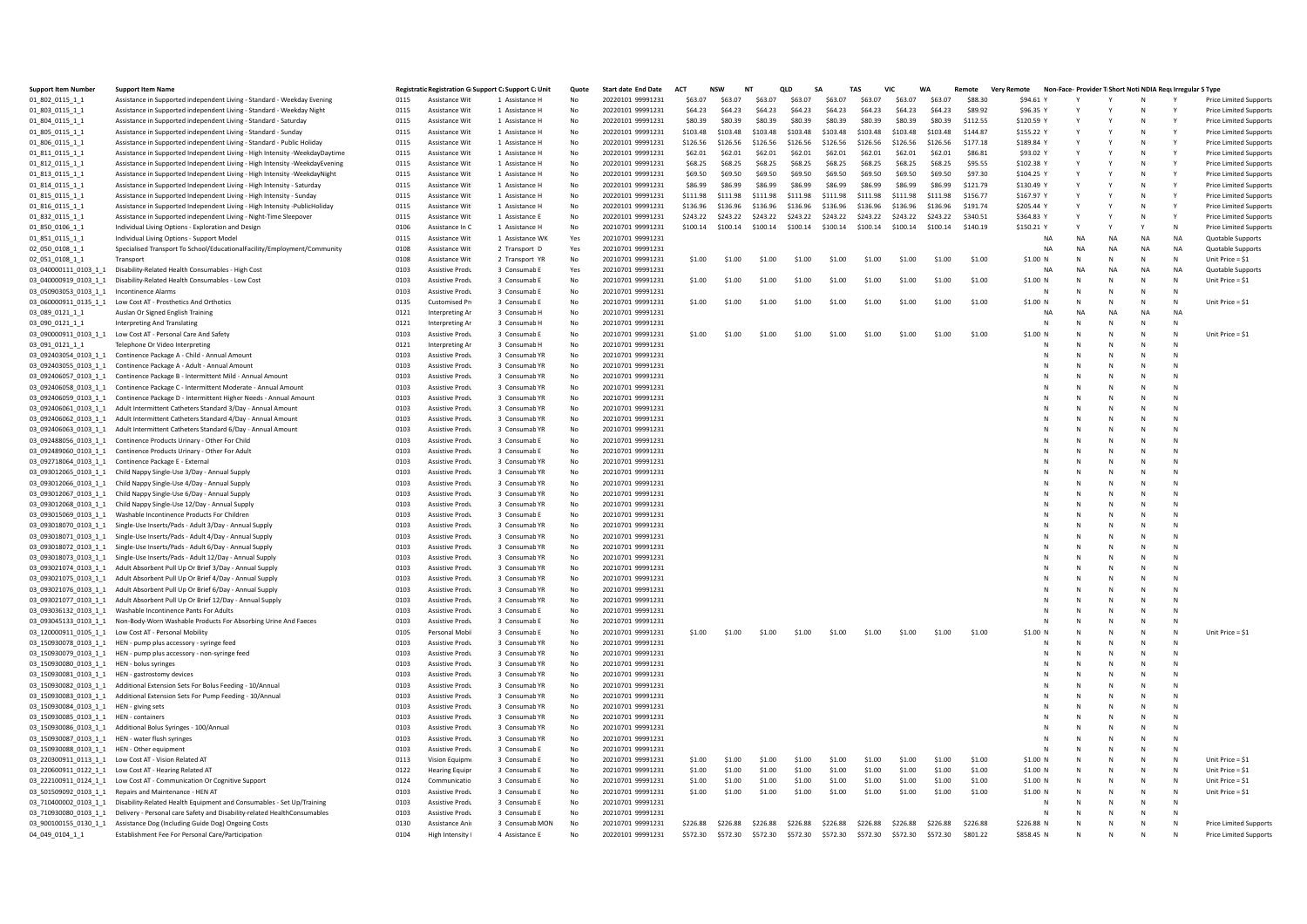| Support Item Number | Support Item Name | Registration Group Number | Registration Group Name | Support Category Number | Support Category Name | Unit | Quote | Start date | End Date | ACT | NSW | NT | QLD | SA | TAS | VIC | WA | Remote | Very Remote | Non-Face-to-Face Support Provision | Provider Travel | Short Notice Cancellations | NDIA Requested Reports | Irregular SIL Supports | Type |
|---|---|---|---|---|---|---|---|---|---|---|---|---|---|---|---|---|---|---|---|---|---|---|---|---|---|
| 01_802_0115_1_1 | Assistance in Supported independent Living - Standard - Weekday Evening | 0115 | Assistance Wit | 1 | Assistance H | | No | 20220101 | 99991231 | $63.07 | $63.07 | $63.07 | $63.07 | $63.07 | $63.07 | $63.07 | $63.07 | $88.30 | $94.61 | Y | Y | Y | N | Y | Price Limited Supports |
| 01_803_0115_1_1 | Assistance in Supported independent Living - Standard - Weekday Night | 0115 | Assistance Wit | 1 | Assistance H | | No | 20220101 | 99991231 | $64.23 | $64.23 | $64.23 | $64.23 | $64.23 | $64.23 | $64.23 | $64.23 | $89.92 | $96.35 | Y | Y | Y | N | Y | Price Limited Supports |
| 01_804_0115_1_1 | Assistance in Supported independent Living - Standard - Saturday | 0115 | Assistance Wit | 1 | Assistance H | | No | 20220101 | 99991231 | $80.39 | $80.39 | $80.39 | $80.39 | $80.39 | $80.39 | $80.39 | $80.39 | $112.55 | $120.59 | Y | Y | Y | N | Y | Price Limited Supports |
| 01_805_0115_1_1 | Assistance in Supported independent Living - Standard - Sunday | 0115 | Assistance Wit | 1 | Assistance H | | No | 20220101 | 99991231 | $103.48 | $103.48 | $103.48 | $103.48 | $103.48 | $103.48 | $103.48 | $103.48 | $144.87 | $155.22 | Y | Y | Y | N | Y | Price Limited Supports |
| 01_806_0115_1_1 | Assistance in Supported independent Living - Standard - Public Holiday | 0115 | Assistance Wit | 1 | Assistance H | | No | 20220101 | 99991231 | $126.56 | $126.56 | $126.56 | $126.56 | $126.56 | $126.56 | $126.56 | $126.56 | $177.18 | $189.84 | Y | Y | Y | N | Y | Price Limited Supports |
| 01_811_0115_1_1 | Assistance in Supported Independent Living - High Intensity -WeekdayDaytime | 0115 | Assistance Wit | 1 | Assistance H | | No | 20220101 | 99991231 | $62.01 | $62.01 | $62.01 | $62.01 | $62.01 | $62.01 | $62.01 | $62.01 | $86.81 | $93.02 | Y | Y | Y | N | Y | Price Limited Supports |
| 01_812_0115_1_1 | Assistance in Supported Independent Living - High Intensity -WeekdayEvening | 0115 | Assistance Wit | 1 | Assistance H | | No | 20220101 | 99991231 | $68.25 | $68.25 | $68.25 | $68.25 | $68.25 | $68.25 | $68.25 | $68.25 | $95.55 | $102.38 | Y | Y | Y | N | Y | Price Limited Supports |
| 01_813_0115_1_1 | Assistance in Supported Independent Living - High Intensity -WeekdayNight | 0115 | Assistance Wit | 1 | Assistance H | | No | 20220101 | 99991231 | $69.50 | $69.50 | $69.50 | $69.50 | $69.50 | $69.50 | $69.50 | $69.50 | $97.30 | $104.25 | Y | Y | Y | N | Y | Price Limited Supports |
| 01_814_0115_1_1 | Assistance in Supported Independent Living - High Intensity - Saturday | 0115 | Assistance Wit | 1 | Assistance H | | No | 20220101 | 99991231 | $86.99 | $86.99 | $86.99 | $86.99 | $86.99 | $86.99 | $86.99 | $86.99 | $121.79 | $130.49 | Y | Y | Y | N | Y | Price Limited Supports |
| 01_815_0115_1_1 | Assistance in Supported Independent Living - High Intensity - Sunday | 0115 | Assistance Wit | 1 | Assistance H | | No | 20220101 | 99991231 | $111.98 | $111.98 | $111.98 | $111.98 | $111.98 | $111.98 | $111.98 | $111.98 | $156.77 | $167.97 | Y | Y | Y | N | Y | Price Limited Supports |
| 01_816_0115_1_1 | Assistance in Supported Independent Living - High Intensity -PublicHoliday | 0115 | Assistance Wit | 1 | Assistance H | | No | 20220101 | 99991231 | $136.96 | $136.96 | $136.96 | $136.96 | $136.96 | $136.96 | $136.96 | $136.96 | $191.74 | $205.44 | Y | Y | Y | N | Y | Price Limited Supports |
| 01_832_0115_1_1 | Assistance in Supported independent Living - Night-Time Sleepover | 0115 | Assistance Wit | 1 | Assistance E | | No | 20220101 | 99991231 | $243.22 | $243.22 | $243.22 | $243.22 | $243.22 | $243.22 | $243.22 | $243.22 | $340.51 | $364.83 | Y | Y | Y | N | Y | Price Limited Supports |
| 01_850_0106_1_1 | Individual Living Options - Exploration and Design | 0106 | Assistance In C | 1 | Assistance H | | No | 20210701 | 99991231 | $100.14 | $100.14 | $100.14 | $100.14 | $100.14 | $100.14 | $100.14 | $100.14 | $140.19 | $150.21 | Y | Y | Y | Y | N | Price Limited Supports |
| 01_851_0115_1_1 | Individual Living Options - Support Model | 0115 | Assistance Wit | 1 | Assistance WK | | Yes | 20210701 | 99991231 | | | | | | | | | | | NA | NA | NA | NA | NA | Quotable Supports |
| 02_050_0108_1_1 | Specialised Transport To School/EducationalFacility/Employment/Community | 0108 | Assistance Wit | 2 | Transport D | | Yes | 20210701 | 99991231 | | | | | | | | | | | NA | NA | NA | NA | NA | Quotable Supports |
| 02_051_0108_1_1 | Transport | 0108 | Assistance Wit | 2 | Transport YR | | No | 20210701 | 99991231 | $1.00 | $1.00 | $1.00 | $1.00 | $1.00 | $1.00 | $1.00 | $1.00 | $1.00 | $1.00 | N | N | N | N | N | Unit Price = $1 |
| 03_040000111_0103_1_1 | Disability-Related Health Consumables - High Cost | 0103 | Assistive Produ | 3 | Consumab E | | Yes | 20210701 | 99991231 | | | | | | | | | | | NA | NA | NA | NA | NA | Quotable Supports |
| 03_040000919_0103_1_1 | Disability-Related Health Consumables - Low Cost | 0103 | Assistive Produ | 3 | Consumab E | | No | 20210701 | 99991231 | $1.00 | $1.00 | $1.00 | $1.00 | $1.00 | $1.00 | $1.00 | $1.00 | $1.00 | $1.00 | N | N | N | N | N | Unit Price = $1 |
| 03_050903053_0103_1_1 | Incontinence Alarms | 0103 | Assistive Produ | 3 | Consumab E | | No | 20210701 | 99991231 | | | | | | | | | | | N | N | N | N | N | |
| 03_060000911_0135_1_1 | Low Cost AT - Prosthetics And Orthotics | 0135 | Customised Pr | 3 | Consumab E | | No | 20210701 | 99991231 | $1.00 | $1.00 | $1.00 | $1.00 | $1.00 | $1.00 | $1.00 | $1.00 | $1.00 | $1.00 | N | N | N | N | N | Unit Price = $1 |
| 03_089_0121_1_1 | Auslan Or Signed English Training | 0121 | Interpreting Ar | 3 | Consumab H | | No | 20210701 | 99991231 | | | | | | | | | | | NA | NA | NA | NA | NA | |
| 03_090_0121_1_1 | Interpreting And Translating | 0121 | Interpreting Ar | 3 | Consumab H | | No | 20210701 | 99991231 | | | | | | | | | | | N | N | N | N | N | |
| 03_090000911_0103_1_1 | Low Cost AT - Personal Care And Safety | 0103 | Assistive Produ | 3 | Consumab E | | No | 20210701 | 99991231 | $1.00 | $1.00 | $1.00 | $1.00 | $1.00 | $1.00 | $1.00 | $1.00 | $1.00 | $1.00 | N | N | N | N | N | Unit Price = $1 |
| 03_091_0121_1_1 | Telephone Or Video Interpreting | 0121 | Interpreting Ar | 3 | Consumab H | | No | 20210701 | 99991231 | | | | | | | | | | | N | N | N | N | N | |
| 03_092403054_0103_1_1 | Continence Package A - Child - Annual Amount | 0103 | Assistive Produ | 3 | Consumab YR | | No | 20210701 | 99991231 | | | | | | | | | | | N | N | N | N | N | |
| 03_092403055_0103_1_1 | Continence Package A - Adult - Annual Amount | 0103 | Assistive Produ | 3 | Consumab YR | | No | 20210701 | 99991231 | | | | | | | | | | | N | N | N | N | N | |
| 03_092406057_0103_1_1 | Continence Package B - Intermittent Mild - Annual Amount | 0103 | Assistive Produ | 3 | Consumab YR | | No | 20210701 | 99991231 | | | | | | | | | | | N | N | N | N | N | |
| 03_092406058_0103_1_1 | Continence Package C - Intermittent Moderate - Annual Amount | 0103 | Assistive Produ | 3 | Consumab YR | | No | 20210701 | 99991231 | | | | | | | | | | | N | N | N | N | N | |
| 03_092406059_0103_1_1 | Continence Package D - Intermittent Higher Needs - Annual Amount | 0103 | Assistive Produ | 3 | Consumab YR | | No | 20210701 | 99991231 | | | | | | | | | | | N | N | N | N | N | |
| 03_092406061_0103_1_1 | Adult Intermittent Catheters Standard 3/Day - Annual Amount | 0103 | Assistive Produ | 3 | Consumab YR | | No | 20210701 | 99991231 | | | | | | | | | | | N | N | N | N | N | |
| 03_092406062_0103_1_1 | Adult Intermittent Catheters Standard 4/Day - Annual Amount | 0103 | Assistive Produ | 3 | Consumab YR | | No | 20210701 | 99991231 | | | | | | | | | | | N | N | N | N | N | |
| 03_092406063_0103_1_1 | Adult Intermittent Catheters Standard 6/Day - Annual Amount | 0103 | Assistive Produ | 3 | Consumab YR | | No | 20210701 | 99991231 | | | | | | | | | | | N | N | N | N | N | |
| 03_092488056_0103_1_1 | Continence Products Urinary - Other For Child | 0103 | Assistive Produ | 3 | Consumab E | | No | 20210701 | 99991231 | | | | | | | | | | | N | N | N | N | N | |
| 03_092489060_0103_1_1 | Continence Products Urinary - Other For Adult | 0103 | Assistive Produ | 3 | Consumab E | | No | 20210701 | 99991231 | | | | | | | | | | | N | N | N | N | N | |
| 03_092718064_0103_1_1 | Continence Package E - External | 0103 | Assistive Produ | 3 | Consumab YR | | No | 20210701 | 99991231 | | | | | | | | | | | N | N | N | N | N | |
| 03_093012065_0103_1_1 | Child Nappy Single-Use 3/Day - Annual Supply | 0103 | Assistive Produ | 3 | Consumab YR | | No | 20210701 | 99991231 | | | | | | | | | | | N | N | N | N | N | |
| 03_093012066_0103_1_1 | Child Nappy Single-Use 4/Day - Annual Supply | 0103 | Assistive Produ | 3 | Consumab YR | | No | 20210701 | 99991231 | | | | | | | | | | | N | N | N | N | N | |
| 03_093012067_0103_1_1 | Child Nappy Single-Use 6/Day - Annual Supply | 0103 | Assistive Produ | 3 | Consumab YR | | No | 20210701 | 99991231 | | | | | | | | | | | N | N | N | N | N | |
| 03_093012068_0103_1_1 | Child Nappy Single-Use 12/Day - Annual Supply | 0103 | Assistive Produ | 3 | Consumab YR | | No | 20210701 | 99991231 | | | | | | | | | | | N | N | N | N | N | |
| 03_093015069_0103_1_1 | Washable Incontinence Products For Children | 0103 | Assistive Produ | 3 | Consumab E | | No | 20210701 | 99991231 | | | | | | | | | | | N | N | N | N | N | |
| 03_093018070_0103_1_1 | Single-Use Inserts/Pads - Adult 3/Day - Annual Supply | 0103 | Assistive Produ | 3 | Consumab YR | | No | 20210701 | 99991231 | | | | | | | | | | | N | N | N | N | N | |
| 03_093018071_0103_1_1 | Single-Use Inserts/Pads - Adult 4/Day - Annual Supply | 0103 | Assistive Produ | 3 | Consumab YR | | No | 20210701 | 99991231 | | | | | | | | | | | N | N | N | N | N | |
| 03_093018072_0103_1_1 | Single-Use Inserts/Pads - Adult 6/Day - Annual Supply | 0103 | Assistive Produ | 3 | Consumab YR | | No | 20210701 | 99991231 | | | | | | | | | | | N | N | N | N | N | |
| 03_093018073_0103_1_1 | Single-Use Inserts/Pads - Adult 12/Day - Annual Supply | 0103 | Assistive Produ | 3 | Consumab YR | | No | 20210701 | 99991231 | | | | | | | | | | | N | N | N | N | N | |
| 03_093021074_0103_1_1 | Adult Absorbent Pull Up Or Brief 3/Day - Annual Supply | 0103 | Assistive Produ | 3 | Consumab YR | | No | 20210701 | 99991231 | | | | | | | | | | | N | N | N | N | N | |
| 03_093021075_0103_1_1 | Adult Absorbent Pull Up Or Brief 4/Day - Annual Supply | 0103 | Assistive Produ | 3 | Consumab YR | | No | 20210701 | 99991231 | | | | | | | | | | | N | N | N | N | N | |
| 03_093021076_0103_1_1 | Adult Absorbent Pull Up Or Brief 6/Day - Annual Supply | 0103 | Assistive Produ | 3 | Consumab YR | | No | 20210701 | 99991231 | | | | | | | | | | | N | N | N | N | N | |
| 03_093021077_0103_1_1 | Adult Absorbent Pull Up Or Brief 12/Day - Annual Supply | 0103 | Assistive Produ | 3 | Consumab YR | | No | 20210701 | 99991231 | | | | | | | | | | | N | N | N | N | N | |
| 03_093036132_0103_1_1 | Washable Incontinence Pants For Adults | 0103 | Assistive Produ | 3 | Consumab E | | No | 20210701 | 99991231 | | | | | | | | | | | N | N | N | N | N | |
| 03_093045133_0103_1_1 | Non-Body-Worn Washable Products For Absorbing Urine And Faeces | 0103 | Assistive Produ | 3 | Consumab E | | No | 20210701 | 99991231 | | | | | | | | | | | N | N | N | N | N | |
| 03_120000911_0105_1_1 | Low Cost AT - Personal Mobility | 0105 | Personal Mobil | 3 | Consumab E | | No | 20210701 | 99991231 | $1.00 | $1.00 | $1.00 | $1.00 | $1.00 | $1.00 | $1.00 | $1.00 | $1.00 | $1.00 | N | N | N | N | N | Unit Price = $1 |
| 03_150930078_0103_1_1 | HEN - pump plus accessory - syringe feed | 0103 | Assistive Produ | 3 | Consumab YR | | No | 20210701 | 99991231 | | | | | | | | | | | N | N | N | N | N | |
| 03_150930079_0103_1_1 | HEN - pump plus accessory - non-syringe feed | 0103 | Assistive Produ | 3 | Consumab YR | | No | 20210701 | 99991231 | | | | | | | | | | | N | N | N | N | N | |
| 03_150930080_0103_1_1 | HEN - bolus syringes | 0103 | Assistive Produ | 3 | Consumab YR | | No | 20210701 | 99991231 | | | | | | | | | | | N | N | N | N | N | |
| 03_150930081_0103_1_1 | HEN - gastrostomy devices | 0103 | Assistive Produ | 3 | Consumab YR | | No | 20210701 | 99991231 | | | | | | | | | | | N | N | N | N | N | |
| 03_150930082_0103_1_1 | Additional Extension Sets For Bolus Feeding - 10/Annual | 0103 | Assistive Produ | 3 | Consumab YR | | No | 20210701 | 99991231 | | | | | | | | | | | N | N | N | N | N | |
| 03_150930083_0103_1_1 | Additional Extension Sets For Pump Feeding - 10/Annual | 0103 | Assistive Produ | 3 | Consumab YR | | No | 20210701 | 99991231 | | | | | | | | | | | N | N | N | N | N | |
| 03_150930084_0103_1_1 | HEN - giving sets | 0103 | Assistive Produ | 3 | Consumab YR | | No | 20210701 | 99991231 | | | | | | | | | | | N | N | N | N | N | |
| 03_150930085_0103_1_1 | HEN - containers | 0103 | Assistive Produ | 3 | Consumab YR | | No | 20210701 | 99991231 | | | | | | | | | | | N | N | N | N | N | |
| 03_150930086_0103_1_1 | Additional Bolus Syringes - 100/Annual | 0103 | Assistive Produ | 3 | Consumab YR | | No | 20210701 | 99991231 | | | | | | | | | | | N | N | N | N | N | |
| 03_150930087_0103_1_1 | HEN - water flush syringes | 0103 | Assistive Produ | 3 | Consumab YR | | No | 20210701 | 99991231 | | | | | | | | | | | N | N | N | N | N | |
| 03_150930088_0103_1_1 | HEN - Other equipment | 0103 | Assistive Produ | 3 | Consumab E | | No | 20210701 | 99991231 | | | | | | | | | | | N | N | N | N | N | |
| 03_220300911_0113_1_1 | Low Cost AT - Vision Related AT | 0113 | Vision Equipme | 3 | Consumab E | | No | 20210701 | 99991231 | $1.00 | $1.00 | $1.00 | $1.00 | $1.00 | $1.00 | $1.00 | $1.00 | $1.00 | $1.00 | N | N | N | N | N | Unit Price = $1 |
| 03_220600911_0122_1_1 | Low Cost AT - Hearing Related AT | 0122 | Hearing Equipr | 3 | Consumab E | | No | 20210701 | 99991231 | $1.00 | $1.00 | $1.00 | $1.00 | $1.00 | $1.00 | $1.00 | $1.00 | $1.00 | $1.00 | N | N | N | N | N | Unit Price = $1 |
| 03_222100911_0124_1_1 | Low Cost AT - Communication Or Cognitive Support | 0124 | Communicatio | 3 | Consumab E | | No | 20210701 | 99991231 | $1.00 | $1.00 | $1.00 | $1.00 | $1.00 | $1.00 | $1.00 | $1.00 | $1.00 | $1.00 | N | N | N | N | N | Unit Price = $1 |
| 03_501509092_0103_1_1 | Repairs and Maintenance - HEN AT | 0103 | Assistive Produ | 3 | Consumab E | | No | 20210701 | 99991231 | $1.00 | $1.00 | $1.00 | $1.00 | $1.00 | $1.00 | $1.00 | $1.00 | $1.00 | $1.00 | N | N | N | N | N | Unit Price = $1 |
| 03_710400002_0103_1_1 | Disability-Related Health Equipment and Consumables - Set Up/Training | 0103 | Assistive Produ | 3 | Consumab E | | No | 20210701 | 99991231 | | | | | | | | | | | N | N | N | N | N | |
| 03_710930080_0103_1_1 | Delivery - Personal care Safety and Disability-related HealthConsumables | 0103 | Assistive Produ | 3 | Consumab E | | No | 20210701 | 99991231 | | | | | | | | | | | N | N | N | N | N | |
| 03_900100155_0130_1_1 | Assistance Dog (Including Guide Dog) Ongoing Costs | 0130 | Assistance Ani | 3 | Consumab MON | | No | 20210701 | 99991231 | $226.88 | $226.88 | $226.88 | $226.88 | $226.88 | $226.88 | $226.88 | $226.88 | $226.88 | $226.88 | N | N | N | N | N | Price Limited Supports |
| 04_049_0104_1_1 | Establishment Fee For Personal Care/Participation | 0104 | High Intensity | 4 | Assistance E | | No | 20220101 | 99991231 | $572.30 | $572.30 | $572.30 | $572.30 | $572.30 | $572.30 | $572.30 | $572.30 | $801.22 | $858.45 | N | N | N | N | N | Price Limited Supports |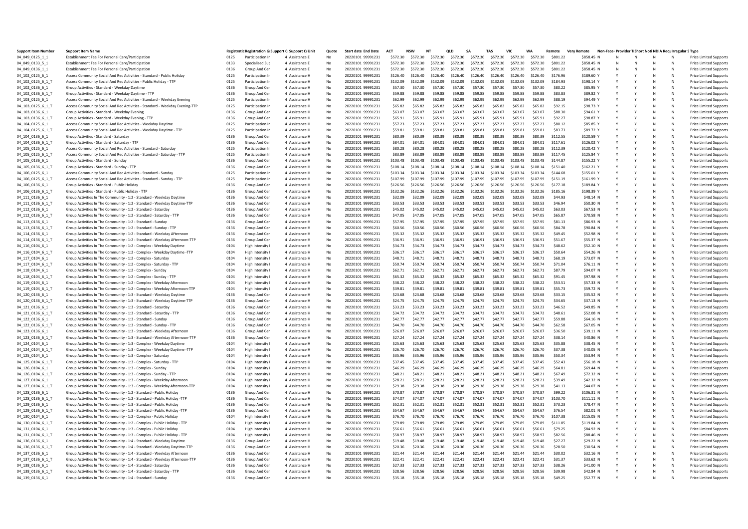| Support Item Number | Support Item Name | Registratio | Registration G | Support Ca | Support Ca | Unit | Quote | Start date | End Date | ACT | NSW | NT | QLD | SA | TAS | VIC | WA | Remote | Very Remote | Non-Face- | Provider T | Short Noti | NDIA Requ | Irregular S | Type |
|---|---|---|---|---|---|---|---|---|---|---|---|---|---|---|---|---|---|---|---|---|---|---|---|---|---|
| 04_049_0125_1_1 | Establishment Fee For Personal Care/Participation | 0125 | Participation Ir | 4 | Assistance E | | No | 20220101 | 99991231 | $572.30 | $572.30 | $572.30 | $572.30 | $572.30 | $572.30 | $572.30 | $572.30 | $801.22 | $858.45 | N | N | N | N | N | Price Limited Supports |
| 04_049_0133_5_1 | Establishment Fee For Personal Care/Participation | 0133 | Specialised Sup | 4 | Assistance E | | No | 20220101 | 99991231 | $572.30 | $572.30 | $572.30 | $572.30 | $572.30 | $572.30 | $572.30 | $572.30 | $801.22 | $858.45 | N | N | N | N | N | Price Limited Supports |
| 04_049_0136_1_1 | Establishment Fee For Personal Care/Participation | 0136 | Group And Cer | 4 | Assistance E | | No | 20220101 | 99991231 | $572.30 | $572.30 | $572.30 | $572.30 | $572.30 | $572.30 | $572.30 | $572.30 | $801.22 | $858.45 | N | N | N | N | N | Price Limited Supports |
| 04_102_0125_6_1 | Access Community Social And Rec Activities - Standard - Public Holiday | 0125 | Participation Ir | 4 | Assistance H | | No | 20220101 | 99991231 | $126.40 | $126.40 | $126.40 | $126.40 | $126.40 | $126.40 | $126.40 | $126.40 | $176.96 | $189.60 | Y | Y | Y | N | N | Price Limited Supports |
| 04_102_0125_6_1_T | Access Community Social And Rec Activities - Public Holiday - TTP | 0125 | Participation Ir | 4 | Assistance H | | No | 20220101 | 99991231 | $132.09 | $132.09 | $132.09 | $132.09 | $132.09 | $132.09 | $132.09 | $132.09 | $184.93 | $198.14 | Y | Y | Y | N | N | Price Limited Supports |
| 04_102_0136_6_1 | Group Activities - Standard - Weekday Daytime | 0136 | Group And Cer | 4 | Assistance H | | No | 20220101 | 99991231 | $57.30 | $57.30 | $57.30 | $57.30 | $57.30 | $57.30 | $57.30 | $57.30 | $80.22 | $85.95 | Y | Y | Y | N | N | Price Limited Supports |
| 04_102_0136_6_1_T | Group Activities - Standard - Weekday Daytime - TTP | 0136 | Group And Cer | 4 | Assistance H | | No | 20220101 | 99991231 | $59.88 | $59.88 | $59.88 | $59.88 | $59.88 | $59.88 | $59.88 | $59.88 | $83.83 | $89.82 | Y | Y | Y | N | N | Price Limited Supports |
| 04_103_0125_6_1 | Access Community Social And Rec Activities - Standard - Weekday Evening | 0125 | Participation Ir | 4 | Assistance H | | No | 20220101 | 99991231 | $62.99 | $62.99 | $62.99 | $62.99 | $62.99 | $62.99 | $62.99 | $62.99 | $88.19 | $94.49 | Y | Y | Y | N | N | Price Limited Supports |
| 04_103_0125_6_1_T | Access Community Social And Rec Activities - Standard - Weekday Evening-TTP | 0125 | Participation Ir | 4 | Assistance H | | No | 20220101 | 99991231 | $65.82 | $65.82 | $65.82 | $65.82 | $65.82 | $65.82 | $65.82 | $65.82 | $92.15 | $98.73 | Y | Y | Y | N | N | Price Limited Supports |
| 04_103_0136_6_1 | Group Activities - Standard - Weekday Evening | 0136 | Group And Cer | 4 | Assistance H | | No | 20220101 | 99991231 | $63.07 | $63.07 | $63.07 | $63.07 | $63.07 | $63.07 | $63.07 | $63.07 | $88.30 | $94.61 | Y | Y | Y | N | N | Price Limited Supports |
| 04_103_0136_6_1_T | Group Activities - Standard - Weekday Evening - TTP | 0136 | Group And Cer | 4 | Assistance H | | No | 20220101 | 99991231 | $65.91 | $65.91 | $65.91 | $65.91 | $65.91 | $65.91 | $65.91 | $65.91 | $92.27 | $98.87 | Y | Y | Y | N | N | Price Limited Supports |
| 04_104_0125_6_1 | Access Community Social And Rec Activities - Weekday Daytime | 0125 | Participation Ir | 4 | Assistance H | | No | 20220101 | 99991231 | $57.23 | $57.23 | $57.23 | $57.23 | $57.23 | $57.23 | $57.23 | $57.23 | $80.12 | $85.85 | Y | Y | Y | N | N | Price Limited Supports |
| 04_104_0125_6_1_T | Access Community Social And Rec Activities - Weekday Daytime - TTP | 0125 | Participation Ir | 4 | Assistance H | | No | 20220101 | 99991231 | $59.81 | $59.81 | $59.81 | $59.81 | $59.81 | $59.81 | $59.81 | $59.81 | $83.73 | $89.72 | Y | Y | Y | N | N | Price Limited Supports |
| 04_104_0136_6_1 | Group Activities - Standard - Saturday | 0136 | Group And Cer | 4 | Assistance H | | No | 20220101 | 99991231 | $80.39 | $80.39 | $80.39 | $80.39 | $80.39 | $80.39 | $80.39 | $80.39 | $112.55 | $120.59 | Y | Y | Y | N | N | Price Limited Supports |
| 04_104_0136_6_1_T | Group Activities - Standard - Saturday - TTP | 0136 | Group And Cer | 4 | Assistance H | | No | 20220101 | 99991231 | $84.01 | $84.01 | $84.01 | $84.01 | $84.01 | $84.01 | $84.01 | $84.01 | $117.61 | $126.02 | Y | Y | Y | N | N | Price Limited Supports |
| 04_105_0125_6_1 | Access Community Social And Rec Activities - Standard - Saturday | 0125 | Participation Ir | 4 | Assistance H | | No | 20220101 | 99991231 | $80.28 | $80.28 | $80.28 | $80.28 | $80.28 | $80.28 | $80.28 | $80.28 | $112.39 | $120.42 | Y | Y | Y | N | N | Price Limited Supports |
| 04_105_0125_6_1_T | Access Community Social And Rec Activities - Standard - Saturday - TTP | 0125 | Participation Ir | 4 | Assistance H | | No | 20220101 | 99991231 | $83.89 | $83.89 | $83.89 | $83.89 | $83.89 | $83.89 | $83.89 | $83.89 | $117.45 | $125.84 | Y | Y | Y | N | N | Price Limited Supports |
| 04_105_0136_6_1 | Group Activities - Standard - Sunday | 0136 | Group And Cer | 4 | Assistance H | | No | 20220101 | 99991231 | $103.48 | $103.48 | $103.48 | $103.48 | $103.48 | $103.48 | $103.48 | $103.48 | $144.87 | $155.22 | Y | Y | Y | N | N | Price Limited Supports |
| 04_105_0136_6_1_T | Group Activities - Standard - Sunday - TTP | 0136 | Group And Cer | 4 | Assistance H | | No | 20220101 | 99991231 | $108.14 | $108.14 | $108.14 | $108.14 | $108.14 | $108.14 | $108.14 | $108.14 | $151.40 | $162.21 | Y | Y | Y | N | N | Price Limited Supports |
| 04_106_0125_6_1 | Access Community Social And Rec Activities - Standard - Sunday | 0125 | Participation Ir | 4 | Assistance H | | No | 20220101 | 99991231 | $103.34 | $103.34 | $103.34 | $103.34 | $103.34 | $103.34 | $103.34 | $103.34 | $144.68 | $155.01 | Y | Y | Y | N | N | Price Limited Supports |
| 04_106_0125_6_1_T | Access Community Social And Rec Activities - Standard - Sunday - TTP | 0125 | Participation Ir | 4 | Assistance H | | No | 20220101 | 99991231 | $107.99 | $107.99 | $107.99 | $107.99 | $107.99 | $107.99 | $107.99 | $107.99 | $151.19 | $161.99 | Y | Y | Y | N | N | Price Limited Supports |
| 04_106_0136_6_1 | Group Activities - Standard - Public Holiday | 0136 | Group And Cer | 4 | Assistance H | | No | 20220101 | 99991231 | $126.56 | $126.56 | $126.56 | $126.56 | $126.56 | $126.56 | $126.56 | $126.56 | $177.18 | $189.84 | Y | Y | Y | N | N | Price Limited Supports |
| 04_106_0136_6_1_T | Group Activities - Standard - Public Holiday - TTP | 0136 | Group And Cer | 4 | Assistance H | | No | 20220101 | 99991231 | $132.26 | $132.26 | $132.26 | $132.26 | $132.26 | $132.26 | $132.26 | $132.26 | $185.16 | $198.39 | Y | Y | Y | N | N | Price Limited Supports |
| 04_111_0136_6_1 | Group Activities In The Community - 1:2 - Standard - Weekday Daytime | 0136 | Group And Cer | 4 | Assistance H | | No | 20220101 | 99991231 | $32.09 | $32.09 | $32.09 | $32.09 | $32.09 | $32.09 | $32.09 | $32.09 | $44.93 | $48.14 | N | Y | Y | N | N | Price Limited Supports |
| 04_111_0136_6_1_T | Group Activities In The Community - 1:2 - Standard - Weekday Daytime-TTP | 0136 | Group And Cer | 4 | Assistance H | | No | 20220101 | 99991231 | $33.53 | $33.53 | $33.53 | $33.53 | $33.53 | $33.53 | $33.53 | $33.53 | $46.94 | $50.30 | N | Y | Y | N | N | Price Limited Supports |
| 04_112_0136_6_1 | Group Activities In The Community - 1:2 - Standard - Saturday | 0136 | Group And Cer | 4 | Assistance H | | No | 20220101 | 99991231 | $45.02 | $45.02 | $45.02 | $45.02 | $45.02 | $45.02 | $45.02 | $45.02 | $63.03 | $67.53 | N | Y | Y | N | N | Price Limited Supports |
| 04_112_0136_6_1_T | Group Activities In The Community - 1:2 - Standard - Saturday - TTP | 0136 | Group And Cer | 4 | Assistance H | | No | 20220101 | 99991231 | $47.05 | $47.05 | $47.05 | $47.05 | $47.05 | $47.05 | $47.05 | $47.05 | $65.87 | $70.58 | N | Y | Y | N | N | Price Limited Supports |
| 04_113_0136_6_1 | Group Activities In The Community - 1:2 - Standard - Sunday | 0136 | Group And Cer | 4 | Assistance H | | No | 20220101 | 99991231 | $57.95 | $57.95 | $57.95 | $57.95 | $57.95 | $57.95 | $57.95 | $57.95 | $81.13 | $86.93 | N | Y | Y | N | N | Price Limited Supports |
| 04_113_0136_6_1_T | Group Activities In The Community - 1:2 - Standard - Sunday - TTP | 0136 | Group And Cer | 4 | Assistance H | | No | 20220101 | 99991231 | $60.56 | $60.56 | $60.56 | $60.56 | $60.56 | $60.56 | $60.56 | $60.56 | $84.78 | $90.84 | N | Y | Y | N | N | Price Limited Supports |
| 04_114_0136_6_1 | Group Activities In The Community - 1:2 - Standard - Weekday Afternoon | 0136 | Group And Cer | 4 | Assistance H | | No | 20220101 | 99991231 | $35.32 | $35.32 | $35.32 | $35.32 | $35.32 | $35.32 | $35.32 | $35.32 | $49.45 | $52.98 | N | Y | Y | N | N | Price Limited Supports |
| 04_114_0136_6_1_T | Group Activities In The Community - 1:2 - Standard - Weekday Afternoon-TTP | 0136 | Group And Cer | 4 | Assistance H | | No | 20220101 | 99991231 | $36.91 | $36.91 | $36.91 | $36.91 | $36.91 | $36.91 | $36.91 | $36.91 | $51.67 | $55.37 | N | Y | Y | N | N | Price Limited Supports |
| 04_116_0104_6_1 | Group Activities In The Community - 1:2 - Complex - Weekday Daytime | 0104 | High Intensity I | 4 | Assistance H | | No | 20220101 | 99991231 | $34.73 | $34.73 | $34.73 | $34.73 | $34.73 | $34.73 | $34.73 | $34.73 | $48.62 | $52.10 | N | Y | Y | N | N | Price Limited Supports |
| 04_116_0104_6_1_T | Group Activities In The Community - 1:2 - Complex - Weekday Daytime -TTP | 0104 | High Intensity I | 4 | Assistance H | | No | 20220101 | 99991231 | $36.17 | $36.17 | $36.17 | $36.17 | $36.17 | $36.17 | $36.17 | $36.17 | $50.64 | $54.26 | N | Y | Y | N | N | Price Limited Supports |
| 04_117_0104_6_1 | Group Activities In The Community - 1:2 - Complex - Saturday | 0104 | High Intensity I | 4 | Assistance H | | No | 20220101 | 99991231 | $48.71 | $48.71 | $48.71 | $48.71 | $48.71 | $48.71 | $48.71 | $48.71 | $68.19 | $73.07 | N | Y | Y | N | N | Price Limited Supports |
| 04_117_0104_6_1_T | Group Activities In The Community - 1:2 - Complex - Saturday - TTP | 0104 | High Intensity I | 4 | Assistance H | | No | 20220101 | 99991231 | $50.74 | $50.74 | $50.74 | $50.74 | $50.74 | $50.74 | $50.74 | $50.74 | $71.04 | $76.11 | N | Y | Y | N | N | Price Limited Supports |
| 04_118_0104_6_1 | Group Activities In The Community - 1:2 - Complex - Sunday | 0104 | High Intensity I | 4 | Assistance H | | No | 20220101 | 99991231 | $62.71 | $62.71 | $62.71 | $62.71 | $62.71 | $62.71 | $62.71 | $62.71 | $87.79 | $94.07 | N | Y | Y | N | N | Price Limited Supports |
| 04_118_0104_6_1_T | Group Activities In The Community - 1:2 - Complex - Sunday - TTP | 0104 | High Intensity I | 4 | Assistance H | | No | 20220101 | 99991231 | $65.32 | $65.32 | $65.32 | $65.32 | $65.32 | $65.32 | $65.32 | $65.32 | $91.45 | $97.98 | N | Y | Y | N | N | Price Limited Supports |
| 04_119_0104_6_1 | Group Activities In The Community - 1:2 - Complex - Weekday Afternoon | 0104 | High Intensity I | 4 | Assistance H | | No | 20220101 | 99991231 | $38.22 | $38.22 | $38.22 | $38.22 | $38.22 | $38.22 | $38.22 | $38.22 | $53.51 | $57.33 | N | Y | Y | N | N | Price Limited Supports |
| 04_119_0104_6_1_T | Group Activities In The Community - 1:2 - Complex - Weekday Afternoon-TTP | 0104 | High Intensity I | 4 | Assistance H | | No | 20220101 | 99991231 | $39.81 | $39.81 | $39.81 | $39.81 | $39.81 | $39.81 | $39.81 | $39.81 | $55.73 | $59.72 | N | Y | Y | N | N | Price Limited Supports |
| 04_120_0136_6_1 | Group Activities In The Community - 1:3 - Standard - Weekday Daytime | 0136 | Group And Cer | 4 | Assistance H | | No | 20220101 | 99991231 | $23.68 | $23.68 | $23.68 | $23.68 | $23.68 | $23.68 | $23.68 | $23.68 | $33.15 | $35.52 | N | Y | Y | N | N | Price Limited Supports |
| 04_120_0136_6_1_T | Group Activities In The Community - 1:3 - Standard - Weekday Daytime-TTP | 0136 | Group And Cer | 4 | Assistance H | | No | 20220101 | 99991231 | $24.75 | $24.75 | $24.75 | $24.75 | $24.75 | $24.75 | $24.75 | $24.75 | $34.65 | $37.13 | N | Y | Y | N | N | Price Limited Supports |
| 04_121_0136_6_1 | Group Activities In The Community - 1:3 - Standard - Saturday | 0136 | Group And Cer | 4 | Assistance H | | No | 20220101 | 99991231 | $33.23 | $33.23 | $33.23 | $33.23 | $33.23 | $33.23 | $33.23 | $33.23 | $46.52 | $49.85 | N | Y | Y | N | N | Price Limited Supports |
| 04_121_0136_6_1_T | Group Activities In The Community - 1:3 - Standard - Saturday - TTP | 0136 | Group And Cer | 4 | Assistance H | | No | 20220101 | 99991231 | $34.72 | $34.72 | $34.72 | $34.72 | $34.72 | $34.72 | $34.72 | $34.72 | $48.61 | $52.08 | N | Y | Y | N | N | Price Limited Supports |
| 04_122_0136_6_1 | Group Activities In The Community - 1:3 - Standard - Sunday | 0136 | Group And Cer | 4 | Assistance H | | No | 20220101 | 99991231 | $42.77 | $42.77 | $42.77 | $42.77 | $42.77 | $42.77 | $42.77 | $42.77 | $59.88 | $64.16 | N | Y | Y | N | N | Price Limited Supports |
| 04_122_0136_6_1_T | Group Activities In The Community - 1:3 - Standard - Sunday - TTP | 0136 | Group And Cer | 4 | Assistance H | | No | 20220101 | 99991231 | $44.70 | $44.70 | $44.70 | $44.70 | $44.70 | $44.70 | $44.70 | $44.70 | $62.58 | $67.05 | N | Y | Y | N | N | Price Limited Supports |
| 04_123_0136_6_1 | Group Activities In The Community - 1:3 - Standard - Weekday Afternoon | 0136 | Group And Cer | 4 | Assistance H | | No | 20220101 | 99991231 | $26.07 | $26.07 | $26.07 | $26.07 | $26.07 | $26.07 | $26.07 | $26.07 | $36.50 | $39.11 | N | Y | Y | N | N | Price Limited Supports |
| 04_123_0136_6_1_T | Group Activities In The Community - 1:3 - Standard - Weekday Afternoon-TTP | 0136 | Group And Cer | 4 | Assistance H | | No | 20220101 | 99991231 | $27.24 | $27.24 | $27.24 | $27.24 | $27.24 | $27.24 | $27.24 | $27.24 | $38.14 | $40.86 | N | Y | Y | N | N | Price Limited Supports |
| 04_124_0104_6_1 | Group Activities In The Community - 1:3 - Complex - Weekday Daytime | 0104 | High Intensity I | 4 | Assistance H | | No | 20220101 | 99991231 | $25.63 | $25.63 | $25.63 | $25.63 | $25.63 | $25.63 | $25.63 | $25.63 | $35.88 | $38.45 | N | Y | Y | N | N | Price Limited Supports |
| 04_124_0104_6_1_T | Group Activities In The Community - 1:3 - Complex - Weekday Daytime -TTP | 0104 | High Intensity I | 4 | Assistance H | | No | 20220101 | 99991231 | $26.70 | $26.70 | $26.70 | $26.70 | $26.70 | $26.70 | $26.70 | $26.70 | $37.38 | $40.05 | N | Y | Y | N | N | Price Limited Supports |
| 04_125_0104_6_1 | Group Activities In The Community - 1:3 - Complex - Saturday | 0104 | High Intensity I | 4 | Assistance H | | No | 20220101 | 99991231 | $35.96 | $35.96 | $35.96 | $35.96 | $35.96 | $35.96 | $35.96 | $35.96 | $50.34 | $53.94 | N | Y | Y | N | N | Price Limited Supports |
| 04_125_0104_6_1_T | Group Activities In The Community - 1:3 - Complex - Saturday - TTP | 0104 | High Intensity I | 4 | Assistance H | | No | 20220101 | 99991231 | $37.45 | $37.45 | $37.45 | $37.45 | $37.45 | $37.45 | $37.45 | $37.45 | $52.43 | $56.18 | N | Y | Y | N | N | Price Limited Supports |
| 04_126_0104_6_1 | Group Activities In The Community - 1:3 - Complex - Sunday | 0104 | High Intensity I | 4 | Assistance H | | No | 20220101 | 99991231 | $46.29 | $46.29 | $46.29 | $46.29 | $46.29 | $46.29 | $46.29 | $46.29 | $64.81 | $69.44 | N | Y | Y | N | N | Price Limited Supports |
| 04_126_0104_6_1_T | Group Activities In The Community - 1:3 - Complex - Sunday - TTP | 0104 | High Intensity I | 4 | Assistance H | | No | 20220101 | 99991231 | $48.21 | $48.21 | $48.21 | $48.21 | $48.21 | $48.21 | $48.21 | $48.21 | $67.49 | $72.32 | N | Y | Y | N | N | Price Limited Supports |
| 04_127_0104_6_1 | Group Activities In The Community - 1:3 - Complex - Weekday Afternoon | 0104 | High Intensity I | 4 | Assistance H | | No | 20220101 | 99991231 | $28.21 | $28.21 | $28.21 | $28.21 | $28.21 | $28.21 | $28.21 | $28.21 | $39.49 | $42.32 | N | Y | Y | N | N | Price Limited Supports |
| 04_127_0104_6_1_T | Group Activities In The Community - 1:3 - Complex - Weekday Afternoon-TTP | 0104 | High Intensity I | 4 | Assistance H | | No | 20220101 | 99991231 | $29.38 | $29.38 | $29.38 | $29.38 | $29.38 | $29.38 | $29.38 | $29.38 | $41.13 | $44.07 | N | Y | Y | N | N | Price Limited Supports |
| 04_128_0136_6_1 | Group Activities In The Community - 1:2 - Standard - Public Holiday | 0136 | Group And Cer | 4 | Assistance H | | No | 20220101 | 99991231 | $70.87 | $70.87 | $70.87 | $70.87 | $70.87 | $70.87 | $70.87 | $70.87 | $99.22 | $106.31 | N | Y | Y | N | N | Price Limited Supports |
| 04_128_0136_6_1_T | Group Activities In The Community - 1:2 - Standard - Public Holiday -TTP | 0136 | Group And Cer | 4 | Assistance H | | No | 20220101 | 99991231 | $74.07 | $74.07 | $74.07 | $74.07 | $74.07 | $74.07 | $74.07 | $74.07 | $103.70 | $111.11 | N | Y | Y | N | N | Price Limited Supports |
| 04_129_0136_6_1 | Group Activities In The Community - 1:3 - Standard - Public Holiday | 0136 | Group And Cer | 4 | Assistance H | | No | 20220101 | 99991231 | $52.31 | $52.31 | $52.31 | $52.31 | $52.31 | $52.31 | $52.31 | $52.31 | $73.23 | $78.47 | N | Y | Y | N | N | Price Limited Supports |
| 04_129_0136_6_1_T | Group Activities In The Community - 1:3 - Standard - Public Holiday -TTP | 0136 | Group And Cer | 4 | Assistance H | | No | 20220101 | 99991231 | $54.67 | $54.67 | $54.67 | $54.67 | $54.67 | $54.67 | $54.67 | $54.67 | $76.54 | $82.01 | N | Y | Y | N | N | Price Limited Supports |
| 04_130_0104_6_1 | Group Activities In The Community - 1:2 - Complex - Public Holiday | 0104 | High Intensity I | 4 | Assistance H | | No | 20220101 | 99991231 | $76.70 | $76.70 | $76.70 | $76.70 | $76.70 | $76.70 | $76.70 | $76.70 | $107.38 | $115.05 | N | Y | Y | N | N | Price Limited Supports |
| 04_130_0104_6_1_T | Group Activities In The Community - 1:2 - Complex - Public Holiday - TTP | 0104 | High Intensity I | 4 | Assistance H | | No | 20220101 | 99991231 | $79.89 | $79.89 | $79.89 | $79.89 | $79.89 | $79.89 | $79.89 | $79.89 | $111.85 | $119.84 | N | Y | Y | N | N | Price Limited Supports |
| 04_131_0104_6_1 | Group Activities In The Community - 1:3 - Complex - Public Holiday | 0104 | High Intensity I | 4 | Assistance H | | No | 20220101 | 99991231 | $56.61 | $56.61 | $56.61 | $56.61 | $56.61 | $56.61 | $56.61 | $56.61 | $79.25 | $84.92 | N | Y | Y | N | N | Price Limited Supports |
| 04_131_0104_6_1_T | Group Activities In The Community - 1:3 - Complex - Public Holiday - TTP | 0104 | High Intensity I | 4 | Assistance H | | No | 20220101 | 99991231 | $58.97 | $58.97 | $58.97 | $58.97 | $58.97 | $58.97 | $58.97 | $58.97 | $82.56 | $88.46 | N | Y | Y | N | N | Price Limited Supports |
| 04_136_0136_6_1 | Group Activities In The Community - 1:4 - Standard - Weekday Daytime | 0136 | Group And Cer | 4 | Assistance H | | No | 20220101 | 99991231 | $19.48 | $19.48 | $19.48 | $19.48 | $19.48 | $19.48 | $19.48 | $19.48 | $27.27 | $29.22 | N | Y | Y | N | N | Price Limited Supports |
| 04_136_0136_6_1_T | Group Activities In The Community - 1:4 - Standard - Weekday Daytime-TTP | 0136 | Group And Cer | 4 | Assistance H | | No | 20220101 | 99991231 | $20.36 | $20.36 | $20.36 | $20.36 | $20.36 | $20.36 | $20.36 | $20.36 | $28.50 | $30.54 | N | Y | Y | N | N | Price Limited Supports |
| 04_137_0136_6_1 | Group Activities In The Community - 1:4 - Standard - Weekday Afternoon | 0136 | Group And Cer | 4 | Assistance H | | No | 20220101 | 99991231 | $21.44 | $21.44 | $21.44 | $21.44 | $21.44 | $21.44 | $21.44 | $21.44 | $30.02 | $32.16 | N | Y | Y | N | N | Price Limited Supports |
| 04_137_0136_6_1_T | Group Activities In The Community - 1:4 - Standard - Weekday Afternoon-TTP | 0136 | Group And Cer | 4 | Assistance H | | No | 20220101 | 99991231 | $22.41 | $22.41 | $22.41 | $22.41 | $22.41 | $22.41 | $22.41 | $22.41 | $31.37 | $33.62 | N | Y | Y | N | N | Price Limited Supports |
| 04_138_0136_6_1 | Group Activities In The Community - 1:4 - Standard - Saturday | 0136 | Group And Cer | 4 | Assistance H | | No | 20220101 | 99991231 | $27.33 | $27.33 | $27.33 | $27.33 | $27.33 | $27.33 | $27.33 | $27.33 | $38.26 | $41.00 | N | Y | Y | N | N | Price Limited Supports |
| 04_138_0136_6_1_T | Group Activities In The Community - 1:4 - Standard - Saturday - TTP | 0136 | Group And Cer | 4 | Assistance H | | No | 20220101 | 99991231 | $28.56 | $28.56 | $28.56 | $28.56 | $28.56 | $28.56 | $28.56 | $28.56 | $39.98 | $42.84 | N | Y | Y | N | N | Price Limited Supports |
| 04_139_0136_6_1 | Group Activities In The Community - 1:4 - Standard - Sunday | 0136 | Group And Cer | 4 | Assistance H | | No | 20220101 | 99991231 | $35.18 | $35.18 | $35.18 | $35.18 | $35.18 | $35.18 | $35.18 | $35.18 | $49.25 | $52.77 | N | Y | Y | N | N | Price Limited Supports |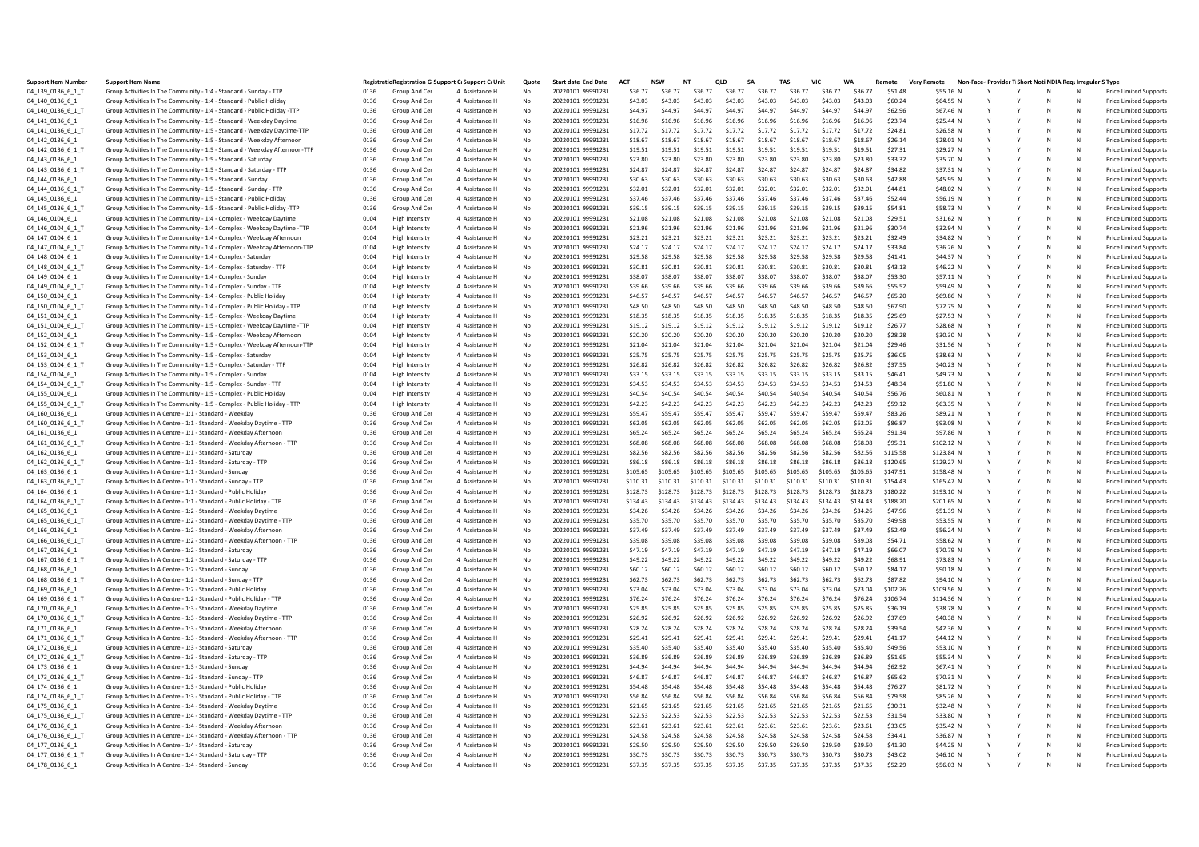| Support Item Number | Support Item Name | Registration Group Number | Registration Group Name | Support Category Number | Support Category Name | Unit | Quote | Start date | End Date | ACT | NSW | NT | QLD | SA | TAS | VIC | WA | Remote | Very Remote | Non-Face-to-Face | Provider Travel | Short Notice Cancellations | NDIA Requested Reports | Irregular SIL Supports | Type |
|---|---|---|---|---|---|---|---|---|---|---|---|---|---|---|---|---|---|---|---|---|---|---|---|---|---|
| 04_139_0136_6_1_T | Group Activities In The Community - 1:4 - Standard - Sunday - TTP | 0136 | Group And Cer | | 4 Assistance H | | No | 20220101 | 99991231 | $36.77 | $36.77 | $36.77 | $36.77 | $36.77 | $36.77 | $36.77 | $36.77 | $51.48 | $55.16 | N | Y | Y | N | N | Price Limited Supports |
| 04_140_0136_6_1 | Group Activities In The Community - 1:4 - Standard - Public Holiday | 0136 | Group And Cer | | 4 Assistance H | | No | 20220101 | 99991231 | $43.03 | $43.03 | $43.03 | $43.03 | $43.03 | $43.03 | $43.03 | $43.03 | $60.24 | $64.55 | N | Y | Y | N | N | Price Limited Supports |
| 04_140_0136_6_1_T | Group Activities In The Community - 1:4 - Standard - Public Holiday -TTP | 0136 | Group And Cer | | 4 Assistance H | | No | 20220101 | 99991231 | $44.97 | $44.97 | $44.97 | $44.97 | $44.97 | $44.97 | $44.97 | $44.97 | $62.96 | $67.46 | N | Y | Y | N | N | Price Limited Supports |
| 04_141_0136_6_1 | Group Activities In The Community - 1:5 - Standard - Weekday Daytime | 0136 | Group And Cer | | 4 Assistance H | | No | 20220101 | 99991231 | $16.96 | $16.96 | $16.96 | $16.96 | $16.96 | $16.96 | $16.96 | $16.96 | $23.74 | $25.44 | N | Y | Y | N | N | Price Limited Supports |
| 04_141_0136_6_1_T | Group Activities In The Community - 1:5 - Standard - Weekday Daytime-TTP | 0136 | Group And Cer | | 4 Assistance H | | No | 20220101 | 99991231 | $17.72 | $17.72 | $17.72 | $17.72 | $17.72 | $17.72 | $17.72 | $17.72 | $24.81 | $26.58 | N | Y | Y | N | N | Price Limited Supports |
| 04_142_0136_6_1 | Group Activities In The Community - 1:5 - Standard - Weekday Afternoon | 0136 | Group And Cer | | 4 Assistance H | | No | 20220101 | 99991231 | $18.67 | $18.67 | $18.67 | $18.67 | $18.67 | $18.67 | $18.67 | $18.67 | $26.14 | $28.01 | N | Y | Y | N | N | Price Limited Supports |
| 04_142_0136_6_1_T | Group Activities In The Community - 1:5 - Standard - Weekday Afternoon-TTP | 0136 | Group And Cer | | 4 Assistance H | | No | 20220101 | 99991231 | $19.51 | $19.51 | $19.51 | $19.51 | $19.51 | $19.51 | $19.51 | $19.51 | $27.31 | $29.27 | N | Y | Y | N | N | Price Limited Supports |
| 04_143_0136_6_1 | Group Activities In The Community - 1:5 - Standard - Saturday | 0136 | Group And Cer | | 4 Assistance H | | No | 20220101 | 99991231 | $23.80 | $23.80 | $23.80 | $23.80 | $23.80 | $23.80 | $23.80 | $23.80 | $33.32 | $35.70 | N | Y | Y | N | N | Price Limited Supports |
| 04_143_0136_6_1_T | Group Activities In The Community - 1:5 - Standard - Saturday - TTP | 0136 | Group And Cer | | 4 Assistance H | | No | 20220101 | 99991231 | $24.87 | $24.87 | $24.87 | $24.87 | $24.87 | $24.87 | $24.87 | $24.87 | $34.82 | $37.31 | N | Y | Y | N | N | Price Limited Supports |
| 04_144_0136_6_1 | Group Activities In The Community - 1:5 - Standard - Sunday | 0136 | Group And Cer | | 4 Assistance H | | No | 20220101 | 99991231 | $30.63 | $30.63 | $30.63 | $30.63 | $30.63 | $30.63 | $30.63 | $30.63 | $42.88 | $45.95 | N | Y | Y | N | N | Price Limited Supports |
| 04_144_0136_6_1_T | Group Activities In The Community - 1:5 - Standard - Sunday - TTP | 0136 | Group And Cer | | 4 Assistance H | | No | 20220101 | 99991231 | $32.01 | $32.01 | $32.01 | $32.01 | $32.01 | $32.01 | $32.01 | $32.01 | $44.81 | $48.02 | N | Y | Y | N | N | Price Limited Supports |
| 04_145_0136_6_1 | Group Activities In The Community - 1:5 - Standard - Public Holiday | 0136 | Group And Cer | | 4 Assistance H | | No | 20220101 | 99991231 | $37.46 | $37.46 | $37.46 | $37.46 | $37.46 | $37.46 | $37.46 | $37.46 | $52.44 | $56.19 | N | Y | Y | N | N | Price Limited Supports |
| 04_145_0136_6_1_T | Group Activities In The Community - 1:5 - Standard - Public Holiday -TTP | 0136 | Group And Cer | | 4 Assistance H | | No | 20220101 | 99991231 | $39.15 | $39.15 | $39.15 | $39.15 | $39.15 | $39.15 | $39.15 | $39.15 | $54.81 | $58.73 | N | Y | Y | N | N | Price Limited Supports |
| 04_146_0104_6_1 | Group Activities In The Community - 1:4 - Complex - Weekday Daytime | 0104 | High Intensity | | 4 Assistance H | | No | 20220101 | 99991231 | $21.08 | $21.08 | $21.08 | $21.08 | $21.08 | $21.08 | $21.08 | $21.08 | $29.51 | $31.62 | N | Y | Y | N | N | Price Limited Supports |
| 04_146_0104_6_1_T | Group Activities In The Community - 1:4 - Complex - Weekday Daytime -TTP | 0104 | High Intensity | | 4 Assistance H | | No | 20220101 | 99991231 | $21.96 | $21.96 | $21.96 | $21.96 | $21.96 | $21.96 | $21.96 | $21.96 | $30.74 | $32.94 | N | Y | Y | N | N | Price Limited Supports |
| 04_147_0104_6_1 | Group Activities In The Community - 1:4 - Complex - Weekday Afternoon | 0104 | High Intensity | | 4 Assistance H | | No | 20220101 | 99991231 | $23.21 | $23.21 | $23.21 | $23.21 | $23.21 | $23.21 | $23.21 | $23.21 | $32.49 | $34.82 | N | Y | Y | N | N | Price Limited Supports |
| 04_147_0104_6_1_T | Group Activities In The Community - 1:4 - Complex - Weekday Afternoon-TTP | 0104 | High Intensity | | 4 Assistance H | | No | 20220101 | 99991231 | $24.17 | $24.17 | $24.17 | $24.17 | $24.17 | $24.17 | $24.17 | $24.17 | $33.84 | $36.26 | N | Y | Y | N | N | Price Limited Supports |
| 04_148_0104_6_1 | Group Activities In The Community - 1:4 - Complex - Saturday | 0104 | High Intensity | | 4 Assistance H | | No | 20220101 | 99991231 | $29.58 | $29.58 | $29.58 | $29.58 | $29.58 | $29.58 | $29.58 | $29.58 | $41.41 | $44.37 | N | Y | Y | N | N | Price Limited Supports |
| 04_148_0104_6_1_T | Group Activities In The Community - 1:4 - Complex - Saturday - TTP | 0104 | High Intensity | | 4 Assistance H | | No | 20220101 | 99991231 | $30.81 | $30.81 | $30.81 | $30.81 | $30.81 | $30.81 | $30.81 | $30.81 | $43.13 | $46.22 | N | Y | Y | N | N | Price Limited Supports |
| 04_149_0104_6_1 | Group Activities In The Community - 1:4 - Complex - Sunday | 0104 | High Intensity | | 4 Assistance H | | No | 20220101 | 99991231 | $38.07 | $38.07 | $38.07 | $38.07 | $38.07 | $38.07 | $38.07 | $38.07 | $53.30 | $57.11 | N | Y | Y | N | N | Price Limited Supports |
| 04_149_0104_6_1_T | Group Activities In The Community - 1:4 - Complex - Sunday - TTP | 0104 | High Intensity | | 4 Assistance H | | No | 20220101 | 99991231 | $39.66 | $39.66 | $39.66 | $39.66 | $39.66 | $39.66 | $39.66 | $39.66 | $55.52 | $59.49 | N | Y | Y | N | N | Price Limited Supports |
| 04_150_0104_6_1 | Group Activities In The Community - 1:4 - Complex - Public Holiday | 0104 | High Intensity | | 4 Assistance H | | No | 20220101 | 99991231 | $46.57 | $46.57 | $46.57 | $46.57 | $46.57 | $46.57 | $46.57 | $46.57 | $65.20 | $69.86 | N | Y | Y | N | N | Price Limited Supports |
| 04_150_0104_6_1_T | Group Activities In The Community - 1:4 - Complex - Public Holiday - TTP | 0104 | High Intensity | | 4 Assistance H | | No | 20220101 | 99991231 | $48.50 | $48.50 | $48.50 | $48.50 | $48.50 | $48.50 | $48.50 | $48.50 | $67.90 | $72.75 | N | Y | Y | N | N | Price Limited Supports |
| 04_151_0104_6_1 | Group Activities In The Community - 1:5 - Complex - Weekday Daytime | 0104 | High Intensity | | 4 Assistance H | | No | 20220101 | 99991231 | $18.35 | $18.35 | $18.35 | $18.35 | $18.35 | $18.35 | $18.35 | $18.35 | $25.69 | $27.53 | N | Y | Y | N | N | Price Limited Supports |
| 04_151_0104_6_1_T | Group Activities In The Community - 1:5 - Complex - Weekday Daytime -TTP | 0104 | High Intensity | | 4 Assistance H | | No | 20220101 | 99991231 | $19.12 | $19.12 | $19.12 | $19.12 | $19.12 | $19.12 | $19.12 | $19.12 | $26.77 | $28.68 | N | Y | Y | N | N | Price Limited Supports |
| 04_152_0104_6_1 | Group Activities In The Community - 1:5 - Complex - Weekday Afternoon | 0104 | High Intensity | | 4 Assistance H | | No | 20220101 | 99991231 | $20.20 | $20.20 | $20.20 | $20.20 | $20.20 | $20.20 | $20.20 | $20.20 | $28.28 | $30.30 | N | Y | Y | N | N | Price Limited Supports |
| 04_152_0104_6_1_T | Group Activities In The Community - 1:5 - Complex - Weekday Afternoon-TTP | 0104 | High Intensity | | 4 Assistance H | | No | 20220101 | 99991231 | $21.04 | $21.04 | $21.04 | $21.04 | $21.04 | $21.04 | $21.04 | $21.04 | $29.46 | $31.56 | N | Y | Y | N | N | Price Limited Supports |
| 04_153_0104_6_1 | Group Activities In The Community - 1:5 - Complex - Saturday | 0104 | High Intensity | | 4 Assistance H | | No | 20220101 | 99991231 | $25.75 | $25.75 | $25.75 | $25.75 | $25.75 | $25.75 | $25.75 | $25.75 | $36.05 | $38.63 | N | Y | Y | N | N | Price Limited Supports |
| 04_153_0104_6_1_T | Group Activities In The Community - 1:5 - Complex - Saturday - TTP | 0104 | High Intensity | | 4 Assistance H | | No | 20220101 | 99991231 | $26.82 | $26.82 | $26.82 | $26.82 | $26.82 | $26.82 | $26.82 | $26.82 | $37.55 | $40.23 | N | Y | Y | N | N | Price Limited Supports |
| 04_154_0104_6_1 | Group Activities In The Community - 1:5 - Complex - Sunday | 0104 | High Intensity | | 4 Assistance H | | No | 20220101 | 99991231 | $33.15 | $33.15 | $33.15 | $33.15 | $33.15 | $33.15 | $33.15 | $33.15 | $46.41 | $49.73 | N | Y | Y | N | N | Price Limited Supports |
| 04_154_0104_6_1_T | Group Activities In The Community - 1:5 - Complex - Sunday - TTP | 0104 | High Intensity | | 4 Assistance H | | No | 20220101 | 99991231 | $34.53 | $34.53 | $34.53 | $34.53 | $34.53 | $34.53 | $34.53 | $34.53 | $48.34 | $51.80 | N | Y | Y | N | N | Price Limited Supports |
| 04_155_0104_6_1 | Group Activities In The Community - 1:5 - Complex - Public Holiday | 0104 | High Intensity | | 4 Assistance H | | No | 20220101 | 99991231 | $40.54 | $40.54 | $40.54 | $40.54 | $40.54 | $40.54 | $40.54 | $40.54 | $56.76 | $60.81 | N | Y | Y | N | N | Price Limited Supports |
| 04_155_0104_6_1_T | Group Activities In The Community - 1:5 - Complex - Public Holiday - TTP | 0104 | High Intensity | | 4 Assistance H | | No | 20220101 | 99991231 | $42.23 | $42.23 | $42.23 | $42.23 | $42.23 | $42.23 | $42.23 | $42.23 | $59.12 | $63.35 | N | Y | Y | N | N | Price Limited Supports |
| 04_160_0136_6_1 | Group Activities In A Centre - 1:1 - Standard - Weekday | 0136 | Group And Cer | | 4 Assistance H | | No | 20220101 | 99991231 | $59.47 | $59.47 | $59.47 | $59.47 | $59.47 | $59.47 | $59.47 | $59.47 | $83.26 | $89.21 | N | Y | Y | N | N | Price Limited Supports |
| 04_160_0136_6_1_T | Group Activities In A Centre - 1:1 - Standard - Weekday Daytime - TTP | 0136 | Group And Cer | | 4 Assistance H | | No | 20220101 | 99991231 | $62.05 | $62.05 | $62.05 | $62.05 | $62.05 | $62.05 | $62.05 | $62.05 | $86.87 | $93.08 | N | Y | Y | N | N | Price Limited Supports |
| 04_161_0136_6_1 | Group Activities In A Centre - 1:1 - Standard - Weekday Afternoon | 0136 | Group And Cer | | 4 Assistance H | | No | 20220101 | 99991231 | $65.24 | $65.24 | $65.24 | $65.24 | $65.24 | $65.24 | $65.24 | $65.24 | $91.34 | $97.86 | N | Y | Y | N | N | Price Limited Supports |
| 04_161_0136_6_1_T | Group Activities In A Centre - 1:1 - Standard - Weekday Afternoon - TTP | 0136 | Group And Cer | | 4 Assistance H | | No | 20220101 | 99991231 | $68.08 | $68.08 | $68.08 | $68.08 | $68.08 | $68.08 | $68.08 | $68.08 | $95.31 | $102.12 | N | Y | Y | N | N | Price Limited Supports |
| 04_162_0136_6_1 | Group Activities In A Centre - 1:1 - Standard - Saturday | 0136 | Group And Cer | | 4 Assistance H | | No | 20220101 | 99991231 | $82.56 | $82.56 | $82.56 | $82.56 | $82.56 | $82.56 | $82.56 | $82.56 | $115.58 | $123.84 | N | Y | Y | N | N | Price Limited Supports |
| 04_162_0136_6_1_T | Group Activities In A Centre - 1:1 - Standard - Saturday - TTP | 0136 | Group And Cer | | 4 Assistance H | | No | 20220101 | 99991231 | $86.18 | $86.18 | $86.18 | $86.18 | $86.18 | $86.18 | $86.18 | $86.18 | $120.65 | $129.27 | N | Y | Y | N | N | Price Limited Supports |
| 04_163_0136_6_1 | Group Activities In A Centre - 1:1 - Standard - Sunday | 0136 | Group And Cer | | 4 Assistance H | | No | 20220101 | 99991231 | $105.65 | $105.65 | $105.65 | $105.65 | $105.65 | $105.65 | $105.65 | $105.65 | $147.91 | $158.48 | N | Y | Y | N | N | Price Limited Supports |
| 04_163_0136_6_1_T | Group Activities In A Centre - 1:1 - Standard - Sunday - TTP | 0136 | Group And Cer | | 4 Assistance H | | No | 20220101 | 99991231 | $110.31 | $110.31 | $110.31 | $110.31 | $110.31 | $110.31 | $110.31 | $110.31 | $154.43 | $165.47 | N | Y | Y | N | N | Price Limited Supports |
| 04_164_0136_6_1 | Group Activities In A Centre - 1:1 - Standard - Public Holiday | 0136 | Group And Cer | | 4 Assistance H | | No | 20220101 | 99991231 | $128.73 | $128.73 | $128.73 | $128.73 | $128.73 | $128.73 | $128.73 | $128.73 | $180.22 | $193.10 | N | Y | Y | N | N | Price Limited Supports |
| 04_164_0136_6_1_T | Group Activities In A Centre - 1:1 - Standard - Public Holiday - TTP | 0136 | Group And Cer | | 4 Assistance H | | No | 20220101 | 99991231 | $134.43 | $134.43 | $134.43 | $134.43 | $134.43 | $134.43 | $134.43 | $134.43 | $188.20 | $201.65 | N | Y | Y | N | N | Price Limited Supports |
| 04_165_0136_6_1 | Group Activities In A Centre - 1:2 - Standard - Weekday Daytime | 0136 | Group And Cer | | 4 Assistance H | | No | 20220101 | 99991231 | $34.26 | $34.26 | $34.26 | $34.26 | $34.26 | $34.26 | $34.26 | $34.26 | $47.96 | $51.39 | N | Y | Y | N | N | Price Limited Supports |
| 04_165_0136_6_1_T | Group Activities In A Centre - 1:2 - Standard - Weekday Daytime - TTP | 0136 | Group And Cer | | 4 Assistance H | | No | 20220101 | 99991231 | $35.70 | $35.70 | $35.70 | $35.70 | $35.70 | $35.70 | $35.70 | $35.70 | $49.98 | $53.55 | N | Y | Y | N | N | Price Limited Supports |
| 04_166_0136_6_1 | Group Activities In A Centre - 1:2 - Standard - Weekday Afternoon | 0136 | Group And Cer | | 4 Assistance H | | No | 20220101 | 99991231 | $37.49 | $37.49 | $37.49 | $37.49 | $37.49 | $37.49 | $37.49 | $37.49 | $52.49 | $56.24 | N | Y | Y | N | N | Price Limited Supports |
| 04_166_0136_6_1_T | Group Activities In A Centre - 1:2 - Standard - Weekday Afternoon - TTP | 0136 | Group And Cer | | 4 Assistance H | | No | 20220101 | 99991231 | $39.08 | $39.08 | $39.08 | $39.08 | $39.08 | $39.08 | $39.08 | $39.08 | $54.71 | $58.62 | N | Y | Y | N | N | Price Limited Supports |
| 04_167_0136_6_1 | Group Activities In A Centre - 1:2 - Standard - Saturday | 0136 | Group And Cer | | 4 Assistance H | | No | 20220101 | 99991231 | $47.19 | $47.19 | $47.19 | $47.19 | $47.19 | $47.19 | $47.19 | $47.19 | $66.07 | $70.79 | N | Y | Y | N | N | Price Limited Supports |
| 04_167_0136_6_1_T | Group Activities In A Centre - 1:2 - Standard - Saturday - TTP | 0136 | Group And Cer | | 4 Assistance H | | No | 20220101 | 99991231 | $49.22 | $49.22 | $49.22 | $49.22 | $49.22 | $49.22 | $49.22 | $49.22 | $68.91 | $73.83 | N | Y | Y | N | N | Price Limited Supports |
| 04_168_0136_6_1 | Group Activities In A Centre - 1:2 - Standard - Sunday | 0136 | Group And Cer | | 4 Assistance H | | No | 20220101 | 99991231 | $60.12 | $60.12 | $60.12 | $60.12 | $60.12 | $60.12 | $60.12 | $60.12 | $84.17 | $90.18 | N | Y | Y | N | N | Price Limited Supports |
| 04_168_0136_6_1_T | Group Activities In A Centre - 1:2 - Standard - Sunday - TTP | 0136 | Group And Cer | | 4 Assistance H | | No | 20220101 | 99991231 | $62.73 | $62.73 | $62.73 | $62.73 | $62.73 | $62.73 | $62.73 | $62.73 | $87.82 | $94.10 | N | Y | Y | N | N | Price Limited Supports |
| 04_169_0136_6_1 | Group Activities In A Centre - 1:2 - Standard - Public Holiday | 0136 | Group And Cer | | 4 Assistance H | | No | 20220101 | 99991231 | $73.04 | $73.04 | $73.04 | $73.04 | $73.04 | $73.04 | $73.04 | $73.04 | $102.26 | $109.56 | N | Y | Y | N | N | Price Limited Supports |
| 04_169_0136_6_1_T | Group Activities In A Centre - 1:2 - Standard - Public Holiday - TTP | 0136 | Group And Cer | | 4 Assistance H | | No | 20220101 | 99991231 | $76.24 | $76.24 | $76.24 | $76.24 | $76.24 | $76.24 | $76.24 | $76.24 | $106.74 | $114.36 | N | Y | Y | N | N | Price Limited Supports |
| 04_170_0136_6_1 | Group Activities In A Centre - 1:3 - Standard - Weekday Daytime | 0136 | Group And Cer | | 4 Assistance H | | No | 20220101 | 99991231 | $25.85 | $25.85 | $25.85 | $25.85 | $25.85 | $25.85 | $25.85 | $25.85 | $36.19 | $38.78 | N | Y | Y | N | N | Price Limited Supports |
| 04_170_0136_6_1_T | Group Activities In A Centre - 1:3 - Standard - Weekday Daytime - TTP | 0136 | Group And Cer | | 4 Assistance H | | No | 20220101 | 99991231 | $26.92 | $26.92 | $26.92 | $26.92 | $26.92 | $26.92 | $26.92 | $26.92 | $37.69 | $40.38 | N | Y | Y | N | N | Price Limited Supports |
| 04_171_0136_6_1 | Group Activities In A Centre - 1:3 - Standard - Weekday Afternoon | 0136 | Group And Cer | | 4 Assistance H | | No | 20220101 | 99991231 | $28.24 | $28.24 | $28.24 | $28.24 | $28.24 | $28.24 | $28.24 | $28.24 | $39.54 | $42.36 | N | Y | Y | N | N | Price Limited Supports |
| 04_171_0136_6_1_T | Group Activities In A Centre - 1:3 - Standard - Weekday Afternoon - TTP | 0136 | Group And Cer | | 4 Assistance H | | No | 20220101 | 99991231 | $29.41 | $29.41 | $29.41 | $29.41 | $29.41 | $29.41 | $29.41 | $29.41 | $41.17 | $44.12 | N | Y | Y | N | N | Price Limited Supports |
| 04_172_0136_6_1 | Group Activities In A Centre - 1:3 - Standard - Saturday | 0136 | Group And Cer | | 4 Assistance H | | No | 20220101 | 99991231 | $35.40 | $35.40 | $35.40 | $35.40 | $35.40 | $35.40 | $35.40 | $35.40 | $49.56 | $53.10 | N | Y | Y | N | N | Price Limited Supports |
| 04_172_0136_6_1_T | Group Activities In A Centre - 1:3 - Standard - Saturday - TTP | 0136 | Group And Cer | | 4 Assistance H | | No | 20220101 | 99991231 | $36.89 | $36.89 | $36.89 | $36.89 | $36.89 | $36.89 | $36.89 | $36.89 | $51.65 | $55.34 | N | Y | Y | N | N | Price Limited Supports |
| 04_173_0136_6_1 | Group Activities In A Centre - 1:3 - Standard - Sunday | 0136 | Group And Cer | | 4 Assistance H | | No | 20220101 | 99991231 | $44.94 | $44.94 | $44.94 | $44.94 | $44.94 | $44.94 | $44.94 | $44.94 | $62.92 | $67.41 | N | Y | Y | N | N | Price Limited Supports |
| 04_173_0136_6_1_T | Group Activities In A Centre - 1:3 - Standard - Sunday - TTP | 0136 | Group And Cer | | 4 Assistance H | | No | 20220101 | 99991231 | $46.87 | $46.87 | $46.87 | $46.87 | $46.87 | $46.87 | $46.87 | $46.87 | $65.62 | $70.31 | N | Y | Y | N | N | Price Limited Supports |
| 04_174_0136_6_1 | Group Activities In A Centre - 1:3 - Standard - Public Holiday | 0136 | Group And Cer | | 4 Assistance H | | No | 20220101 | 99991231 | $54.48 | $54.48 | $54.48 | $54.48 | $54.48 | $54.48 | $54.48 | $54.48 | $76.27 | $81.72 | N | Y | Y | N | N | Price Limited Supports |
| 04_174_0136_6_1_T | Group Activities In A Centre - 1:3 - Standard - Public Holiday - TTP | 0136 | Group And Cer | | 4 Assistance H | | No | 20220101 | 99991231 | $56.84 | $56.84 | $56.84 | $56.84 | $56.84 | $56.84 | $56.84 | $56.84 | $79.58 | $85.26 | N | Y | Y | N | N | Price Limited Supports |
| 04_175_0136_6_1 | Group Activities In A Centre - 1:4 - Standard - Weekday Daytime | 0136 | Group And Cer | | 4 Assistance H | | No | 20220101 | 99991231 | $21.65 | $21.65 | $21.65 | $21.65 | $21.65 | $21.65 | $21.65 | $21.65 | $30.31 | $32.48 | N | Y | Y | N | N | Price Limited Supports |
| 04_175_0136_6_1_T | Group Activities In A Centre - 1:4 - Standard - Weekday Daytime - TTP | 0136 | Group And Cer | | 4 Assistance H | | No | 20220101 | 99991231 | $22.53 | $22.53 | $22.53 | $22.53 | $22.53 | $22.53 | $22.53 | $22.53 | $31.54 | $33.80 | N | Y | Y | N | N | Price Limited Supports |
| 04_176_0136_6_1 | Group Activities In A Centre - 1:4 - Standard - Weekday Afternoon | 0136 | Group And Cer | | 4 Assistance H | | No | 20220101 | 99991231 | $23.61 | $23.61 | $23.61 | $23.61 | $23.61 | $23.61 | $23.61 | $23.61 | $33.05 | $35.42 | N | Y | Y | N | N | Price Limited Supports |
| 04_176_0136_6_1_T | Group Activities In A Centre - 1:4 - Standard - Weekday Afternoon - TTP | 0136 | Group And Cer | | 4 Assistance H | | No | 20220101 | 99991231 | $24.58 | $24.58 | $24.58 | $24.58 | $24.58 | $24.58 | $24.58 | $24.58 | $34.41 | $36.87 | N | Y | Y | N | N | Price Limited Supports |
| 04_177_0136_6_1 | Group Activities In A Centre - 1:4 - Standard - Saturday | 0136 | Group And Cer | | 4 Assistance H | | No | 20220101 | 99991231 | $29.50 | $29.50 | $29.50 | $29.50 | $29.50 | $29.50 | $29.50 | $29.50 | $41.30 | $44.25 | N | Y | Y | N | N | Price Limited Supports |
| 04_177_0136_6_1_T | Group Activities In A Centre - 1:4 - Standard - Saturday - TTP | 0136 | Group And Cer | | 4 Assistance H | | No | 20220101 | 99991231 | $30.73 | $30.73 | $30.73 | $30.73 | $30.73 | $30.73 | $30.73 | $30.73 | $43.02 | $46.10 | N | Y | Y | N | N | Price Limited Supports |
| 04_178_0136_6_1 | Group Activities In A Centre - 1:4 - Standard - Sunday | 0136 | Group And Cer | | 4 Assistance H | | No | 20220101 | 99991231 | $37.35 | $37.35 | $37.35 | $37.35 | $37.35 | $37.35 | $37.35 | $37.35 | $52.29 | $56.03 | N | Y | Y | N | N | Price Limited Supports |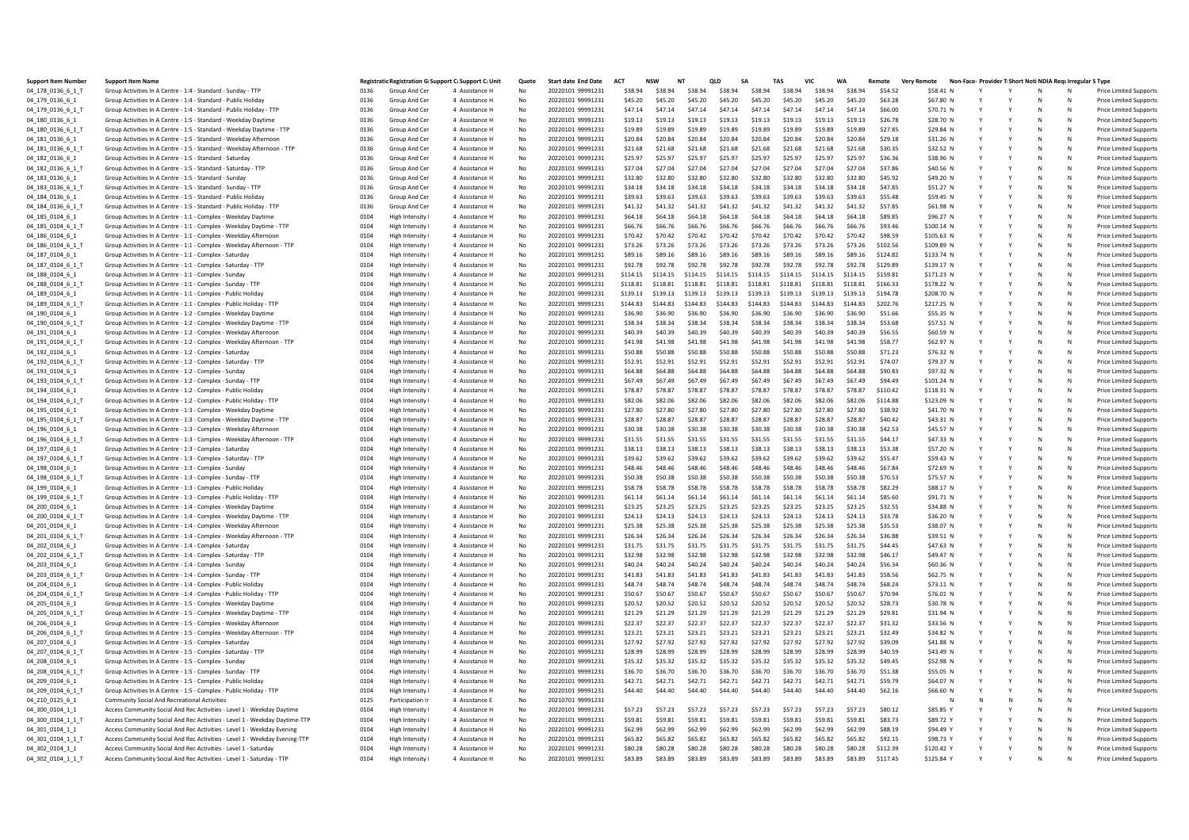| Support Item Number | Support Item Name | Registration Group Number | Registration Group Name | Support Category Number | Support Category Name | Unit | Quote | Start date | End Date | ACT | NSW | NT | QLD | SA | TAS | VIC | WA | Remote | Very Remote | Non-Face-to-Face Support Provision | Provider Travel | Short Notice Cancellations | NDIA Requested Reports | Irregular SIL Supports | Type |
|---|---|---|---|---|---|---|---|---|---|---|---|---|---|---|---|---|---|---|---|---|---|---|---|---|---|
| 04_178_0136_6_1_T | Group Activities In A Centre - 1:4 - Standard - Sunday - TTP | 0136 | Group And Cer | | 4 Assistance H | | No | 20220101 | 99991231 | $38.94 | $38.94 | $38.94 | $38.94 | $38.94 | $38.94 | $38.94 | $38.94 | $54.52 | $58.41 | N | Y | Y | N | N | Price Limited Supports |
| 04_179_0136_6_1 | Group Activities In A Centre - 1:4 - Standard - Public Holiday | 0136 | Group And Cer | | 4 Assistance H | | No | 20220101 | 99991231 | $45.20 | $45.20 | $45.20 | $45.20 | $45.20 | $45.20 | $45.20 | $45.20 | $63.28 | $67.80 | N | Y | Y | N | N | Price Limited Supports |
| 04_179_0136_6_1_T | Group Activities In A Centre - 1:4 - Standard - Public Holiday - TTP | 0136 | Group And Cer | | 4 Assistance H | | No | 20220101 | 99991231 | $47.14 | $47.14 | $47.14 | $47.14 | $47.14 | $47.14 | $47.14 | $47.14 | $66.00 | $70.71 | N | Y | Y | N | N | Price Limited Supports |
| 04_180_0136_6_1 | Group Activities In A Centre - 1:5 - Standard - Weekday Daytime | 0136 | Group And Cer | | 4 Assistance H | | No | 20220101 | 99991231 | $19.13 | $19.13 | $19.13 | $19.13 | $19.13 | $19.13 | $19.13 | $19.13 | $26.78 | $28.70 | N | Y | Y | N | N | Price Limited Supports |
| 04_180_0136_6_1_T | Group Activities In A Centre - 1:5 - Standard - Weekday Daytime - TTP | 0136 | Group And Cer | | 4 Assistance H | | No | 20220101 | 99991231 | $19.89 | $19.89 | $19.89 | $19.89 | $19.89 | $19.89 | $19.89 | $19.89 | $27.85 | $29.84 | N | Y | Y | N | N | Price Limited Supports |
| 04_181_0136_6_1 | Group Activities In A Centre - 1:5 - Standard - Weekday Afternoon | 0136 | Group And Cer | | 4 Assistance H | | No | 20220101 | 99991231 | $20.84 | $20.84 | $20.84 | $20.84 | $20.84 | $20.84 | $20.84 | $20.84 | $29.18 | $31.26 | N | Y | Y | N | N | Price Limited Supports |
| 04_181_0136_6_1_T | Group Activities In A Centre - 1:5 - Standard - Weekday Afternoon - TTP | 0136 | Group And Cer | | 4 Assistance H | | No | 20220101 | 99991231 | $21.68 | $21.68 | $21.68 | $21.68 | $21.68 | $21.68 | $21.68 | $21.68 | $30.35 | $32.52 | N | Y | Y | N | N | Price Limited Supports |
| 04_182_0136_6_1 | Group Activities In A Centre - 1:5 - Standard - Saturday | 0136 | Group And Cer | | 4 Assistance H | | No | 20220101 | 99991231 | $25.97 | $25.97 | $25.97 | $25.97 | $25.97 | $25.97 | $25.97 | $25.97 | $36.36 | $38.96 | N | Y | Y | N | N | Price Limited Supports |
| 04_182_0136_6_1_T | Group Activities In A Centre - 1:5 - Standard - Saturday - TTP | 0136 | Group And Cer | | 4 Assistance H | | No | 20220101 | 99991231 | $27.04 | $27.04 | $27.04 | $27.04 | $27.04 | $27.04 | $27.04 | $27.04 | $37.86 | $40.56 | N | Y | Y | N | N | Price Limited Supports |
| 04_183_0136_6_1 | Group Activities In A Centre - 1:5 - Standard - Sunday | 0136 | Group And Cer | | 4 Assistance H | | No | 20220101 | 99991231 | $32.80 | $32.80 | $32.80 | $32.80 | $32.80 | $32.80 | $32.80 | $32.80 | $45.92 | $49.20 | N | Y | Y | N | N | Price Limited Supports |
| 04_183_0136_6_1_T | Group Activities In A Centre - 1:5 - Standard - Sunday - TTP | 0136 | Group And Cer | | 4 Assistance H | | No | 20220101 | 99991231 | $34.18 | $34.18 | $34.18 | $34.18 | $34.18 | $34.18 | $34.18 | $34.18 | $47.85 | $51.27 | N | Y | Y | N | N | Price Limited Supports |
| 04_184_0136_6_1 | Group Activities In A Centre - 1:5 - Standard - Public Holiday | 0136 | Group And Cer | | 4 Assistance H | | No | 20220101 | 99991231 | $39.63 | $39.63 | $39.63 | $39.63 | $39.63 | $39.63 | $39.63 | $39.63 | $55.48 | $59.45 | N | Y | Y | N | N | Price Limited Supports |
| 04_184_0136_6_1_T | Group Activities In A Centre - 1:5 - Standard - Public Holiday - TTP | 0136 | Group And Cer | | 4 Assistance H | | No | 20220101 | 99991231 | $41.32 | $41.32 | $41.32 | $41.32 | $41.32 | $41.32 | $41.32 | $41.32 | $57.85 | $61.98 | N | Y | Y | N | N | Price Limited Supports |
| 04_185_0104_6_1 | Group Activities In A Centre - 1:1 - Complex - Weekday Daytime | 0104 | High Intensity | | 4 Assistance H | | No | 20220101 | 99991231 | $64.18 | $64.18 | $64.18 | $64.18 | $64.18 | $64.18 | $64.18 | $64.18 | $89.85 | $96.27 | N | Y | Y | N | N | Price Limited Supports |
| 04_185_0104_6_1_T | Group Activities In A Centre - 1:1 - Complex - Weekday Daytime - TTP | 0104 | High Intensity | | 4 Assistance H | | No | 20220101 | 99991231 | $66.76 | $66.76 | $66.76 | $66.76 | $66.76 | $66.76 | $66.76 | $66.76 | $93.46 | $100.14 | N | Y | Y | N | N | Price Limited Supports |
| 04_186_0104_6_1 | Group Activities In A Centre - 1:1 - Complex - Weekday Afternoon | 0104 | High Intensity | | 4 Assistance H | | No | 20220101 | 99991231 | $70.42 | $70.42 | $70.42 | $70.42 | $70.42 | $70.42 | $70.42 | $70.42 | $98.59 | $105.63 | N | Y | Y | N | N | Price Limited Supports |
| 04_186_0104_6_1_T | Group Activities In A Centre - 1:1 - Complex - Weekday Afternoon - TTP | 0104 | High Intensity | | 4 Assistance H | | No | 20220101 | 99991231 | $73.26 | $73.26 | $73.26 | $73.26 | $73.26 | $73.26 | $73.26 | $73.26 | $102.56 | $109.89 | N | Y | Y | N | N | Price Limited Supports |
| 04_187_0104_6_1 | Group Activities In A Centre - 1:1 - Complex - Saturday | 0104 | High Intensity | | 4 Assistance H | | No | 20220101 | 99991231 | $89.16 | $89.16 | $89.16 | $89.16 | $89.16 | $89.16 | $89.16 | $89.16 | $124.82 | $133.74 | N | Y | Y | N | N | Price Limited Supports |
| 04_187_0104_6_1_T | Group Activities In A Centre - 1:1 - Complex - Saturday - TTP | 0104 | High Intensity | | 4 Assistance H | | No | 20220101 | 99991231 | $92.78 | $92.78 | $92.78 | $92.78 | $92.78 | $92.78 | $92.78 | $92.78 | $129.89 | $139.17 | N | Y | Y | N | N | Price Limited Supports |
| 04_188_0104_6_1 | Group Activities In A Centre - 1:1 - Complex - Sunday | 0104 | High Intensity | | 4 Assistance H | | No | 20220101 | 99991231 | $114.15 | $114.15 | $114.15 | $114.15 | $114.15 | $114.15 | $114.15 | $114.15 | $159.81 | $171.23 | N | Y | Y | N | N | Price Limited Supports |
| 04_188_0104_6_1_T | Group Activities In A Centre - 1:1 - Complex - Sunday - TTP | 0104 | High Intensity | | 4 Assistance H | | No | 20220101 | 99991231 | $118.81 | $118.81 | $118.81 | $118.81 | $118.81 | $118.81 | $118.81 | $118.81 | $166.33 | $178.22 | N | Y | Y | N | N | Price Limited Supports |
| 04_189_0104_6_1 | Group Activities In A Centre - 1:1 - Complex - Public Holiday | 0104 | High Intensity | | 4 Assistance H | | No | 20220101 | 99991231 | $139.13 | $139.13 | $139.13 | $139.13 | $139.13 | $139.13 | $139.13 | $139.13 | $194.78 | $208.70 | N | Y | Y | N | N | Price Limited Supports |
| 04_189_0104_6_1_T | Group Activities In A Centre - 1:1 - Complex - Public Holiday - TTP | 0104 | High Intensity | | 4 Assistance H | | No | 20220101 | 99991231 | $144.83 | $144.83 | $144.83 | $144.83 | $144.83 | $144.83 | $144.83 | $144.83 | $202.76 | $217.25 | N | Y | Y | N | N | Price Limited Supports |
| 04_190_0104_6_1 | Group Activities In A Centre - 1:2 - Complex - Weekday Daytime | 0104 | High Intensity | | 4 Assistance H | | No | 20220101 | 99991231 | $36.90 | $36.90 | $36.90 | $36.90 | $36.90 | $36.90 | $36.90 | $36.90 | $51.66 | $55.35 | N | Y | Y | N | N | Price Limited Supports |
| 04_190_0104_6_1_T | Group Activities In A Centre - 1:2 - Complex - Weekday Daytime - TTP | 0104 | High Intensity | | 4 Assistance H | | No | 20220101 | 99991231 | $38.34 | $38.34 | $38.34 | $38.34 | $38.34 | $38.34 | $38.34 | $38.34 | $53.68 | $57.51 | N | Y | Y | N | N | Price Limited Supports |
| 04_191_0104_6_1 | Group Activities In A Centre - 1:2 - Complex - Weekday Afternoon | 0104 | High Intensity | | 4 Assistance H | | No | 20220101 | 99991231 | $40.39 | $40.39 | $40.39 | $40.39 | $40.39 | $40.39 | $40.39 | $40.39 | $56.55 | $60.59 | N | Y | Y | N | N | Price Limited Supports |
| 04_191_0104_6_1_T | Group Activities In A Centre - 1:2 - Complex - Weekday Afternoon - TTP | 0104 | High Intensity | | 4 Assistance H | | No | 20220101 | 99991231 | $41.98 | $41.98 | $41.98 | $41.98 | $41.98 | $41.98 | $41.98 | $41.98 | $58.77 | $62.97 | N | Y | Y | N | N | Price Limited Supports |
| 04_192_0104_6_1 | Group Activities In A Centre - 1:2 - Complex - Saturday | 0104 | High Intensity | | 4 Assistance H | | No | 20220101 | 99991231 | $50.88 | $50.88 | $50.88 | $50.88 | $50.88 | $50.88 | $50.88 | $50.88 | $71.23 | $76.32 | N | Y | Y | N | N | Price Limited Supports |
| 04_192_0104_6_1_T | Group Activities In A Centre - 1:2 - Complex - Saturday - TTP | 0104 | High Intensity | | 4 Assistance H | | No | 20220101 | 99991231 | $52.91 | $52.91 | $52.91 | $52.91 | $52.91 | $52.91 | $52.91 | $52.91 | $74.07 | $79.37 | N | Y | Y | N | N | Price Limited Supports |
| 04_193_0104_6_1 | Group Activities In A Centre - 1:2 - Complex - Sunday | 0104 | High Intensity | | 4 Assistance H | | No | 20220101 | 99991231 | $64.88 | $64.88 | $64.88 | $64.88 | $64.88 | $64.88 | $64.88 | $64.88 | $90.83 | $97.32 | N | Y | Y | N | N | Price Limited Supports |
| 04_193_0104_6_1_T | Group Activities In A Centre - 1:2 - Complex - Sunday - TTP | 0104 | High Intensity | | 4 Assistance H | | No | 20220101 | 99991231 | $67.49 | $67.49 | $67.49 | $67.49 | $67.49 | $67.49 | $67.49 | $67.49 | $94.49 | $101.24 | N | Y | Y | N | N | Price Limited Supports |
| 04_194_0104_6_1 | Group Activities In A Centre - 1:2 - Complex - Public Holiday | 0104 | High Intensity | | 4 Assistance H | | No | 20220101 | 99991231 | $78.87 | $78.87 | $78.87 | $78.87 | $78.87 | $78.87 | $78.87 | $78.87 | $110.42 | $118.31 | N | Y | Y | N | N | Price Limited Supports |
| 04_194_0104_6_1_T | Group Activities In A Centre - 1:2 - Complex - Public Holiday - TTP | 0104 | High Intensity | | 4 Assistance H | | No | 20220101 | 99991231 | $82.06 | $82.06 | $82.06 | $82.06 | $82.06 | $82.06 | $82.06 | $82.06 | $114.88 | $123.09 | N | Y | Y | N | N | Price Limited Supports |
| 04_195_0104_6_1 | Group Activities In A Centre - 1:3 - Complex - Weekday Daytime | 0104 | High Intensity | | 4 Assistance H | | No | 20220101 | 99991231 | $27.80 | $27.80 | $27.80 | $27.80 | $27.80 | $27.80 | $27.80 | $27.80 | $38.92 | $41.70 | N | Y | Y | N | N | Price Limited Supports |
| 04_195_0104_6_1_T | Group Activities In A Centre - 1:3 - Complex - Weekday Daytime - TTP | 0104 | High Intensity | | 4 Assistance H | | No | 20220101 | 99991231 | $28.87 | $28.87 | $28.87 | $28.87 | $28.87 | $28.87 | $28.87 | $28.87 | $40.42 | $43.31 | N | Y | Y | N | N | Price Limited Supports |
| 04_196_0104_6_1 | Group Activities In A Centre - 1:3 - Complex - Weekday Afternoon | 0104 | High Intensity | | 4 Assistance H | | No | 20220101 | 99991231 | $30.38 | $30.38 | $30.38 | $30.38 | $30.38 | $30.38 | $30.38 | $30.38 | $42.53 | $45.57 | N | Y | Y | N | N | Price Limited Supports |
| 04_196_0104_6_1_T | Group Activities In A Centre - 1:3 - Complex - Weekday Afternoon - TTP | 0104 | High Intensity | | 4 Assistance H | | No | 20220101 | 99991231 | $31.55 | $31.55 | $31.55 | $31.55 | $31.55 | $31.55 | $31.55 | $31.55 | $44.17 | $47.33 | N | Y | Y | N | N | Price Limited Supports |
| 04_197_0104_6_1 | Group Activities In A Centre - 1:3 - Complex - Saturday | 0104 | High Intensity | | 4 Assistance H | | No | 20220101 | 99991231 | $38.13 | $38.13 | $38.13 | $38.13 | $38.13 | $38.13 | $38.13 | $38.13 | $53.38 | $57.20 | N | Y | Y | N | N | Price Limited Supports |
| 04_197_0104_6_1_T | Group Activities In A Centre - 1:3 - Complex - Saturday - TTP | 0104 | High Intensity | | 4 Assistance H | | No | 20220101 | 99991231 | $39.62 | $39.62 | $39.62 | $39.62 | $39.62 | $39.62 | $39.62 | $39.62 | $55.47 | $59.43 | N | Y | Y | N | N | Price Limited Supports |
| 04_198_0104_6_1 | Group Activities In A Centre - 1:3 - Complex - Sunday | 0104 | High Intensity | | 4 Assistance H | | No | 20220101 | 99991231 | $48.46 | $48.46 | $48.46 | $48.46 | $48.46 | $48.46 | $48.46 | $48.46 | $67.84 | $72.69 | N | Y | Y | N | N | Price Limited Supports |
| 04_198_0104_6_1_T | Group Activities In A Centre - 1:3 - Complex - Sunday - TTP | 0104 | High Intensity | | 4 Assistance H | | No | 20220101 | 99991231 | $50.38 | $50.38 | $50.38 | $50.38 | $50.38 | $50.38 | $50.38 | $50.38 | $70.53 | $75.57 | N | Y | Y | N | N | Price Limited Supports |
| 04_199_0104_6_1 | Group Activities In A Centre - 1:3 - Complex - Public Holiday | 0104 | High Intensity | | 4 Assistance H | | No | 20220101 | 99991231 | $58.78 | $58.78 | $58.78 | $58.78 | $58.78 | $58.78 | $58.78 | $58.78 | $82.29 | $88.17 | N | Y | Y | N | N | Price Limited Supports |
| 04_199_0104_6_1_T | Group Activities In A Centre - 1:3 - Complex - Public Holiday - TTP | 0104 | High Intensity | | 4 Assistance H | | No | 20220101 | 99991231 | $61.14 | $61.14 | $61.14 | $61.14 | $61.14 | $61.14 | $61.14 | $61.14 | $85.60 | $91.71 | N | Y | Y | N | N | Price Limited Supports |
| 04_200_0104_6_1 | Group Activities In A Centre - 1:4 - Complex - Weekday Daytime | 0104 | High Intensity | | 4 Assistance H | | No | 20220101 | 99991231 | $23.25 | $23.25 | $23.25 | $23.25 | $23.25 | $23.25 | $23.25 | $23.25 | $32.55 | $34.88 | N | Y | Y | N | N | Price Limited Supports |
| 04_200_0104_6_1_T | Group Activities In A Centre - 1:4 - Complex - Weekday Daytime - TTP | 0104 | High Intensity | | 4 Assistance H | | No | 20220101 | 99991231 | $24.13 | $24.13 | $24.13 | $24.13 | $24.13 | $24.13 | $24.13 | $24.13 | $33.78 | $36.20 | N | Y | Y | N | N | Price Limited Supports |
| 04_201_0104_6_1 | Group Activities In A Centre - 1:4 - Complex - Weekday Afternoon | 0104 | High Intensity | | 4 Assistance H | | No | 20220101 | 99991231 | $25.38 | $25.38 | $25.38 | $25.38 | $25.38 | $25.38 | $25.38 | $25.38 | $35.53 | $38.07 | N | Y | Y | N | N | Price Limited Supports |
| 04_201_0104_6_1_T | Group Activities In A Centre - 1:4 - Complex - Weekday Afternoon - TTP | 0104 | High Intensity | | 4 Assistance H | | No | 20220101 | 99991231 | $26.34 | $26.34 | $26.34 | $26.34 | $26.34 | $26.34 | $26.34 | $26.34 | $36.88 | $39.51 | N | Y | Y | N | N | Price Limited Supports |
| 04_202_0104_6_1 | Group Activities In A Centre - 1:4 - Complex - Saturday | 0104 | High Intensity | | 4 Assistance H | | No | 20220101 | 99991231 | $31.75 | $31.75 | $31.75 | $31.75 | $31.75 | $31.75 | $31.75 | $31.75 | $44.45 | $47.63 | N | Y | Y | N | N | Price Limited Supports |
| 04_202_0104_6_1_T | Group Activities In A Centre - 1:4 - Complex - Saturday - TTP | 0104 | High Intensity | | 4 Assistance H | | No | 20220101 | 99991231 | $32.98 | $32.98 | $32.98 | $32.98 | $32.98 | $32.98 | $32.98 | $32.98 | $46.17 | $49.47 | N | Y | Y | N | N | Price Limited Supports |
| 04_203_0104_6_1 | Group Activities In A Centre - 1:4 - Complex - Sunday | 0104 | High Intensity | | 4 Assistance H | | No | 20220101 | 99991231 | $40.24 | $40.24 | $40.24 | $40.24 | $40.24 | $40.24 | $40.24 | $40.24 | $56.34 | $60.36 | N | Y | Y | N | N | Price Limited Supports |
| 04_203_0104_6_1_T | Group Activities In A Centre - 1:4 - Complex - Sunday - TTP | 0104 | High Intensity | | 4 Assistance H | | No | 20220101 | 99991231 | $41.83 | $41.83 | $41.83 | $41.83 | $41.83 | $41.83 | $41.83 | $41.83 | $58.56 | $62.75 | N | Y | Y | N | N | Price Limited Supports |
| 04_204_0104_6_1 | Group Activities In A Centre - 1:4 - Complex - Public Holiday | 0104 | High Intensity | | 4 Assistance H | | No | 20220101 | 99991231 | $48.74 | $48.74 | $48.74 | $48.74 | $48.74 | $48.74 | $48.74 | $48.74 | $68.24 | $73.11 | N | Y | Y | N | N | Price Limited Supports |
| 04_204_0104_6_1_T | Group Activities In A Centre - 1:4 - Complex - Public Holiday - TTP | 0104 | High Intensity | | 4 Assistance H | | No | 20220101 | 99991231 | $50.67 | $50.67 | $50.67 | $50.67 | $50.67 | $50.67 | $50.67 | $50.67 | $70.94 | $76.01 | N | Y | Y | N | N | Price Limited Supports |
| 04_205_0104_6_1 | Group Activities In A Centre - 1:5 - Complex - Weekday Daytime | 0104 | High Intensity | | 4 Assistance H | | No | 20220101 | 99991231 | $20.52 | $20.52 | $20.52 | $20.52 | $20.52 | $20.52 | $20.52 | $20.52 | $28.73 | $30.78 | N | Y | Y | N | N | Price Limited Supports |
| 04_205_0104_6_1_T | Group Activities In A Centre - 1:5 - Complex - Weekday Daytime - TTP | 0104 | High Intensity | | 4 Assistance H | | No | 20220101 | 99991231 | $21.29 | $21.29 | $21.29 | $21.29 | $21.29 | $21.29 | $21.29 | $21.29 | $29.81 | $31.94 | N | Y | Y | N | N | Price Limited Supports |
| 04_206_0104_6_1 | Group Activities In A Centre - 1:5 - Complex - Weekday Afternoon | 0104 | High Intensity | | 4 Assistance H | | No | 20220101 | 99991231 | $22.37 | $22.37 | $22.37 | $22.37 | $22.37 | $22.37 | $22.37 | $22.37 | $31.32 | $33.56 | N | Y | Y | N | N | Price Limited Supports |
| 04_206_0104_6_1_T | Group Activities In A Centre - 1:5 - Complex - Weekday Afternoon - TTP | 0104 | High Intensity | | 4 Assistance H | | No | 20220101 | 99991231 | $23.21 | $23.21 | $23.21 | $23.21 | $23.21 | $23.21 | $23.21 | $23.21 | $32.49 | $34.82 | N | Y | Y | N | N | Price Limited Supports |
| 04_207_0104_6_1 | Group Activities In A Centre - 1:5 - Complex - Saturday | 0104 | High Intensity | | 4 Assistance H | | No | 20220101 | 99991231 | $27.92 | $27.92 | $27.92 | $27.92 | $27.92 | $27.92 | $27.92 | $27.92 | $39.09 | $41.88 | N | Y | Y | N | N | Price Limited Supports |
| 04_207_0104_6_1_T | Group Activities In A Centre - 1:5 - Complex - Saturday - TTP | 0104 | High Intensity | | 4 Assistance H | | No | 20220101 | 99991231 | $28.99 | $28.99 | $28.99 | $28.99 | $28.99 | $28.99 | $28.99 | $28.99 | $40.59 | $43.49 | N | Y | Y | N | N | Price Limited Supports |
| 04_208_0104_6_1 | Group Activities In A Centre - 1:5 - Complex - Sunday | 0104 | High Intensity | | 4 Assistance H | | No | 20220101 | 99991231 | $35.32 | $35.32 | $35.32 | $35.32 | $35.32 | $35.32 | $35.32 | $35.32 | $49.45 | $52.98 | N | Y | Y | N | N | Price Limited Supports |
| 04_208_0104_6_1_T | Group Activities In A Centre - 1:5 - Complex - Sunday - TTP | 0104 | High Intensity | | 4 Assistance H | | No | 20220101 | 99991231 | $36.70 | $36.70 | $36.70 | $36.70 | $36.70 | $36.70 | $36.70 | $36.70 | $51.38 | $55.05 | N | Y | Y | N | N | Price Limited Supports |
| 04_209_0104_6_1 | Group Activities In A Centre - 1:5 - Complex - Public Holiday | 0104 | High Intensity | | 4 Assistance H | | No | 20220101 | 99991231 | $42.71 | $42.71 | $42.71 | $42.71 | $42.71 | $42.71 | $42.71 | $42.71 | $59.79 | $64.07 | N | Y | Y | N | N | Price Limited Supports |
| 04_209_0104_6_1_T | Group Activities In A Centre - 1:5 - Complex - Public Holiday - TTP | 0104 | High Intensity | | 4 Assistance H | | No | 20220101 | 99991231 | $44.40 | $44.40 | $44.40 | $44.40 | $44.40 | $44.40 | $44.40 | $44.40 | $62.16 | $66.60 | N | Y | Y | N | N | Price Limited Supports |
| 04_210_0125_6_1 | Community Social And Recreational Activities | 0125 | Participation Ir | | 4 Assistance E | | No | 20210701 | 99991231 | | | | | | | | | | | N | N | N | N | N | |
| 04_300_0104_1_1 | Access Community Social And Rec Activities - Level 1 - Weekday Daytime | 0104 | High Intensity | | 4 Assistance H | | No | 20220101 | 99991231 | $57.23 | $57.23 | $57.23 | $57.23 | $57.23 | $57.23 | $57.23 | $57.23 | $80.12 | $85.85 | Y | Y | Y | N | N | Price Limited Supports |
| 04_300_0104_1_1_T | Access Community Social And Rec Activities - Level 1 - Weekday Daytime-TTP | 0104 | High Intensity | | 4 Assistance H | | No | 20220101 | 99991231 | $59.81 | $59.81 | $59.81 | $59.81 | $59.81 | $59.81 | $59.81 | $59.81 | $83.73 | $89.72 | Y | Y | Y | N | N | Price Limited Supports |
| 04_301_0104_1_1 | Access Community Social And Rec Activities - Level 1 - Weekday Evening | 0104 | High Intensity | | 4 Assistance H | | No | 20220101 | 99991231 | $62.99 | $62.99 | $62.99 | $62.99 | $62.99 | $62.99 | $62.99 | $62.99 | $88.19 | $94.49 | Y | Y | Y | N | N | Price Limited Supports |
| 04_301_0104_1_1_T | Access Community Social And Rec Activities - Level 1 - Weekday Evening-TTP | 0104 | High Intensity | | 4 Assistance H | | No | 20220101 | 99991231 | $65.82 | $65.82 | $65.82 | $65.82 | $65.82 | $65.82 | $65.82 | $65.82 | $92.15 | $98.73 | Y | Y | Y | N | N | Price Limited Supports |
| 04_302_0104_1_1 | Access Community Social And Rec Activities - Level 1 - Saturday | 0104 | High Intensity | | 4 Assistance H | | No | 20220101 | 99991231 | $80.28 | $80.28 | $80.28 | $80.28 | $80.28 | $80.28 | $80.28 | $80.28 | $112.39 | $120.42 | Y | Y | Y | N | N | Price Limited Supports |
| 04_302_0104_1_1_T | Access Community Social And Rec Activities - Level 1 - Saturday - TTP | 0104 | High Intensity | | 4 Assistance H | | No | 20220101 | 99991231 | $83.89 | $83.89 | $83.89 | $83.89 | $83.89 | $83.89 | $83.89 | $83.89 | $117.45 | $125.84 | Y | Y | Y | N | N | Price Limited Supports |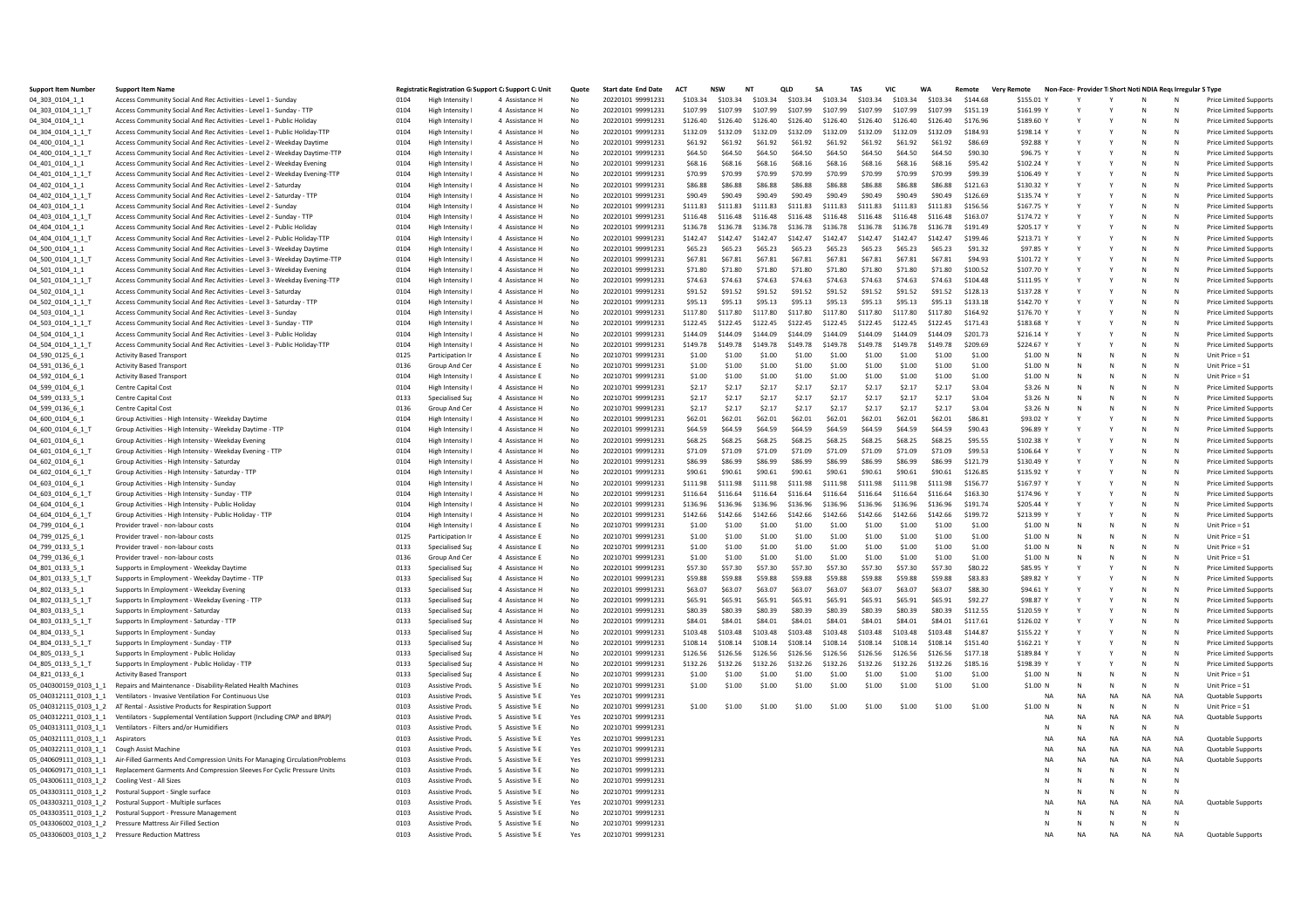| Support Item Number | Support Item Name | Registration Group Number | Registration Group Name | Support Category Number | Support Category Name | Unit | Quote | Start date | End Date | ACT | NSW | NT | QLD | SA | TAS | VIC | WA | Remote | Very Remote | Non-Face-to-Face Support Provision | Provider Travel | Short Notice Cancellations | NDIA Requested Reports | Irregular SIL Supports | Type |
|---|---|---|---|---|---|---|---|---|---|---|---|---|---|---|---|---|---|---|---|---|---|---|---|---|---|
| 04_303_0104_1_1 | Access Community Social And Rec Activities - Level 1 - Sunday | 0104 | High Intensity | 4 | Assistance | H | No | 20220101 | 99991231 | $103.34 | $103.34 | $103.34 | $103.34 | $103.34 | $103.34 | $103.34 | $103.34 | $144.68 | $155.01 | Y | Y | Y | N | N | Price Limited Supports |
| 04_303_0104_1_1_T | Access Community Social And Rec Activities - Level 1 - Sunday - TTP | 0104 | High Intensity | 4 | Assistance | H | No | 20220101 | 99991231 | $107.99 | $107.99 | $107.99 | $107.99 | $107.99 | $107.99 | $107.99 | $107.99 | $151.19 | $161.99 | Y | Y | Y | N | N | Price Limited Supports |
| 04_304_0104_1_1 | Access Community Social And Rec Activities - Level 1 - Public Holiday | 0104 | High Intensity | 4 | Assistance | H | No | 20220101 | 99991231 | $126.40 | $126.40 | $126.40 | $126.40 | $126.40 | $126.40 | $126.40 | $126.40 | $176.96 | $189.60 | Y | Y | Y | N | N | Price Limited Supports |
| 04_304_0104_1_1_T | Access Community Social And Rec Activities - Level 1 - Public Holiday-TTP | 0104 | High Intensity | 4 | Assistance | H | No | 20220101 | 99991231 | $132.09 | $132.09 | $132.09 | $132.09 | $132.09 | $132.09 | $132.09 | $132.09 | $184.93 | $198.14 | Y | Y | Y | N | N | Price Limited Supports |
| 04_400_0104_1_1 | Access Community Social And Rec Activities - Level 2 - Weekday Daytime | 0104 | High Intensity | 4 | Assistance | H | No | 20220101 | 99991231 | $61.92 | $61.92 | $61.92 | $61.92 | $61.92 | $61.92 | $61.92 | $61.92 | $86.69 | $92.88 | Y | Y | Y | N | N | Price Limited Supports |
| 04_400_0104_1_1_T | Access Community Social And Rec Activities - Level 2 - Weekday Daytime-TTP | 0104 | High Intensity | 4 | Assistance | H | No | 20220101 | 99991231 | $64.50 | $64.50 | $64.50 | $64.50 | $64.50 | $64.50 | $64.50 | $64.50 | $90.30 | $96.75 | Y | Y | Y | N | N | Price Limited Supports |
| 04_401_0104_1_1 | Access Community Social And Rec Activities - Level 2 - Weekday Evening | 0104 | High Intensity | 4 | Assistance | H | No | 20220101 | 99991231 | $68.16 | $68.16 | $68.16 | $68.16 | $68.16 | $68.16 | $68.16 | $68.16 | $95.42 | $102.24 | Y | Y | Y | N | N | Price Limited Supports |
| 04_401_0104_1_1_T | Access Community Social And Rec Activities - Level 2 - Weekday Evening-TTP | 0104 | High Intensity | 4 | Assistance | H | No | 20220101 | 99991231 | $70.99 | $70.99 | $70.99 | $70.99 | $70.99 | $70.99 | $70.99 | $70.99 | $99.39 | $106.49 | Y | Y | Y | N | N | Price Limited Supports |
| 04_402_0104_1_1 | Access Community Social And Rec Activities - Level 2 - Saturday | 0104 | High Intensity | 4 | Assistance | H | No | 20220101 | 99991231 | $86.88 | $86.88 | $86.88 | $86.88 | $86.88 | $86.88 | $86.88 | $86.88 | $121.63 | $130.32 | Y | Y | Y | N | N | Price Limited Supports |
| 04_402_0104_1_1_T | Access Community Social And Rec Activities - Level 2 - Saturday - TTP | 0104 | High Intensity | 4 | Assistance | H | No | 20220101 | 99991231 | $90.49 | $90.49 | $90.49 | $90.49 | $90.49 | $90.49 | $90.49 | $90.49 | $126.69 | $135.74 | Y | Y | Y | N | N | Price Limited Supports |
| 04_403_0104_1_1 | Access Community Social And Rec Activities - Level 2 - Sunday | 0104 | High Intensity | 4 | Assistance | H | No | 20220101 | 99991231 | $111.83 | $111.83 | $111.83 | $111.83 | $111.83 | $111.83 | $111.83 | $111.83 | $156.56 | $167.75 | Y | Y | Y | N | N | Price Limited Supports |
| 04_403_0104_1_1_T | Access Community Social And Rec Activities - Level 2 - Sunday - TTP | 0104 | High Intensity | 4 | Assistance | H | No | 20220101 | 99991231 | $116.48 | $116.48 | $116.48 | $116.48 | $116.48 | $116.48 | $116.48 | $116.48 | $163.07 | $174.72 | Y | Y | Y | N | N | Price Limited Supports |
| 04_404_0104_1_1 | Access Community Social And Rec Activities - Level 2 - Public Holiday | 0104 | High Intensity | 4 | Assistance | H | No | 20220101 | 99991231 | $136.78 | $136.78 | $136.78 | $136.78 | $136.78 | $136.78 | $136.78 | $136.78 | $191.49 | $205.17 | Y | Y | Y | N | N | Price Limited Supports |
| 04_404_0104_1_1_T | Access Community Social And Rec Activities - Level 2 - Public Holiday-TTP | 0104 | High Intensity | 4 | Assistance | H | No | 20220101 | 99991231 | $142.47 | $142.47 | $142.47 | $142.47 | $142.47 | $142.47 | $142.47 | $142.47 | $199.46 | $213.71 | Y | Y | Y | N | N | Price Limited Supports |
| 04_500_0104_1_1 | Access Community Social And Rec Activities - Level 3 - Weekday Daytime | 0104 | High Intensity | 4 | Assistance | H | No | 20220101 | 99991231 | $65.23 | $65.23 | $65.23 | $65.23 | $65.23 | $65.23 | $65.23 | $65.23 | $91.32 | $97.85 | Y | Y | Y | N | N | Price Limited Supports |
| 04_500_0104_1_1_T | Access Community Social And Rec Activities - Level 3 - Weekday Daytime-TTP | 0104 | High Intensity | 4 | Assistance | H | No | 20220101 | 99991231 | $67.81 | $67.81 | $67.81 | $67.81 | $67.81 | $67.81 | $67.81 | $67.81 | $94.93 | $101.72 | Y | Y | Y | N | N | Price Limited Supports |
| 04_501_0104_1_1 | Access Community Social And Rec Activities - Level 3 - Weekday Evening | 0104 | High Intensity | 4 | Assistance | H | No | 20220101 | 99991231 | $71.80 | $71.80 | $71.80 | $71.80 | $71.80 | $71.80 | $71.80 | $71.80 | $100.52 | $107.70 | Y | Y | Y | N | N | Price Limited Supports |
| 04_501_0104_1_1_T | Access Community Social And Rec Activities - Level 3 - Weekday Evening-TTP | 0104 | High Intensity | 4 | Assistance | H | No | 20220101 | 99991231 | $74.63 | $74.63 | $74.63 | $74.63 | $74.63 | $74.63 | $74.63 | $74.63 | $104.48 | $111.95 | Y | Y | Y | N | N | Price Limited Supports |
| 04_502_0104_1_1 | Access Community Social And Rec Activities - Level 3 - Saturday | 0104 | High Intensity | 4 | Assistance | H | No | 20220101 | 99991231 | $91.52 | $91.52 | $91.52 | $91.52 | $91.52 | $91.52 | $91.52 | $91.52 | $128.13 | $137.28 | Y | Y | Y | N | N | Price Limited Supports |
| 04_502_0104_1_1_T | Access Community Social And Rec Activities - Level 3 - Saturday - TTP | 0104 | High Intensity | 4 | Assistance | H | No | 20220101 | 99991231 | $95.13 | $95.13 | $95.13 | $95.13 | $95.13 | $95.13 | $95.13 | $95.13 | $133.18 | $142.70 | Y | Y | Y | N | N | Price Limited Supports |
| 04_503_0104_1_1 | Access Community Social And Rec Activities - Level 3 - Sunday | 0104 | High Intensity | 4 | Assistance | H | No | 20220101 | 99991231 | $117.80 | $117.80 | $117.80 | $117.80 | $117.80 | $117.80 | $117.80 | $117.80 | $164.92 | $176.70 | Y | Y | Y | N | N | Price Limited Supports |
| 04_503_0104_1_1_T | Access Community Social And Rec Activities - Level 3 - Sunday - TTP | 0104 | High Intensity | 4 | Assistance | H | No | 20220101 | 99991231 | $122.45 | $122.45 | $122.45 | $122.45 | $122.45 | $122.45 | $122.45 | $122.45 | $171.43 | $183.68 | Y | Y | Y | N | N | Price Limited Supports |
| 04_504_0104_1_1 | Access Community Social And Rec Activities - Level 3 - Public Holiday | 0104 | High Intensity | 4 | Assistance | H | No | 20220101 | 99991231 | $144.09 | $144.09 | $144.09 | $144.09 | $144.09 | $144.09 | $144.09 | $144.09 | $201.73 | $216.14 | Y | Y | Y | N | N | Price Limited Supports |
| 04_504_0104_1_1_T | Access Community Social And Rec Activities - Level 3 - Public Holiday-TTP | 0104 | High Intensity | 4 | Assistance | H | No | 20220101 | 99991231 | $149.78 | $149.78 | $149.78 | $149.78 | $149.78 | $149.78 | $149.78 | $149.78 | $209.69 | $224.67 | Y | Y | Y | N | N | Price Limited Supports |
| 04_590_0125_6_1 | Activity Based Transport | 0125 | Participation In | 4 | Assistance | E | No | 20210701 | 99991231 | $1.00 | $1.00 | $1.00 | $1.00 | $1.00 | $1.00 | $1.00 | $1.00 | $1.00 | $1.00 | N | N | N | N | N | Unit Price = $1 |
| 04_591_0136_6_1 | Activity Based Transport | 0136 | Group And Cen | 4 | Assistance | E | No | 20210701 | 99991231 | $1.00 | $1.00 | $1.00 | $1.00 | $1.00 | $1.00 | $1.00 | $1.00 | $1.00 | $1.00 | N | N | N | N | N | Unit Price = $1 |
| 04_592_0104_6_1 | Activity Based Transport | 0104 | High Intensity | 4 | Assistance | E | No | 20210701 | 99991231 | $1.00 | $1.00 | $1.00 | $1.00 | $1.00 | $1.00 | $1.00 | $1.00 | $1.00 | $1.00 | N | N | N | N | N | Unit Price = $1 |
| 04_599_0104_6_1 | Centre Capital Cost | 0104 | High Intensity | 4 | Assistance | H | No | 20210701 | 99991231 | $2.17 | $2.17 | $2.17 | $2.17 | $2.17 | $2.17 | $2.17 | $2.17 | $3.04 | $3.26 | N | N | N | N | N | Price Limited Supports |
| 04_599_0133_5_1 | Centre Capital Cost | 0133 | Specialised Sup | 4 | Assistance | H | No | 20210701 | 99991231 | $2.17 | $2.17 | $2.17 | $2.17 | $2.17 | $2.17 | $2.17 | $2.17 | $3.04 | $3.26 | N | N | N | N | N | Price Limited Supports |
| 04_599_0136_6_1 | Centre Capital Cost | 0136 | Group And Cen | 4 | Assistance | H | No | 20210701 | 99991231 | $2.17 | $2.17 | $2.17 | $2.17 | $2.17 | $2.17 | $2.17 | $2.17 | $3.04 | $3.26 | N | N | N | N | N | Price Limited Supports |
| 04_600_0104_6_1 | Group Activities - High Intensity - Weekday Daytime | 0104 | High Intensity | 4 | Assistance | H | No | 20220101 | 99991231 | $62.01 | $62.01 | $62.01 | $62.01 | $62.01 | $62.01 | $62.01 | $62.01 | $86.81 | $93.02 | Y | Y | Y | N | N | Price Limited Supports |
| 04_600_0104_6_1_T | Group Activities - High Intensity - Weekday Daytime - TTP | 0104 | High Intensity | 4 | Assistance | H | No | 20220101 | 99991231 | $64.59 | $64.59 | $64.59 | $64.59 | $64.59 | $64.59 | $64.59 | $64.59 | $90.43 | $96.89 | Y | Y | Y | N | N | Price Limited Supports |
| 04_601_0104_6_1 | Group Activities - High Intensity - Weekday Evening | 0104 | High Intensity | 4 | Assistance | H | No | 20220101 | 99991231 | $68.25 | $68.25 | $68.25 | $68.25 | $68.25 | $68.25 | $68.25 | $68.25 | $95.55 | $102.38 | Y | Y | Y | N | N | Price Limited Supports |
| 04_601_0104_6_1_T | Group Activities - High Intensity - Weekday Evening - TTP | 0104 | High Intensity | 4 | Assistance | H | No | 20220101 | 99991231 | $71.09 | $71.09 | $71.09 | $71.09 | $71.09 | $71.09 | $71.09 | $71.09 | $99.53 | $106.64 | Y | Y | Y | N | N | Price Limited Supports |
| 04_602_0104_6_1 | Group Activities - High Intensity - Saturday | 0104 | High Intensity | 4 | Assistance | H | No | 20220101 | 99991231 | $86.99 | $86.99 | $86.99 | $86.99 | $86.99 | $86.99 | $86.99 | $86.99 | $121.79 | $130.49 | Y | Y | Y | N | N | Price Limited Supports |
| 04_602_0104_6_1_T | Group Activities - High Intensity - Saturday - TTP | 0104 | High Intensity | 4 | Assistance | H | No | 20220101 | 99991231 | $90.61 | $90.61 | $90.61 | $90.61 | $90.61 | $90.61 | $90.61 | $90.61 | $126.85 | $135.92 | Y | Y | Y | N | N | Price Limited Supports |
| 04_603_0104_6_1 | Group Activities - High Intensity - Sunday | 0104 | High Intensity | 4 | Assistance | H | No | 20220101 | 99991231 | $111.98 | $111.98 | $111.98 | $111.98 | $111.98 | $111.98 | $111.98 | $111.98 | $156.77 | $167.97 | Y | Y | Y | N | N | Price Limited Supports |
| 04_603_0104_6_1_T | Group Activities - High Intensity - Sunday - TTP | 0104 | High Intensity | 4 | Assistance | H | No | 20220101 | 99991231 | $116.64 | $116.64 | $116.64 | $116.64 | $116.64 | $116.64 | $116.64 | $116.64 | $163.30 | $174.96 | Y | Y | Y | N | N | Price Limited Supports |
| 04_604_0104_6_1 | Group Activities - High Intensity - Public Holiday | 0104 | High Intensity | 4 | Assistance | H | No | 20220101 | 99991231 | $136.96 | $136.96 | $136.96 | $136.96 | $136.96 | $136.96 | $136.96 | $136.96 | $191.74 | $205.44 | Y | Y | Y | N | N | Price Limited Supports |
| 04_604_0104_6_1_T | Group Activities - High Intensity - Public Holiday - TTP | 0104 | High Intensity | 4 | Assistance | H | No | 20220101 | 99991231 | $142.66 | $142.66 | $142.66 | $142.66 | $142.66 | $142.66 | $142.66 | $142.66 | $199.72 | $213.99 | Y | Y | Y | N | N | Price Limited Supports |
| 04_799_0104_6_1 | Provider travel - non-labour costs | 0104 | High Intensity | 4 | Assistance | E | No | 20210701 | 99991231 | $1.00 | $1.00 | $1.00 | $1.00 | $1.00 | $1.00 | $1.00 | $1.00 | $1.00 | $1.00 | N | N | N | N | N | Unit Price = $1 |
| 04_799_0125_6_1 | Provider travel - non-labour costs | 0125 | Participation In | 4 | Assistance | E | No | 20210701 | 99991231 | $1.00 | $1.00 | $1.00 | $1.00 | $1.00 | $1.00 | $1.00 | $1.00 | $1.00 | $1.00 | N | N | N | N | N | Unit Price = $1 |
| 04_799_0133_5_1 | Provider travel - non-labour costs | 0133 | Specialised Sup | 4 | Assistance | E | No | 20210701 | 99991231 | $1.00 | $1.00 | $1.00 | $1.00 | $1.00 | $1.00 | $1.00 | $1.00 | $1.00 | $1.00 | N | N | N | N | N | Unit Price = $1 |
| 04_799_0136_6_1 | Provider travel - non-labour costs | 0136 | Group And Cen | 4 | Assistance | E | No | 20210701 | 99991231 | $1.00 | $1.00 | $1.00 | $1.00 | $1.00 | $1.00 | $1.00 | $1.00 | $1.00 | $1.00 | N | N | N | N | N | Unit Price = $1 |
| 04_801_0133_5_1 | Supports in Employment - Weekday Daytime | 0133 | Specialised Sup | 4 | Assistance | H | No | 20220101 | 99991231 | $57.30 | $57.30 | $57.30 | $57.30 | $57.30 | $57.30 | $57.30 | $57.30 | $80.22 | $85.95 | Y | Y | Y | N | N | Price Limited Supports |
| 04_801_0133_5_1_T | Supports in Employment - Weekday Daytime - TTP | 0133 | Specialised Sup | 4 | Assistance | H | No | 20220101 | 99991231 | $59.88 | $59.88 | $59.88 | $59.88 | $59.88 | $59.88 | $59.88 | $59.88 | $83.83 | $89.82 | Y | Y | Y | N | N | Price Limited Supports |
| 04_802_0133_5_1 | Supports in Employment - Weekday Evening | 0133 | Specialised Sup | 4 | Assistance | H | No | 20220101 | 99991231 | $63.07 | $63.07 | $63.07 | $63.07 | $63.07 | $63.07 | $63.07 | $63.07 | $88.30 | $94.61 | Y | Y | Y | N | N | Price Limited Supports |
| 04_802_0133_5_1_T | Supports in Employment - Weekday Evening - TTP | 0133 | Specialised Sup | 4 | Assistance | H | No | 20220101 | 99991231 | $65.91 | $65.91 | $65.91 | $65.91 | $65.91 | $65.91 | $65.91 | $65.91 | $92.27 | $98.87 | Y | Y | Y | N | N | Price Limited Supports |
| 04_803_0133_5_1 | Supports in Employment - Saturday | 0133 | Specialised Sup | 4 | Assistance | H | No | 20220101 | 99991231 | $80.39 | $80.39 | $80.39 | $80.39 | $80.39 | $80.39 | $80.39 | $80.39 | $112.55 | $120.59 | Y | Y | Y | N | N | Price Limited Supports |
| 04_803_0133_5_1_T | Supports in Employment - Saturday - TTP | 0133 | Specialised Sup | 4 | Assistance | H | No | 20220101 | 99991231 | $84.01 | $84.01 | $84.01 | $84.01 | $84.01 | $84.01 | $84.01 | $84.01 | $117.61 | $126.02 | Y | Y | Y | N | N | Price Limited Supports |
| 04_804_0133_5_1 | Supports in Employment - Sunday | 0133 | Specialised Sup | 4 | Assistance | H | No | 20220101 | 99991231 | $103.48 | $103.48 | $103.48 | $103.48 | $103.48 | $103.48 | $103.48 | $103.48 | $144.87 | $155.22 | Y | Y | Y | N | N | Price Limited Supports |
| 04_804_0133_5_1_T | Supports in Employment - Sunday - TTP | 0133 | Specialised Sup | 4 | Assistance | H | No | 20220101 | 99991231 | $108.14 | $108.14 | $108.14 | $108.14 | $108.14 | $108.14 | $108.14 | $108.14 | $151.40 | $162.21 | Y | Y | Y | N | N | Price Limited Supports |
| 04_805_0133_5_1 | Supports in Employment - Public Holiday | 0133 | Specialised Sup | 4 | Assistance | H | No | 20220101 | 99991231 | $126.56 | $126.56 | $126.56 | $126.56 | $126.56 | $126.56 | $126.56 | $126.56 | $177.18 | $189.84 | Y | Y | Y | N | N | Price Limited Supports |
| 04_805_0133_5_1_T | Supports in Employment - Public Holiday - TTP | 0133 | Specialised Sup | 4 | Assistance | H | No | 20220101 | 99991231 | $132.26 | $132.26 | $132.26 | $132.26 | $132.26 | $132.26 | $132.26 | $132.26 | $185.16 | $198.39 | Y | Y | Y | N | N | Price Limited Supports |
| 04_821_0133_6_1 | Activity Based Transport | 0133 | Specialised Sup | 4 | Assistance | E | No | 20210701 | 99991231 | $1.00 | $1.00 | $1.00 | $1.00 | $1.00 | $1.00 | $1.00 | $1.00 | $1.00 | $1.00 | N | N | N | N | N | Unit Price = $1 |
| 05_040300159_0103_1_1 | Repairs and Maintenance - Disability-Related Health Machines | 0103 | Assistive Produ | 5 | Assistive Te | E | No | 20210701 | 99991231 | $1.00 | $1.00 | $1.00 | $1.00 | $1.00 | $1.00 | $1.00 | $1.00 | $1.00 | $1.00 | N | N | N | N | N | Unit Price = $1 |
| 05_040312111_0103_1_1 | Ventilators - Invasive Ventilation For Continuous Use | 0103 | Assistive Produ | 5 | Assistive Te | E | Yes | 20210701 | 99991231 | | | | | | | | | | | NA | NA | NA | NA | NA | Quotable Supports |
| 05_040312115_0103_1_2 | AT Rental - Assistive Products for Respiration Support | 0103 | Assistive Produ | 5 | Assistive Te | E | No | 20210701 | 99991231 | $1.00 | $1.00 | $1.00 | $1.00 | $1.00 | $1.00 | $1.00 | $1.00 | $1.00 | $1.00 | N | N | N | N | N | Unit Price = $1 |
| 05_040312211_0103_1_1 | Ventilators - Supplemental Ventilation Support (Including CPAP and BPAP) | 0103 | Assistive Produ | 5 | Assistive Te | E | Yes | 20210701 | 99991231 | | | | | | | | | | | NA | NA | NA | NA | NA | Quotable Supports |
| 05_040313111_0103_1_1 | Ventilators - Filters and/or Humidifiers | 0103 | Assistive Produ | 5 | Assistive Te | E | No | 20210701 | 99991231 | | | | | | | | | | | N | N | N | N | N | |
| 05_040321111_0103_1_1 | Aspirators | 0103 | Assistive Produ | 5 | Assistive Te | E | Yes | 20210701 | 99991231 | | | | | | | | | | | NA | NA | NA | NA | NA | Quotable Supports |
| 05_040322111_0103_1_1 | Cough Assist Machine | 0103 | Assistive Produ | 5 | Assistive Te | E | Yes | 20210701 | 99991231 | | | | | | | | | | | NA | NA | NA | NA | NA | Quotable Supports |
| 05_040609111_0103_1_1 | Air-Filled Garments And Compression Units For Managing CirculationProblems | 0103 | Assistive Produ | 5 | Assistive Te | E | Yes | 20210701 | 99991231 | | | | | | | | | | | NA | NA | NA | NA | NA | Quotable Supports |
| 05_040609171_0103_1_1 | Replacement Garments And Compression Sleeves For Cyclic Pressure Units | 0103 | Assistive Produ | 5 | Assistive Te | E | No | 20210701 | 99991231 | | | | | | | | | | | N | N | N | N | N | |
| 05_043006111_0103_1_2 | Cooling Vest - All Sizes | 0103 | Assistive Produ | 5 | Assistive Te | E | No | 20210701 | 99991231 | | | | | | | | | | | N | N | N | N | N | |
| 05_043303111_0103_1_2 | Postural Support - Single surface | 0103 | Assistive Produ | 5 | Assistive Te | E | No | 20210701 | 99991231 | | | | | | | | | | | N | N | N | N | N | |
| 05_043303211_0103_1_2 | Postural Support - Multiple surfaces | 0103 | Assistive Produ | 5 | Assistive Te | E | Yes | 20210701 | 99991231 | | | | | | | | | | | NA | NA | NA | NA | NA | Quotable Supports |
| 05_043303511_0103_1_2 | Postural Support - Pressure Management | 0103 | Assistive Produ | 5 | Assistive Te | E | No | 20210701 | 99991231 | | | | | | | | | | | N | N | N | N | N | |
| 05_043306002_0103_1_2 | Pressure Mattress Air Filled Section | 0103 | Assistive Produ | 5 | Assistive Te | E | No | 20210701 | 99991231 | | | | | | | | | | | N | N | N | N | N | |
| 05_043306003_0103_1_2 | Pressure Reduction Mattress | 0103 | Assistive Produ | 5 | Assistive Te | E | Yes | 20210701 | 99991231 | | | | | | | | | | | NA | NA | NA | NA | NA | Quotable Supports |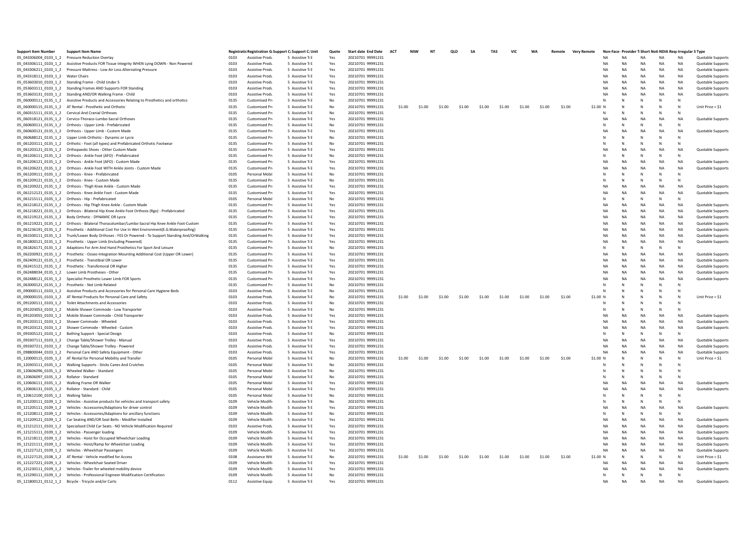| Support Item Number | Support Item Name | Registration Group Number | Registration Group Name | Support Category Number | Support Category Name | Unit | Quote | Start date | End Date | ACT | NSW | NT | QLD | SA | TAS | VIC | WA | Remote | Very Remote | Non-Face-to-Face | Provider Travel | Short Notice Cancellations | NDIA Requested Reports | Irregular SIL Supports | Type |
|---|---|---|---|---|---|---|---|---|---|---|---|---|---|---|---|---|---|---|---|---|---|---|---|---|---|
| 05_043306004_0103_1_2 | Pressure Reduction Overlay | 0103 | Assistive Produ | 5 | Assistive Te | E | Yes | 20210701 | 99991231 | | | | | | | | | | | NA | NA | NA | NA | NA | Quotable Supports |
| 05_043306111_0103_1_2 | Assistive Products FOR Tissue Integrity WHEN Lying DOWN - Non Powered | 0103 | Assistive Produ | 5 | Assistive Te | E | Yes | 20210701 | 99991231 | | | | | | | | | | | NA | NA | NA | NA | NA | Quotable Supports |
| 05_043306211_0103_1_2 | Pressure Mattress - Low Air Loss Alternating Pressure | 0103 | Assistive Produ | 5 | Assistive Te | E | Yes | 20210701 | 99991231 | | | | | | | | | | | NA | NA | NA | NA | NA | Quotable Supports |
| 05_043318111_0103_1_2 | Water Chairs | 0103 | Assistive Produ | 5 | Assistive Te | E | Yes | 20210701 | 99991231 | | | | | | | | | | | NA | NA | NA | NA | NA | Quotable Supports |
| 05_053603010_0103_1_2 | Standing Frame - Child Under 5 | 0103 | Assistive Produ | 5 | Assistive Te | E | Yes | 20210701 | 99991231 | | | | | | | | | | | NA | NA | NA | NA | NA | Quotable Supports |
| 05_053603111_0103_1_2 | Standing Frames AND Supports FOR Standing | 0103 | Assistive Produ | 5 | Assistive Te | E | Yes | 20210701 | 99991231 | | | | | | | | | | | NA | NA | NA | NA | NA | Quotable Supports |
| 05_053603131_0103_1_2 | Standing AND/OR Walking Frame - Child | 0103 | Assistive Produ | 5 | Assistive Te | E | Yes | 20210701 | 99991231 | | | | | | | | | | | NA | NA | NA | NA | NA | Quotable Supports |
| 05_060000111_0135_1_2 | Assistive Products and Accessories Relating to Prosthetics and orthotics | 0135 | Customised Pr | 5 | Assistive Te | E | No | 20210701 | 99991231 | | | | | | | | | | | N | N | N | N | N | |
| 05_060000115_0135_1_2 | AT Rental - Prosthetic and Orthotic | 0135 | Customised Pr | 5 | Assistive Te | E | No | 20210701 | 99991231 | $1.00 | $1.00 | $1.00 | $1.00 | $1.00 | $1.00 | $1.00 | $1.00 | $1.00 | $1.00 | N | N | N | N | N | Unit Price = $1 |
| 05_060315111_0135_1_2 | Cervical And Cranial Orthoses | 0135 | Customised Pr | 5 | Assistive Te | E | No | 20210701 | 99991231 | | | | | | | | | | | N | N | N | N | N | |
| 05_060318121_0135_1_2 | Cervico-Thoraco-Lumbo-Sacral Orthoses | 0135 | Customised Pr | 5 | Assistive Te | E | Yes | 20210701 | 99991231 | | | | | | | | | | | NA | NA | NA | NA | NA | Quotable Supports |
| 05_060600111_0135_1_2 | Orthosis - Upper Limb - Prefabricated | 0135 | Customised Pr | 5 | Assistive Te | E | No | 20210701 | 99991231 | | | | | | | | | | | N | N | N | N | N | |
| 05_060600121_0135_1_2 | Orthosis - Upper Limb - Custom Made | 0135 | Customised Pr | 5 | Assistive Te | E | Yes | 20210701 | 99991231 | | | | | | | | | | | NA | NA | NA | NA | NA | Quotable Supports |
| 05_060688121_0135_1_2 | Upper Limb Orthotic - Dynamic or Lycra | 0135 | Customised Pr | 5 | Assistive Te | E | No | 20210701 | 99991231 | | | | | | | | | | | N | N | N | N | N | |
| 05_061203111_0135_1_2 | Orthotic - Foot (all types) and Prefabricated Orthotic Footwear | 0135 | Customised Pr | 5 | Assistive Te | E | No | 20210701 | 99991231 | | | | | | | | | | | N | N | N | N | N | |
| 05_061203121_0135_1_2 | Orthopaedic Shoes - Other Custom Made | 0135 | Customised Pr | 5 | Assistive Te | E | Yes | 20210701 | 99991231 | | | | | | | | | | | NA | NA | NA | NA | NA | Quotable Supports |
| 05_061206111_0135_1_2 | Orthosis - Ankle Foot (AFO) - Prefabricated | 0135 | Customised Pr | 5 | Assistive Te | E | No | 20210701 | 99991231 | | | | | | | | | | | N | N | N | N | N | |
| 05_061206121_0135_1_2 | Orthosis - Ankle Foot (AFO) - Custom Made | 0135 | Customised Pr | 5 | Assistive Te | E | Yes | 20210701 | 99991231 | | | | | | | | | | | NA | NA | NA | NA | NA | Quotable Supports |
| 05_061206221_0135_1_2 | Orthosis - Ankle Foot WITH Ankle Joints - Custom Made | 0135 | Customised Pr | 5 | Assistive Te | E | Yes | 20210701 | 99991231 | | | | | | | | | | | NA | NA | NA | NA | NA | Quotable Supports |
| 05_061209111_0105_1_2 | Orthosis - Knee - Prefabricated | 0105 | Personal Mobi | 5 | Assistive Te | E | No | 20210701 | 99991231 | | | | | | | | | | | N | N | N | N | N | |
| 05_061209121_0135_1_2 | Orthosis - Knee - Custom Made | 0135 | Customised Pr | 5 | Assistive Te | E | No | 20210701 | 99991231 | | | | | | | | | | | N | N | N | N | N | |
| 05_061209221_0135_1_2 | Orthosis - Thigh Knee Ankle - Custom Made | 0135 | Customised Pr | 5 | Assistive Te | E | Yes | 20210701 | 99991231 | | | | | | | | | | | NA | NA | NA | NA | NA | Quotable Supports |
| 05_061212121_0135_1_2 | Orthosis - Knee Ankle Foot - Custom Made | 0135 | Customised Pr | 5 | Assistive Te | E | Yes | 20210701 | 99991231 | | | | | | | | | | | NA | NA | NA | NA | NA | Quotable Supports |
| 05_061215111_0105_1_2 | Orthosis - Hip - Prefabricated | 0105 | Personal Mobi | 5 | Assistive Te | E | No | 20210701 | 99991231 | | | | | | | | | | | N | N | N | N | N | |
| 05_061218121_0135_1_2 | Orthosis - Hip Thigh Knee Ankle - Custom Made | 0135 | Customised Pr | 5 | Assistive Te | E | Yes | 20210701 | 99991231 | | | | | | | | | | | NA | NA | NA | NA | NA | Quotable Supports |
| 05_061218221_0135_1_2 | Orthosis - Bilateral Hip Knee Ankle Foot Orthosis (Rgo) - Prefabricated | 0135 | Customised Pr | 5 | Assistive Te | E | Yes | 20210701 | 99991231 | | | | | | | | | | | NA | NA | NA | NA | NA | Quotable Supports |
| 05_061219121_0135_1_2 | Body Orthotic - DYNAMIC OR Lycra | 0135 | Customised Pr | 5 | Assistive Te | E | Yes | 20210701 | 99991231 | | | | | | | | | | | NA | NA | NA | NA | NA | Quotable Supports |
| 05_061219221_0135_1_2 | Orthosis - Bilateral Thoracolumbar/Lumbo-Sacral Hip Knee Ankle Foot-Custom | 0135 | Customised Pr | 5 | Assistive Te | E | Yes | 20210701 | 99991231 | | | | | | | | | | | NA | NA | NA | NA | NA | Quotable Supports |
| 05_061236191_0135_1_2 | Prosthetic - Additional Cost For Use In Wet Environment(E.G.Waterproofing) | 0135 | Customised Pr | 5 | Assistive Te | E | Yes | 20210701 | 99991231 | | | | | | | | | | | NA | NA | NA | NA | NA | Quotable Supports |
| 05_061500111_0135_1_2 | Trunk/Lower Body Orthoses - FES Or Powered - To Support Standing And/OrWalking | 0135 | Customised Pr | 5 | Assistive Te | E | Yes | 20210701 | 99991231 | | | | | | | | | | | NA | NA | NA | NA | NA | Quotable Supports |
| 05_061800121_0135_1_2 | Prosthetic - Upper Limb (Including Powered) | 0135 | Customised Pr | 5 | Assistive Te | E | Yes | 20210701 | 99991231 | | | | | | | | | | | NA | NA | NA | NA | NA | Quotable Supports |
| 05_061826171_0135_1_2 | Adaptions For Arm And Hand Prosthetics For Sport And Leisure | 0135 | Customised Pr | 5 | Assistive Te | E | No | 20210701 | 99991231 | | | | | | | | | | | N | N | N | N | N | |
| 05_062200921_0135_1_2 | Prosthetic - Osseo-Integration Mounting Additional Cost (Upper OR Lower) | 0135 | Customised Pr | 5 | Assistive Te | E | Yes | 20210701 | 99991231 | | | | | | | | | | | NA | NA | NA | NA | NA | Quotable Supports |
| 05_062409121_0135_1_2 | Prosthetic - Transtibial OR Lower | 0135 | Customised Pr | 5 | Assistive Te | E | Yes | 20210701 | 99991231 | | | | | | | | | | | NA | NA | NA | NA | NA | Quotable Supports |
| 05_062415121_0135_1_2 | Prosthetic - Transfemoral OR Higher | 0135 | Customised Pr | 5 | Assistive Te | E | Yes | 20210701 | 99991231 | | | | | | | | | | | NA | NA | NA | NA | NA | Quotable Supports |
| 05_062488034_0135_1_2 | Lower Limb Prostheses - Other | 0135 | Customised Pr | 5 | Assistive Te | E | Yes | 20210701 | 99991231 | | | | | | | | | | | NA | NA | NA | NA | NA | Quotable Supports |
| 05_062488121_0135_1_2 | Specialist Prosthetic Lower Limb FOR Sports | 0135 | Customised Pr | 5 | Assistive Te | E | Yes | 20210701 | 99991231 | | | | | | | | | | | NA | NA | NA | NA | NA | Quotable Supports |
| 05_063000121_0135_1_2 | Prosthetic - Not Limb Related | 0135 | Customised Pr | 5 | Assistive Te | E | No | 20210701 | 99991231 | | | | | | | | | | | N | N | N | N | N | |
| 05_090000111_0103_1_2 | Assistive Products and Accessories for Personal Care Hygiene Beds | 0103 | Assistive Produ | 5 | Assistive Te | E | No | 20210701 | 99991231 | | | | | | | | | | | N | N | N | N | N | |
| 05_090000155_0103_1_2 | AT Rental Products for Personal Care and Safety | 0103 | Assistive Produ | 5 | Assistive Te | E | No | 20210701 | 99991231 | $1.00 | $1.00 | $1.00 | $1.00 | $1.00 | $1.00 | $1.00 | $1.00 | $1.00 | $1.00 | N | N | N | N | N | Unit Price = $1 |
| 05_091200111_0103_1_2 | Toilet Attachments and Accessories | 0103 | Assistive Produ | 5 | Assistive Te | E | No | 20210701 | 99991231 | | | | | | | | | | | N | N | N | N | N | |
| 05_091203053_0103_1_2 | Mobile Shower Commode - Low Transporter | 0103 | Assistive Produ | 5 | Assistive Te | E | No | 20210701 | 99991231 | | | | | | | | | | | N | N | N | N | N | |
| 05_091203055_0103_1_2 | Mobile Shower Commode - Child Transporter | 0103 | Assistive Produ | 5 | Assistive Te | E | Yes | 20210701 | 99991231 | | | | | | | | | | | NA | NA | NA | NA | NA | Quotable Supports |
| 05_091203111_0103_1_2 | Shower Commode - Wheeled | 0103 | Assistive Produ | 5 | Assistive Te | E | Yes | 20210701 | 99991231 | | | | | | | | | | | NA | NA | NA | NA | NA | Quotable Supports |
| 05_091203121_0103_1_2 | Shower Commode - Wheeled - Custom | 0103 | Assistive Produ | 5 | Assistive Te | E | Yes | 20210701 | 99991231 | | | | | | | | | | | NA | NA | NA | NA | NA | Quotable Supports |
| 05_093305121_0103_1_2 | Bathing Support - Special Design | 0103 | Assistive Produ | 5 | Assistive Te | E | No | 20210701 | 99991231 | | | | | | | | | | | N | N | N | N | N | |
| 05_093307111_0103_1_2 | Change Table/Shower Trolley - Manual | 0103 | Assistive Produ | 5 | Assistive Te | E | Yes | 20210701 | 99991231 | | | | | | | | | | | NA | NA | NA | NA | NA | Quotable Supports |
| 05_093307211_0103_1_2 | Change Table/Shower Trolley - Powered | 0103 | Assistive Produ | 5 | Assistive Te | E | Yes | 20210701 | 99991231 | | | | | | | | | | | NA | NA | NA | NA | NA | Quotable Supports |
| 05_098800044_0103_1_2 | Personal Care AND Safety Equipment - Other | 0103 | Assistive Produ | 5 | Assistive Te | E | Yes | 20210701 | 99991231 | | | | | | | | | | | NA | NA | NA | NA | NA | Quotable Supports |
| 05_120000115_0105_1_2 | AT Rental for Personal Mobility and Transfer | 0105 | Personal Mobi | 5 | Assistive Te | E | No | 20210701 | 99991231 | $1.00 | $1.00 | $1.00 | $1.00 | $1.00 | $1.00 | $1.00 | $1.00 | $1.00 | $1.00 | N | N | N | N | N | Unit Price = $1 |
| 05_120303111_0105_1_2 | Walking Supports - Sticks Canes And Crutches | 0105 | Personal Mobi | 5 | Assistive Te | E | No | 20210701 | 99991231 | | | | | | | | | | | N | N | N | N | N | |
| 05_120606096_0105_1_2 | Wheeled Walker - Standard | 0105 | Personal Mobi | 5 | Assistive Te | E | No | 20210701 | 99991231 | | | | | | | | | | | N | N | N | N | N | |
| 05_120606097_0105_1_2 | Rollator - Standard | 0105 | Personal Mobi | 5 | Assistive Te | E | No | 20210701 | 99991231 | | | | | | | | | | | N | N | N | N | N | |
| 05_120606111_0105_1_2 | Walking Frame OR Walker | 0105 | Personal Mobi | 5 | Assistive Te | E | Yes | 20210701 | 99991231 | | | | | | | | | | | NA | NA | NA | NA | NA | Quotable Supports |
| 05_120606131_0105_1_2 | Rollator - Standard - Child | 0105 | Personal Mobi | 5 | Assistive Te | E | Yes | 20210701 | 99991231 | | | | | | | | | | | NA | NA | NA | NA | NA | Quotable Supports |
| 05_120612100_0105_1_2 | Walking Tables | 0105 | Personal Mobi | 5 | Assistive Te | E | No | 20210701 | 99991231 | | | | | | | | | | | N | N | N | N | N | |
| 05_121200111_0109_1_2 | Vehicles - Assistive products for vehicles and transport safety | 0109 | Vehicle Modifi | 5 | Assistive Te | E | No | 20210701 | 99991231 | | | | | | | | | | | N | N | N | N | N | |
| 05_121205111_0109_1_2 | Vehicles - Accessories/Adaptions for driver control | 0109 | Vehicle Modifi | 5 | Assistive Te | E | Yes | 20210701 | 99991231 | | | | | | | | | | | NA | NA | NA | NA | NA | Quotable Supports |
| 05_121208111_0109_1_2 | Vehicles - Accessories/Adaptions for ancillary functions | 0109 | Vehicle Modifi | 5 | Assistive Te | E | No | 20210701 | 99991231 | | | | | | | | | | | N | N | N | N | N | |
| 05_121209121_0109_1_2 | Car Seating AND/OR Seat Belts - Modifier Installed | 0109 | Vehicle Modifi | 5 | Assistive Te | E | Yes | 20210701 | 99991231 | | | | | | | | | | | NA | NA | NA | NA | NA | Quotable Supports |
| 05_121212111_0103_1_2 | Specialised Child Car Seats - NO Vehicle Modification Required | 0103 | Assistive Produ | 5 | Assistive Te | E | Yes | 20210701 | 99991231 | | | | | | | | | | | NA | NA | NA | NA | NA | Quotable Supports |
| 05_121215111_0109_1_2 | Vehicles - Passenger loading | 0109 | Vehicle Modifi | 5 | Assistive Te | E | Yes | 20210701 | 99991231 | | | | | | | | | | | NA | NA | NA | NA | NA | Quotable Supports |
| 05_121218111_0109_1_2 | Vehicles - Hoist for Occupied Wheelchair Loading | 0109 | Vehicle Modifi | 5 | Assistive Te | E | Yes | 20210701 | 99991231 | | | | | | | | | | | NA | NA | NA | NA | NA | Quotable Supports |
| 05_121221111_0109_1_2 | Vehicles - Hoist/Ramp for Wheelchair Loading | 0109 | Vehicle Modifi | 5 | Assistive Te | E | Yes | 20210701 | 99991231 | | | | | | | | | | | NA | NA | NA | NA | NA | Quotable Supports |
| 05_121227121_0109_1_2 | Vehicles - Wheelchair Passengers | 0109 | Vehicle Modifi | 5 | Assistive Te | E | Yes | 20210701 | 99991231 | | | | | | | | | | | NA | NA | NA | NA | NA | Quotable Supports |
| 05_121227125_0108_1_2 | AT Rental - Vehicle modified for Access | 0108 | Assistance Wit | 5 | Assistive Te | E | No | 20210701 | 99991231 | $1.00 | $1.00 | $1.00 | $1.00 | $1.00 | $1.00 | $1.00 | $1.00 | $1.00 | $1.00 | N | N | N | N | N | Unit Price = $1 |
| 05_121227221_0109_1_2 | Vehicles - Wheelchair Seated Driver | 0109 | Vehicle Modifi | 5 | Assistive Te | E | Yes | 20210701 | 99991231 | | | | | | | | | | | NA | NA | NA | NA | NA | Quotable Supports |
| 05_121230111_0109_1_2 | Vehicles -Trailer for wheeled mobility device | 0109 | Vehicle Modifi | 5 | Assistive Te | E | Yes | 20210701 | 99991231 | | | | | | | | | | | NA | NA | NA | NA | NA | Quotable Supports |
| 05_121290111_0109_1_2 | Vehicles - Professional Engineer Modification Certification | 0109 | Vehicle Modifi | 5 | Assistive Te | E | No | 20210701 | 99991231 | | | | | | | | | | | N | N | N | N | N | |
| 05_121800121_0112_1_2 | Bicycle - Tricycle and/or Carts | 0112 | Assistive Equip | 5 | Assistive Te | E | Yes | 20210701 | 99991231 | | | | | | | | | | | NA | NA | NA | NA | NA | Quotable Supports |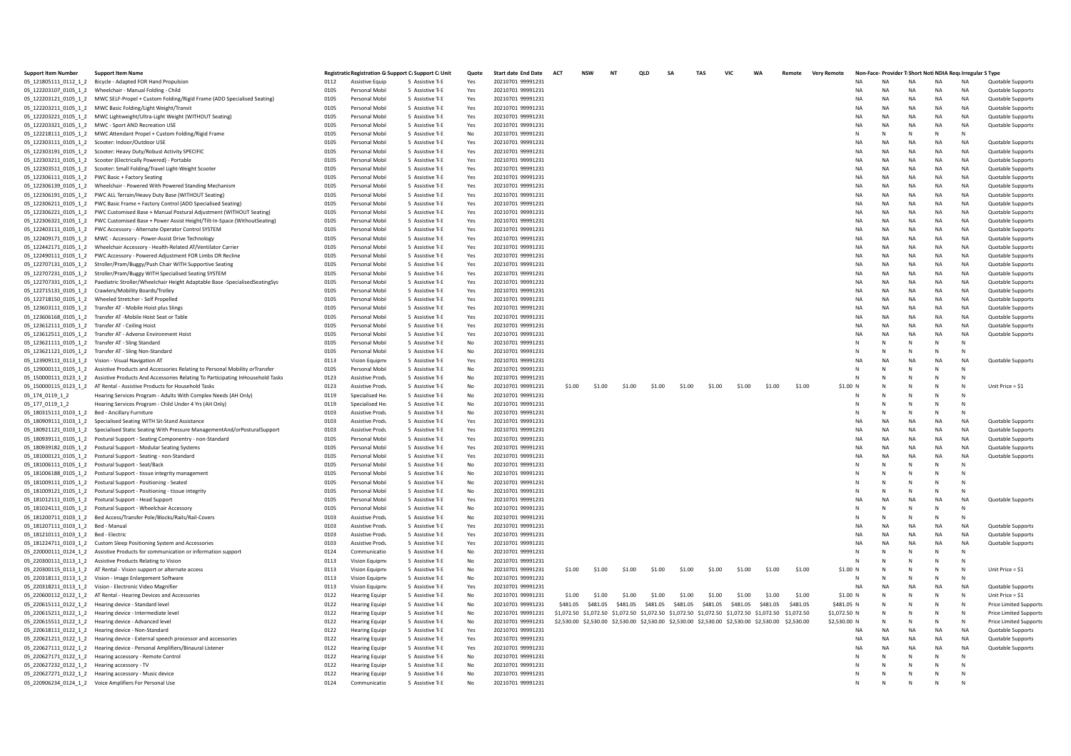| Support Item Number | Support Item Name | Registratic | Registration G | Support C: | Support C: | Unit | Quote | Start date | End Date | ACT | NSW | NT | QLD | SA | TAS | VIC | WA | Remote | Very Remote | Non-Face- | Provider T | Short Noti | NDIA Requ | Irregular S | Type |
|---|---|---|---|---|---|---|---|---|---|---|---|---|---|---|---|---|---|---|---|---|---|---|---|---|---|
| 05_121805111_0112_1_2 | Bicycle - Adapted FOR Hand Propulsion | 0112 | Assistive Equip | 5 | Assistive Te | E | Yes | 20210701 | 99991231 | | | | | | | | | | | NA | NA | NA | NA | NA | Quotable Supports |
| 05_122203107_0105_1_2 | Wheelchair - Manual Folding - Child | 0105 | Personal Mobi | 5 | Assistive Te | E | Yes | 20210701 | 99991231 | | | | | | | | | | | NA | NA | NA | NA | NA | Quotable Supports |
| 05_122203121_0105_1_2 | MWC SELF-Propel + Custom Folding/Rigid Frame (ADD Specialised Seating) | 0105 | Personal Mobi | 5 | Assistive Te | E | Yes | 20210701 | 99991231 | | | | | | | | | | | NA | NA | NA | NA | NA | Quotable Supports |
| 05_122203211_0105_1_2 | MWC Basic Folding/Light Weight/Transit | 0105 | Personal Mobi | 5 | Assistive Te | E | Yes | 20210701 | 99991231 | | | | | | | | | | | NA | NA | NA | NA | NA | Quotable Supports |
| 05_122203221_0105_1_2 | MWC Lightweight/Ultra-Light Weight (WITHOUT Seating) | 0105 | Personal Mobi | 5 | Assistive Te | E | Yes | 20210701 | 99991231 | | | | | | | | | | | NA | NA | NA | NA | NA | Quotable Supports |
| 05_122203321_0105_1_2 | MWC - Sport AND Recreation USE | 0105 | Personal Mobi | 5 | Assistive Te | E | Yes | 20210701 | 99991231 | | | | | | | | | | | NA | NA | NA | NA | NA | Quotable Supports |
| 05_122218111_0105_1_2 | MWC Attendant Propel + Custom Folding/Rigid Frame | 0105 | Personal Mobi | 5 | Assistive Te | E | No | 20210701 | 99991231 | | | | | | | | | | | N | N | N | N | N | |
| 05_122303111_0105_1_2 | Scooter: Indoor/Outdoor USE | 0105 | Personal Mobi | 5 | Assistive Te | E | Yes | 20210701 | 99991231 | | | | | | | | | | | NA | NA | NA | NA | NA | Quotable Supports |
| 05_122303191_0105_1_2 | Scooter: Heavy Duty/Robust Activity SPECIFIC | 0105 | Personal Mobi | 5 | Assistive Te | E | Yes | 20210701 | 99991231 | | | | | | | | | | | NA | NA | NA | NA | NA | Quotable Supports |
| 05_122303211_0105_1_2 | Scooter (Electrically Powered) - Portable | 0105 | Personal Mobi | 5 | Assistive Te | E | Yes | 20210701 | 99991231 | | | | | | | | | | | NA | NA | NA | NA | NA | Quotable Supports |
| 05_122303511_0105_1_2 | Scooter: Small Folding/Travel Light-Weight Scooter | 0105 | Personal Mobi | 5 | Assistive Te | E | Yes | 20210701 | 99991231 | | | | | | | | | | | NA | NA | NA | NA | NA | Quotable Supports |
| 05_122306111_0105_1_2 | PWC Basic + Factory Seating | 0105 | Personal Mobi | 5 | Assistive Te | E | Yes | 20210701 | 99991231 | | | | | | | | | | | NA | NA | NA | NA | NA | Quotable Supports |
| 05_122306139_0105_1_2 | Wheelchair - Powered With Powered Standing Mechanism | 0105 | Personal Mobi | 5 | Assistive Te | E | Yes | 20210701 | 99991231 | | | | | | | | | | | NA | NA | NA | NA | NA | Quotable Supports |
| 05_122306191_0105_1_2 | PWC ALL Terrain/Heavy Duty Base (WITHOUT Seating) | 0105 | Personal Mobi | 5 | Assistive Te | E | Yes | 20210701 | 99991231 | | | | | | | | | | | NA | NA | NA | NA | NA | Quotable Supports |
| 05_122306211_0105_1_2 | PWC Basic Frame + Factory Control (ADD Specialised Seating) | 0105 | Personal Mobi | 5 | Assistive Te | E | Yes | 20210701 | 99991231 | | | | | | | | | | | NA | NA | NA | NA | NA | Quotable Supports |
| 05_122306221_0105_1_2 | PWC Customised Base + Manual Postural Adjustment (WITHOUT Seating) | 0105 | Personal Mobi | 5 | Assistive Te | E | Yes | 20210701 | 99991231 | | | | | | | | | | | NA | NA | NA | NA | NA | Quotable Supports |
| 05_122306321_0105_1_2 | PWC Customised Base + Power Assist Height/Tilt-In-Space (WithoutSeating) | 0105 | Personal Mobi | 5 | Assistive Te | E | Yes | 20210701 | 99991231 | | | | | | | | | | | NA | NA | NA | NA | NA | Quotable Supports |
| 05_122403111_0105_1_2 | PWC Accessory - Alternate Operator Control SYSTEM | 0105 | Personal Mobi | 5 | Assistive Te | E | Yes | 20210701 | 99991231 | | | | | | | | | | | NA | NA | NA | NA | NA | Quotable Supports |
| 05_122409171_0105_1_2 | MWC - Accessory - Power-Assist Drive Technology | 0105 | Personal Mobi | 5 | Assistive Te | E | Yes | 20210701 | 99991231 | | | | | | | | | | | NA | NA | NA | NA | NA | Quotable Supports |
| 05_122442171_0105_1_2 | Wheelchair Accessory - Health-Related AT/Ventilator Carrier | 0105 | Personal Mobi | 5 | Assistive Te | E | Yes | 20210701 | 99991231 | | | | | | | | | | | NA | NA | NA | NA | NA | Quotable Supports |
| 05_122490111_0105_1_2 | PWC Accessory - Powered Adjustment FOR Limbs OR Recline | 0105 | Personal Mobi | 5 | Assistive Te | E | Yes | 20210701 | 99991231 | | | | | | | | | | | NA | NA | NA | NA | NA | Quotable Supports |
| 05_122707131_0105_1_2 | Stroller/Pram/Buggy/Push Chair WITH Supportive Seating | 0105 | Personal Mobi | 5 | Assistive Te | E | Yes | 20210701 | 99991231 | | | | | | | | | | | NA | NA | NA | NA | NA | Quotable Supports |
| 05_122707231_0105_1_2 | Stroller/Pram/Buggy WITH Specialised Seating SYSTEM | 0105 | Personal Mobi | 5 | Assistive Te | E | Yes | 20210701 | 99991231 | | | | | | | | | | | NA | NA | NA | NA | NA | Quotable Supports |
| 05_122707331_0105_1_2 | Paediatric Stroller/Wheelchair Height Adaptable Base -SpecialisedSeatingSys | 0105 | Personal Mobi | 5 | Assistive Te | E | Yes | 20210701 | 99991231 | | | | | | | | | | | NA | NA | NA | NA | NA | Quotable Supports |
| 05_122715131_0105_1_2 | Crawlers/Mobility Boards/Trolley | 0105 | Personal Mobi | 5 | Assistive Te | E | Yes | 20210701 | 99991231 | | | | | | | | | | | NA | NA | NA | NA | NA | Quotable Supports |
| 05_122718150_0105_1_2 | Wheeled Stretcher - Self Propelled | 0105 | Personal Mobi | 5 | Assistive Te | E | Yes | 20210701 | 99991231 | | | | | | | | | | | NA | NA | NA | NA | NA | Quotable Supports |
| 05_123603111_0105_1_2 | Transfer AT - Mobile Hoist plus Slings | 0105 | Personal Mobi | 5 | Assistive Te | E | Yes | 20210701 | 99991231 | | | | | | | | | | | NA | NA | NA | NA | NA | Quotable Supports |
| 05_123606168_0105_1_2 | Transfer AT -Mobile Hoist Seat or Table | 0105 | Personal Mobi | 5 | Assistive Te | E | Yes | 20210701 | 99991231 | | | | | | | | | | | NA | NA | NA | NA | NA | Quotable Supports |
| 05_123612111_0105_1_2 | Transfer AT - Ceiling Hoist | 0105 | Personal Mobi | 5 | Assistive Te | E | Yes | 20210701 | 99991231 | | | | | | | | | | | NA | NA | NA | NA | NA | Quotable Supports |
| 05_123612511_0105_1_2 | Transfer AT - Adverse Environment Hoist | 0105 | Personal Mobi | 5 | Assistive Te | E | Yes | 20210701 | 99991231 | | | | | | | | | | | NA | NA | NA | NA | NA | Quotable Supports |
| 05_123621111_0105_1_2 | Transfer AT - Sling Standard | 0105 | Personal Mobi | 5 | Assistive Te | E | No | 20210701 | 99991231 | | | | | | | | | | | N | N | N | N | N | |
| 05_123621121_0105_1_2 | Transfer AT - Sling Non-Standard | 0105 | Personal Mobi | 5 | Assistive Te | E | No | 20210701 | 99991231 | | | | | | | | | | | N | N | N | N | N | |
| 05_123909111_0113_1_2 | Vision - Visual Navigation AT | 0113 | Vision Equipm | 5 | Assistive Te | E | Yes | 20210701 | 99991231 | | | | | | | | | | | NA | NA | NA | NA | NA | Quotable Supports |
| 05_129000111_0105_1_2 | Assistive Products and Accessories Relating to Personal Mobility orTransfer | 0105 | Personal Mobi | 5 | Assistive Te | E | No | 20210701 | 99991231 | | | | | | | | | | | N | N | N | N | N | |
| 05_150000111_0123_1_2 | Assistive Products And Accessories Relating To Participating InHousehold Tasks | 0123 | Assistive Produ | 5 | Assistive Te | E | No | 20210701 | 99991231 | | | | | | | | | | | N | N | N | N | N | |
| 05_150000115_0123_1_2 | AT Rental - Assistive Products for Household Tasks | 0123 | Assistive Produ | 5 | Assistive Te | E | No | 20210701 | 99991231 | $1.00 | $1.00 | $1.00 | $1.00 | $1.00 | $1.00 | $1.00 | $1.00 | $1.00 | $1.00 | N | N | N | N | N | Unit Price = $1 |
| 05_174_0119_1_2 | Hearing Services Program - Adults With Complex Needs (AH Only) | 0119 | Specialised He | 5 | Assistive Te | E | No | 20210701 | 99991231 | | | | | | | | | | | N | N | N | N | N | |
| 05_177_0119_1_2 | Hearing Services Program - Child Under 4 Yrs (AH Only) | 0119 | Specialised He | 5 | Assistive Te | E | No | 20210701 | 99991231 | | | | | | | | | | | N | N | N | N | N | |
| 05_180315111_0103_1_2 | Bed - Ancillary Furniture | 0103 | Assistive Produ | 5 | Assistive Te | E | No | 20210701 | 99991231 | | | | | | | | | | | N | N | N | N | N | |
| 05_180909111_0103_1_2 | Specialised Seating WITH Sit-Stand Assistance | 0103 | Assistive Produ | 5 | Assistive Te | E | Yes | 20210701 | 99991231 | | | | | | | | | | | NA | NA | NA | NA | NA | Quotable Supports |
| 05_180921121_0103_1_2 | Specialised Static Seating With Pressure ManagementAnd/orPosturalSupport | 0103 | Assistive Produ | 5 | Assistive Te | E | Yes | 20210701 | 99991231 | | | | | | | | | | | NA | NA | NA | NA | NA | Quotable Supports |
| 05_180939111_0105_1_2 | Postural Support - Seating Componentry - non-Standard | 0105 | Personal Mobi | 5 | Assistive Te | E | Yes | 20210701 | 99991231 | | | | | | | | | | | NA | NA | NA | NA | NA | Quotable Supports |
| 05_180939182_0105_1_2 | Postural Support - Modular Seating Systems | 0105 | Personal Mobi | 5 | Assistive Te | E | Yes | 20210701 | 99991231 | | | | | | | | | | | NA | NA | NA | NA | NA | Quotable Supports |
| 05_181000121_0105_1_2 | Postural Support - Seating - non-Standard | 0105 | Personal Mobi | 5 | Assistive Te | E | Yes | 20210701 | 99991231 | | | | | | | | | | | NA | NA | NA | NA | NA | Quotable Supports |
| 05_181006111_0105_1_2 | Postural Support - Seat/Back | 0105 | Personal Mobi | 5 | Assistive Te | E | No | 20210701 | 99991231 | | | | | | | | | | | N | N | N | N | N | |
| 05_181006188_0105_1_2 | Postural Support - tissue integrity management | 0105 | Personal Mobi | 5 | Assistive Te | E | No | 20210701 | 99991231 | | | | | | | | | | | N | N | N | N | N | |
| 05_181009111_0105_1_2 | Postural Support - Positioning - Seated | 0105 | Personal Mobi | 5 | Assistive Te | E | No | 20210701 | 99991231 | | | | | | | | | | | N | N | N | N | N | |
| 05_181009121_0105_1_2 | Postural Support - Positioning - tissue integrity | 0105 | Personal Mobi | 5 | Assistive Te | E | No | 20210701 | 99991231 | | | | | | | | | | | N | N | N | N | N | |
| 05_181012111_0105_1_2 | Postural Support - Head Support | 0105 | Personal Mobi | 5 | Assistive Te | E | Yes | 20210701 | 99991231 | | | | | | | | | | | NA | NA | NA | NA | NA | Quotable Supports |
| 05_181024111_0105_1_2 | Postural Support - Wheelchair Accessory | 0105 | Personal Mobi | 5 | Assistive Te | E | No | 20210701 | 99991231 | | | | | | | | | | | N | N | N | N | N | |
| 05_181200711_0103_1_2 | Bed Access/Transfer Pole/Blocks/Rails/Rail-Covers | 0103 | Assistive Produ | 5 | Assistive Te | E | No | 20210701 | 99991231 | | | | | | | | | | | N | N | N | N | N | |
| 05_181207111_0103_1_2 | Bed - Manual | 0103 | Assistive Produ | 5 | Assistive Te | E | Yes | 20210701 | 99991231 | | | | | | | | | | | NA | NA | NA | NA | NA | Quotable Supports |
| 05_181210111_0103_1_2 | Bed - Electric | 0103 | Assistive Produ | 5 | Assistive Te | E | Yes | 20210701 | 99991231 | | | | | | | | | | | NA | NA | NA | NA | NA | Quotable Supports |
| 05_181224711_0103_1_2 | Custom Sleep Positioning System and Accessories | 0103 | Assistive Produ | 5 | Assistive Te | E | Yes | 20210701 | 99991231 | | | | | | | | | | | NA | NA | NA | NA | NA | Quotable Supports |
| 05_220000111_0124_1_2 | Assistive Products for communication or information support | 0124 | Communicatio | 5 | Assistive Te | E | No | 20210701 | 99991231 | | | | | | | | | | | N | N | N | N | N | |
| 05_220000111_0113_1_2 | Assistive Products Relating to Vision | 0113 | Vision Equipm | 5 | Assistive Te | E | No | 20210701 | 99991231 | | | | | | | | | | | N | N | N | N | N | |
| 05_220300115_0113_1_2 | AT Rental - Vision support or alternate access | 0113 | Vision Equipm | 5 | Assistive Te | E | No | 20210701 | 99991231 | $1.00 | $1.00 | $1.00 | $1.00 | $1.00 | $1.00 | $1.00 | $1.00 | $1.00 | $1.00 | N | N | N | N | N | Unit Price = $1 |
| 05_220318111_0113_1_2 | Vision - Image Enlargement Software | 0113 | Vision Equipm | 5 | Assistive Te | E | No | 20210701 | 99991231 | | | | | | | | | | | N | N | N | N | N | |
| 05_220318211_0113_1_2 | Vision - Electronic Video Magnifier | 0113 | Vision Equipm | 5 | Assistive Te | E | Yes | 20210701 | 99991231 | | | | | | | | | | | NA | NA | NA | NA | NA | Quotable Supports |
| 05_220600112_0122_1_2 | AT Rental - Hearing Devices and Accessories | 0122 | Hearing Equip | 5 | Assistive Te | E | No | 20210701 | 99991231 | $1.00 | $1.00 | $1.00 | $1.00 | $1.00 | $1.00 | $1.00 | $1.00 | $1.00 | $1.00 | N | N | N | N | N | Unit Price = $1 |
| 05_220615111_0122_1_2 | Hearing device - Standard level | 0122 | Hearing Equip | 5 | Assistive Te | E | No | 20210701 | 99991231 | $481.05 | $481.05 | $481.05 | $481.05 | $481.05 | $481.05 | $481.05 | $481.05 | $481.05 | $481.05 | N | N | N | N | N | Price Limited Supports |
| 05_220615211_0122_1_2 | Hearing device - Intermediate level | 0122 | Hearing Equip | 5 | Assistive Te | E | No | 20210701 | 99991231 | $1,072.50 | $1,072.50 | $1,072.50 | $1,072.50 | $1,072.50 | $1,072.50 | $1,072.50 | $1,072.50 | $1,072.50 | $1,072.50 | N | N | N | N | N | Price Limited Supports |
| 05_220615511_0122_1_2 | Hearing device - Advanced level | 0122 | Hearing Equip | 5 | Assistive Te | E | No | 20210701 | 99991231 | $2,530.00 | $2,530.00 | $2,530.00 | $2,530.00 | $2,530.00 | $2,530.00 | $2,530.00 | $2,530.00 | $2,530.00 | $2,530.00 | N | N | N | N | N | Price Limited Supports |
| 05_220618111_0122_1_2 | Hearing device - Non-Standard | 0122 | Hearing Equip | 5 | Assistive Te | E | Yes | 20210701 | 99991231 | | | | | | | | | | | NA | NA | NA | NA | NA | Quotable Supports |
| 05_220621211_0122_1_2 | Hearing device - External speech processor and accessories | 0122 | Hearing Equip | 5 | Assistive Te | E | Yes | 20210701 | 99991231 | | | | | | | | | | | NA | NA | NA | NA | NA | Quotable Supports |
| 05_220627111_0122_1_2 | Hearing device - Personal Amplifiers/Binaural Listener | 0122 | Hearing Equip | 5 | Assistive Te | E | Yes | 20210701 | 99991231 | | | | | | | | | | | NA | NA | NA | NA | NA | Quotable Supports |
| 05_220627171_0122_1_2 | Hearing accessory - Remote Control | 0122 | Hearing Equip | 5 | Assistive Te | E | No | 20210701 | 99991231 | | | | | | | | | | | N | N | N | N | N | |
| 05_220627232_0122_1_2 | Hearing accessory - TV | 0122 | Hearing Equip | 5 | Assistive Te | E | No | 20210701 | 99991231 | | | | | | | | | | | N | N | N | N | N | |
| 05_220627271_0122_1_2 | Hearing accessory - Music device | 0122 | Hearing Equip | 5 | Assistive Te | E | No | 20210701 | 99991231 | | | | | | | | | | | N | N | N | N | N | |
| 05_220906234_0124_1_2 | Voice Amplifiers For Personal Use | 0124 | Communicatio | 5 | Assistive Te | E | No | 20210701 | 99991231 | | | | | | | | | | | N | N | N | N | N | |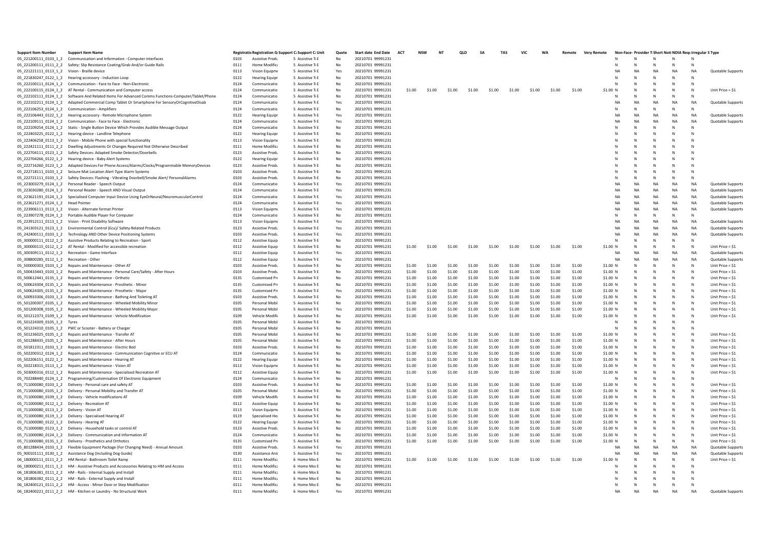| Support Item Number | Support Item Name | Registratic | Registration G | Support C | Support C | Unit | Quote | Start date | End Date | ACT | NSW | NT | QLD | SA | TAS | VIC | WA | Remote | Very Remote | Non-Face- | Provider T | Short Noti | NDIA Requ | Irregular S | Type |
|---|---|---|---|---|---|---|---|---|---|---|---|---|---|---|---|---|---|---|---|---|---|---|---|---|---|
| 05_221200111_0103_1_2 | Communication and Information - Computer interfaces | 0103 | Assistive Produ | 5 | Assistive Te | E | No | 20210701 | 99991231 | | | | | | | | | | | N | N | N | N | N | |
| 05_221200111_0111_2_2 | Safety: Slip Resistance Coating/Grab And/or Guide Rails | 0111 | Home Modifica | 5 | Assistive Te | E | No | 20210701 | 99991231 | | | | | | | | | | | N | N | N | N | N | |
| 05_221221111_0113_1_2 | Vision - Braille device | 0113 | Vision Equipme | 5 | Assistive Te | E | Yes | 20210701 | 99991231 | | | | | | | | | | | NA | NA | NA | NA | NA | Quotable Supports |
| 05_221830247_0122_1_2 | Hearing accessory - Induction Loop | 0122 | Hearing Equipr | 5 | Assistive Te | E | No | 20210701 | 99991231 | | | | | | | | | | | N | N | N | N | N | |
| 05_222100111_0124_1_2 | Communication - Face to Face - Non-Electronic | 0124 | Communicatio | 5 | Assistive Te | E | No | 20210701 | 99991231 | | | | | | | | | | | N | N | N | N | N | |
| 05_222100115_0124_1_2 | AT Rental - Communication and Computer access | 0124 | Communicatio | 5 | Assistive Te | E | No | 20210701 | 99991231 | $1.00 | $1.00 | $1.00 | $1.00 | $1.00 | $1.00 | $1.00 | $1.00 | $1.00 | $1.00 | N | N | N | N | N | Unit Price = $1 |
| 05_222102111_0124_1_2 | Software And Related Items For Advanced Comms Functions-Computer/Tablet/Phone | 0124 | Communicatio | 5 | Assistive Te | E | No | 20210701 | 99991231 | | | | | | | | | | | N | N | N | N | N | |
| 05_222102211_0124_1_2 | Adapted Commercial Comp Tablet Or Smartphone For SensoryOrCognitiveDisab | 0124 | Communicatio | 5 | Assistive Te | E | Yes | 20210701 | 99991231 | | | | | | | | | | | NA | NA | NA | NA | NA | Quotable Supports |
| 05_222106253_0124_1_2 | Communication - Amplifiers | 0124 | Communicatio | 5 | Assistive Te | E | No | 20210701 | 99991231 | | | | | | | | | | | N | N | N | N | N | |
| 05_222106443_0122_1_2 | Hearing accessory - Remote Microphone System | 0122 | Hearing Equipr | 5 | Assistive Te | E | Yes | 20210701 | 99991231 | | | | | | | | | | | NA | NA | NA | NA | NA | Quotable Supports |
| 05_222109111_0124_1_2 | Communication - Face to Face - Electronic | 0124 | Communicatio | 5 | Assistive Te | E | Yes | 20210701 | 99991231 | | | | | | | | | | | NA | NA | NA | NA | NA | Quotable Supports |
| 05_222109254_0124_1_2 | Static - Single Button Device Which Provides Audible Message Output | 0124 | Communicatio | 5 | Assistive Te | E | No | 20210701 | 99991231 | | | | | | | | | | | N | N | N | N | N | |
| 05_222403225_0122_1_2 | Hearing device - Landline Telephone | 0122 | Hearing Equipr | 5 | Assistive Te | E | No | 20210701 | 99991231 | | | | | | | | | | | N | N | N | N | N | |
| 05_222406258_0113_1_2 | Vision - Mobile Phone with special functionality | 0113 | Vision Equipme | 5 | Assistive Te | E | No | 20210701 | 99991231 | | | | | | | | | | | N | N | N | N | N | |
| 05_222421111_0111_2_2 | Dwelling Adjustments Or Changes Required Not Otherwise Described | 0111 | Home Modifica | 5 | Assistive Te | E | No | 20210701 | 99991231 | | | | | | | | | | | N | N | N | N | N | |
| 05_222704111_0123_1_2 | Safety Devices: Adapted Smoke Detector/Doorbells | 0123 | Assistive Produ | 5 | Assistive Te | E | No | 20210701 | 99991231 | | | | | | | | | | | N | N | N | N | N | |
| 05_222704266_0122_1_2 | Hearing device - Baby Alert Systems | 0122 | Hearing Equipr | 5 | Assistive Te | E | No | 20210701 | 99991231 | | | | | | | | | | | N | N | N | N | N | |
| 05_222716260_0123_1_2 | Adapted Devices For Phone Access/Alarms/Clocks/Programmable MemoryDevices | 0123 | Assistive Produ | 5 | Assistive Te | E | No | 20210701 | 99991231 | | | | | | | | | | | N | N | N | N | N | |
| 05_222718111_0103_1_2 | Seizure Mat Location Alert Type Alarm Systems | 0103 | Assistive Produ | 5 | Assistive Te | E | No | 20210701 | 99991231 | | | | | | | | | | | N | N | N | N | N | |
| 05_222721111_0103_1_2 | Safety Devices: Flashing - Vibrating Doorbell/Smoke Alert/ PersonalAlarms | 0103 | Assistive Produ | 5 | Assistive Te | E | No | 20210701 | 99991231 | | | | | | | | | | | N | N | N | N | N | |
| 05_223003279_0124_1_2 | Personal Reader - Speech Output | 0124 | Communicatio | 5 | Assistive Te | E | Yes | 20210701 | 99991231 | | | | | | | | | | | NA | NA | NA | NA | NA | Quotable Supports |
| 05_223030280_0124_1_2 | Personal Reader - Speech AND Visual Output | 0124 | Communicatio | 5 | Assistive Te | E | Yes | 20210701 | 99991231 | | | | | | | | | | | NA | NA | NA | NA | NA | Quotable Supports |
| 05_223621191_0124_1_2 | Specialised Computer Input Device Using EyeOrNeural/NeuromuscularControl | 0124 | Communicatio | 5 | Assistive Te | E | Yes | 20210701 | 99991231 | | | | | | | | | | | NA | NA | NA | NA | NA | Quotable Supports |
| 05_223621271_0124_1_2 | Head Pointer | 0124 | Communicatio | 5 | Assistive Te | E | Yes | 20210701 | 99991231 | | | | | | | | | | | NA | NA | NA | NA | NA | Quotable Supports |
| 05_223906111_0113_1_2 | Vision - Alternate format Printer | 0113 | Vision Equipme | 5 | Assistive Te | E | Yes | 20210701 | 99991231 | | | | | | | | | | | NA | NA | NA | NA | NA | Quotable Supports |
| 05_223907278_0124_1_2 | Portable Audible Player For Computer | 0124 | Communicatio | 5 | Assistive Te | E | No | 20210701 | 99991231 | | | | | | | | | | | N | N | N | N | N | |
| 05_223912111_0113_1_2 | Vision - Print Disability Software | 0113 | Vision Equipme | 5 | Assistive Te | E | Yes | 20210701 | 99991231 | | | | | | | | | | | NA | NA | NA | NA | NA | Quotable Supports |
| 05_241303121_0123_1_2 | Environmental Control (Ecu)/ Safety-Related Products | 0123 | Assistive Produ | 5 | Assistive Te | E | Yes | 20210701 | 99991231 | | | | | | | | | | | NA | NA | NA | NA | NA | Quotable Supports |
| 05_242400111_0103_1_2 | Technology AND Other Device Positioning Systems | 0103 | Assistive Produ | 5 | Assistive Te | E | Yes | 20210701 | 99991231 | | | | | | | | | | | NA | NA | NA | NA | NA | Quotable Supports |
| 05_300000111_0112_1_2 | Assistive Products Relating to Recreation - Sport | 0112 | Assistive Equip | 5 | Assistive Te | E | No | 20210701 | 99991231 | | | | | | | | | | | N | N | N | N | N | |
| 05_300000115_0112_1_2 | AT Rental - Modified for accessible recreation | 0112 | Assistive Equip | 5 | Assistive Te | E | No | 20210701 | 99991231 | $1.00 | $1.00 | $1.00 | $1.00 | $1.00 | $1.00 | $1.00 | $1.00 | $1.00 | $1.00 | N | N | N | N | N | Unit Price = $1 |
| 05_300309111_0112_1_2 | Recreation - Game Interface | 0112 | Assistive Equip | 5 | Assistive Te | E | Yes | 20210701 | 99991231 | | | | | | | | | | | NA | NA | NA | NA | NA | Quotable Supports |
| 05_308800285_0112_1_2 | Recreation - Other | 0112 | Assistive Equip | 5 | Assistive Te | E | Yes | 20210701 | 99991231 | | | | | | | | | | | NA | NA | NA | NA | NA | Quotable Supports |
| 05_500000308_0103_1_2 | Repairs and Maintenance - Other AT | 0103 | Assistive Produ | 5 | Assistive Te | E | No | 20210701 | 99991231 | $1.00 | $1.00 | $1.00 | $1.00 | $1.00 | $1.00 | $1.00 | $1.00 | $1.00 | $1.00 | N | N | N | N | N | Unit Price = $1 |
| 05_500433443_0103_1_2 | Repairs and Maintenance - Personal Care/Safety - After Hours | 0103 | Assistive Produ | 5 | Assistive Te | E | No | 20210701 | 99991231 | $1.00 | $1.00 | $1.00 | $1.00 | $1.00 | $1.00 | $1.00 | $1.00 | $1.00 | $1.00 | N | N | N | N | N | Unit Price = $1 |
| 05_500612441_0135_1_2 | Repairs and Maintenance - Orthotic | 0135 | Customised Pr | 5 | Assistive Te | E | No | 20210701 | 99991231 | $1.00 | $1.00 | $1.00 | $1.00 | $1.00 | $1.00 | $1.00 | $1.00 | $1.00 | $1.00 | N | N | N | N | N | Unit Price = $1 |
| 05_500624304_0135_1_2 | Repairs and Maintenance - Prosthetic - Minor | 0135 | Customised Pr | 5 | Assistive Te | E | No | 20210701 | 99991231 | $1.00 | $1.00 | $1.00 | $1.00 | $1.00 | $1.00 | $1.00 | $1.00 | $1.00 | $1.00 | N | N | N | N | N | Unit Price = $1 |
| 05_500624305_0135_1_2 | Repairs and Maintenance - Prosthetic - Major | 0135 | Customised Pr | 5 | Assistive Te | E | Yes | 20210701 | 99991231 | $1.00 | $1.00 | $1.00 | $1.00 | $1.00 | $1.00 | $1.00 | $1.00 | $1.00 | $1.00 | N | N | N | N | N | Unit Price = $1 |
| 05_500933306_0103_1_2 | Repairs and Maintenance - Bathing And Toileting AT | 0103 | Assistive Produ | 5 | Assistive Te | E | No | 20210701 | 99991231 | $1.00 | $1.00 | $1.00 | $1.00 | $1.00 | $1.00 | $1.00 | $1.00 | $1.00 | $1.00 | N | N | N | N | N | Unit Price = $1 |
| 05_501200307_0105_1_2 | Repairs and Maintenance - Wheeled Mobility Minor | 0105 | Personal Mobi | 5 | Assistive Te | E | No | 20210701 | 99991231 | $1.00 | $1.00 | $1.00 | $1.00 | $1.00 | $1.00 | $1.00 | $1.00 | $1.00 | $1.00 | N | N | N | N | N | Unit Price = $1 |
| 05_501200308_0105_1_2 | Repairs and Maintenance - Wheeled Mobility Major | 0105 | Personal Mobi | 5 | Assistive Te | E | Yes | 20210701 | 99991231 | $1.00 | $1.00 | $1.00 | $1.00 | $1.00 | $1.00 | $1.00 | $1.00 | $1.00 | $1.00 | N | N | N | N | N | Unit Price = $1 |
| 05_501212373_0109_1_2 | Repairs and Maintenance - Vehicle Modification | 0109 | Vehicle Modifi | 5 | Assistive Te | E | No | 20210701 | 99991231 | $1.00 | $1.00 | $1.00 | $1.00 | $1.00 | $1.00 | $1.00 | $1.00 | $1.00 | $1.00 | N | N | N | N | N | Unit Price = $1 |
| 05_501224309_0105_1_2 | Tyres | 0105 | Personal Mobi | 5 | Assistive Te | E | No | 20210701 | 99991231 | | | | | | | | | | | N | N | N | N | N | |
| 05_501224310_0105_1_2 | PWC or Scooter - Battery or Charger | 0105 | Personal Mobi | 5 | Assistive Te | E | No | 20210701 | 99991231 | | | | | | | | | | | N | N | N | N | N | |
| 05_501236025_0105_1_2 | Repairs and Maintenance - Transfer AT | 0105 | Personal Mobi | 5 | Assistive Te | E | No | 20210701 | 99991231 | $1.00 | $1.00 | $1.00 | $1.00 | $1.00 | $1.00 | $1.00 | $1.00 | $1.00 | $1.00 | N | N | N | N | N | Unit Price = $1 |
| 05_501288435_0105_1_2 | Repairs and Maintenance - After Hours | 0105 | Personal Mobi | 5 | Assistive Te | E | No | 20210701 | 99991231 | $1.00 | $1.00 | $1.00 | $1.00 | $1.00 | $1.00 | $1.00 | $1.00 | $1.00 | $1.00 | N | N | N | N | N | Unit Price = $1 |
| 05_501812311_0103_1_2 | Repairs and Maintenance - Electric Bed | 0103 | Assistive Produ | 5 | Assistive Te | E | No | 20210701 | 99991231 | $1.00 | $1.00 | $1.00 | $1.00 | $1.00 | $1.00 | $1.00 | $1.00 | $1.00 | $1.00 | N | N | N | N | N | Unit Price = $1 |
| 05_502200312_0124_1_2 | Repairs and Maintenance - Communication Cognitive or ECU AT | 0124 | Communicatio | 5 | Assistive Te | E | No | 20210701 | 99991231 | $1.00 | $1.00 | $1.00 | $1.00 | $1.00 | $1.00 | $1.00 | $1.00 | $1.00 | $1.00 | N | N | N | N | N | Unit Price = $1 |
| 05_502206151_0122_1_2 | Repairs and Maintenance - Hearing AT | 0122 | Hearing Equipr | 5 | Assistive Te | E | No | 20210701 | 99991231 | $1.00 | $1.00 | $1.00 | $1.00 | $1.00 | $1.00 | $1.00 | $1.00 | $1.00 | $1.00 | N | N | N | N | N | Unit Price = $1 |
| 05_502218315_0113_1_2 | Repairs and Maintenance - Vision AT | 0113 | Vision Equipme | 5 | Assistive Te | E | No | 20210701 | 99991231 | $1.00 | $1.00 | $1.00 | $1.00 | $1.00 | $1.00 | $1.00 | $1.00 | $1.00 | $1.00 | N | N | N | N | N | Unit Price = $1 |
| 05_503000316_0112_1_2 | Repairs and Maintenance - Specialised Recreation AT | 0112 | Assistive Equip | 5 | Assistive Te | E | No | 20210701 | 99991231 | $1.00 | $1.00 | $1.00 | $1.00 | $1.00 | $1.00 | $1.00 | $1.00 | $1.00 | $1.00 | N | N | N | N | N | Unit Price = $1 |
| 05_702288440_0124_1_2 | Programming/Customisation Of Electronic Equipment | 0124 | Communicatio | 5 | Assistive Te | H | No | 20210701 | 99991231 | | | | | | | | | | | N | N | N | N | N | |
| 05_711000080_0103_1_2 | Delivery - Personal care and safety AT | 0103 | Assistive Produ | 5 | Assistive Te | E | No | 20210701 | 99991231 | $1.00 | $1.00 | $1.00 | $1.00 | $1.00 | $1.00 | $1.00 | $1.00 | $1.00 | $1.00 | N | N | N | N | N | Unit Price = $1 |
| 05_711000080_0105_1_2 | Delivery - Personal Mobility and Transfer AT | 0105 | Personal Mobi | 5 | Assistive Te | E | No | 20210701 | 99991231 | $1.00 | $1.00 | $1.00 | $1.00 | $1.00 | $1.00 | $1.00 | $1.00 | $1.00 | $1.00 | N | N | N | N | N | Unit Price = $1 |
| 05_711000080_0109_1_2 | Delivery - Vehicle modifications AT | 0109 | Vehicle Modifi | 5 | Assistive Te | E | No | 20210701 | 99991231 | $1.00 | $1.00 | $1.00 | $1.00 | $1.00 | $1.00 | $1.00 | $1.00 | $1.00 | $1.00 | N | N | N | N | N | Unit Price = $1 |
| 05_711000080_0112_1_2 | Delivery - Recreation AT | 0112 | Assistive Equip | 5 | Assistive Te | E | No | 20210701 | 99991231 | $1.00 | $1.00 | $1.00 | $1.00 | $1.00 | $1.00 | $1.00 | $1.00 | $1.00 | $1.00 | N | N | N | N | N | Unit Price = $1 |
| 05_711000080_0113_1_2 | Delivery - Vision AT | 0113 | Vision Equipme | 5 | Assistive Te | E | No | 20210701 | 99991231 | $1.00 | $1.00 | $1.00 | $1.00 | $1.00 | $1.00 | $1.00 | $1.00 | $1.00 | $1.00 | N | N | N | N | N | Unit Price = $1 |
| 05_711000080_0119_1_2 | Delivery - Specialised Hearing AT | 0119 | Specialised He | 5 | Assistive Te | E | No | 20210701 | 99991231 | $1.00 | $1.00 | $1.00 | $1.00 | $1.00 | $1.00 | $1.00 | $1.00 | $1.00 | $1.00 | N | N | N | N | N | Unit Price = $1 |
| 05_711000080_0122_1_2 | Delivery - Hearing AT | 0122 | Hearing Equipr | 5 | Assistive Te | E | No | 20210701 | 99991231 | $1.00 | $1.00 | $1.00 | $1.00 | $1.00 | $1.00 | $1.00 | $1.00 | $1.00 | $1.00 | N | N | N | N | N | Unit Price = $1 |
| 05_711000080_0123_1_2 | Delivery - Household tasks or control AT | 0123 | Assistive Produ | 5 | Assistive Te | E | No | 20210701 | 99991231 | $1.00 | $1.00 | $1.00 | $1.00 | $1.00 | $1.00 | $1.00 | $1.00 | $1.00 | $1.00 | N | N | N | N | N | Unit Price = $1 |
| 05_711000080_0124_1_2 | Delivery - Communication and Information AT | 0124 | Communicatio | 5 | Assistive Te | E | No | 20210701 | 99991231 | $1.00 | $1.00 | $1.00 | $1.00 | $1.00 | $1.00 | $1.00 | $1.00 | $1.00 | $1.00 | N | N | N | N | N | Unit Price = $1 |
| 05_711000080_0135_1_2 | Delivery - Prosthetics and Orthotics | 0135 | Customised Pr | 5 | Assistive Te | E | No | 20210701 | 99991231 | $1.00 | $1.00 | $1.00 | $1.00 | $1.00 | $1.00 | $1.00 | $1.00 | $1.00 | $1.00 | N | N | N | N | N | Unit Price = $1 |
| 05_801288434_0103_1_2 | Flexible Equipment Package (For Changing Need) - Annual Amount | 0103 | Assistive Produ | 5 | Assistive Te | E | Yes | 20210701 | 99991231 | | | | | | | | | | | NA | NA | NA | NA | NA | Quotable Supports |
| 05_900101111_0130_1_2 | Assistance Dog (Including Dog Guide) | 0130 | Assistance Ani | 5 | Assistive Te | E | Yes | 20210701 | 99991231 | | | | | | | | | | | NA | NA | NA | NA | NA | Quotable Supports |
| 06_180000111_0111_2_2 | HM Rental - Bathroom Toilet Ramp | 0111 | Home Modifica | 6 | Home Mo | E | No | 20210701 | 99991231 | $1.00 | $1.00 | $1.00 | $1.00 | $1.00 | $1.00 | $1.00 | $1.00 | $1.00 | $1.00 | N | N | N | N | N | Unit Price = $1 |
| 06_180000211_0111_2_2 | HM - Assistive Products and Accessories Relating to HM and Access | 0111 | Home Modifica | 6 | Home Mo | E | No | 20210701 | 99991231 | | | | | | | | | | | N | N | N | N | N | |
| 06_181806381_0111_2_2 | HM - Rails - Internal Supply and Install | 0111 | Home Modifica | 6 | Home Mo | E | No | 20210701 | 99991231 | | | | | | | | | | | N | N | N | N | N | |
| 06_181806382_0111_2_2 | HM - Rails - External Supply and Install | 0111 | Home Modifica | 6 | Home Mo | E | No | 20210701 | 99991231 | | | | | | | | | | | N | N | N | N | N | |
| 06_182400121_0111_2_2 | HM - Access - Minor Door or Step Modification | 0111 | Home Modifica | 6 | Home Mo | E | No | 20210701 | 99991231 | | | | | | | | | | | N | N | N | N | N | |
| 06_182400221_0111_2_2 | HM - Kitchen or Laundry - No Structural Work | 0111 | Home Modifica | 6 | Home Mo | E | Yes | 20210701 | 99991231 | | | | | | | | | | | NA | NA | NA | NA | NA | Quotable Supports |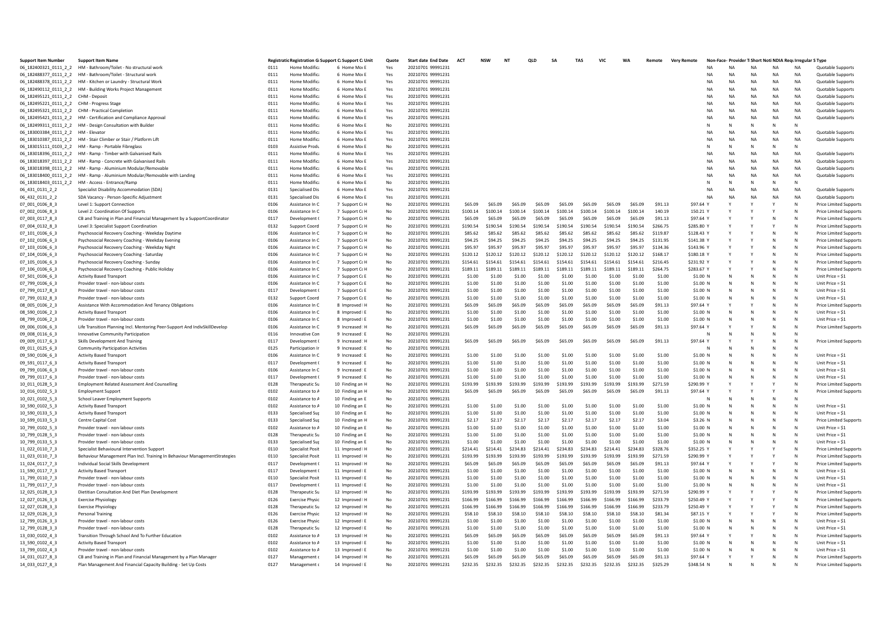| Support Item Number | Support Item Name | Registration Group Number | Registration Group Name | Support Category | Unit | Quote | Start date | End Date | ACT | NSW | NT | QLD | SA | TAS | VIC | WA | Remote | Very Remote | Non-Face-to-Face | Provider Travel | Short Notice Cancellations | NDIA Requested Reports | Irregular SIL Supports | Type |
|---|---|---|---|---|---|---|---|---|---|---|---|---|---|---|---|---|---|---|---|---|---|---|---|---|
| 06_182400321_0111_2_2 | HM - Bathroom/Toilet - No structural work | 0111 | Home Modifica | 6 Home Mo | E | Yes | 20210701 | 99991231 | | | | | | | | | | | NA | NA | NA | NA | NA | Quotable Supports |
| 06_182488377_0111_2_2 | HM - Bathroom/Toilet - Structural work | 0111 | Home Modifica | 6 Home Mo | E | Yes | 20210701 | 99991231 | | | | | | | | | | | NA | NA | NA | NA | NA | Quotable Supports |
| 06_182488378_0111_2_2 | HM - Kitchen or Laundry - Structural Work | 0111 | Home Modifica | 6 Home Mo | E | Yes | 20210701 | 99991231 | | | | | | | | | | | NA | NA | NA | NA | NA | Quotable Supports |
| 06_182490112_0111_2_2 | HM - Building Works Project Management | 0111 | Home Modifica | 6 Home Mo | E | Yes | 20210701 | 99991231 | | | | | | | | | | | NA | NA | NA | NA | NA | Quotable Supports |
| 06_182495121_0111_2_2 | CHM - Deposit | 0111 | Home Modifica | 6 Home Mo | E | Yes | 20210701 | 99991231 | | | | | | | | | | | NA | NA | NA | NA | NA | Quotable Supports |
| 06_182495221_0111_2_2 | CHM - Progress Stage | 0111 | Home Modifica | 6 Home Mo | E | Yes | 20210701 | 99991231 | | | | | | | | | | | NA | NA | NA | NA | NA | Quotable Supports |
| 06_182495321_0111_2_2 | CHM - Practical Completion | 0111 | Home Modifica | 6 Home Mo | E | Yes | 20210701 | 99991231 | | | | | | | | | | | NA | NA | NA | NA | NA | Quotable Supports |
| 06_182495421_0111_2_2 | HM - Certification and Compliance Approval | 0111 | Home Modifica | 6 Home Mo | E | Yes | 20210701 | 99991231 | | | | | | | | | | | NA | NA | NA | NA | NA | Quotable Supports |
| 06_182499311_0111_2_2 | HM - Design Consultation with Builder | 0111 | Home Modifica | 6 Home Mo | E | No | 20210701 | 99991231 | | | | | | | | | | | N | N | N | N | N | |
| 06_183003384_0111_2_2 | HM - Elevator | 0111 | Home Modifica | 6 Home Mo | E | Yes | 20210701 | 99991231 | | | | | | | | | | | NA | NA | NA | NA | NA | Quotable Supports |
| 06_183010387_0111_2_2 | HM - Stair Climber or Stair / Platform Lift | 0111 | Home Modifica | 6 Home Mo | E | Yes | 20210701 | 99991231 | | | | | | | | | | | NA | NA | NA | NA | NA | Quotable Supports |
| 06_183015111_0103_2_2 | HM - Ramp - Portable Fibreglass | 0103 | Assistive Produ | 6 Home Mo | E | No | 20210701 | 99991231 | | | | | | | | | | | N | N | N | N | N | |
| 06_183018396_0111_2_2 | HM - Ramp - Timber with Galvanised Rails | 0111 | Home Modifica | 6 Home Mo | E | Yes | 20210701 | 99991231 | | | | | | | | | | | NA | NA | NA | NA | NA | Quotable Supports |
| 06_183018397_0111_2_2 | HM - Ramp - Concrete with Galvanised Rails | 0111 | Home Modifica | 6 Home Mo | E | Yes | 20210701 | 99991231 | | | | | | | | | | | NA | NA | NA | NA | NA | Quotable Supports |
| 06_183018398_0111_2_2 | HM - Ramp - Aluminium Modular/Removable | 0111 | Home Modifica | 6 Home Mo | E | Yes | 20210701 | 99991231 | | | | | | | | | | | NA | NA | NA | NA | NA | Quotable Supports |
| 06_183018400_0111_2_2 | HM - Ramp - Aluminium Modular/Removable with Landing | 0111 | Home Modifica | 6 Home Mo | E | Yes | 20210701 | 99991231 | | | | | | | | | | | NA | NA | NA | NA | NA | Quotable Supports |
| 06_183018403_0111_2_2 | HM - Access - Entrance/Ramp | 0111 | Home Modifica | 6 Home Mo | E | No | 20210701 | 99991231 | | | | | | | | | | | N | N | N | N | N | |
| 06_431_0131_2_2 | Specialist Disability Accommodation (SDA) | 0131 | Specialised Dis | 6 Home Mo | E | Yes | 20210701 | 99991231 | | | | | | | | | | | NA | NA | NA | NA | NA | Quotable Supports |
| 06_432_0131_2_2 | SDA Vacancy - Person-Specific Adjustment | 0131 | Specialised Dis | 6 Home Mo | E | Yes | 20210701 | 99991231 | | | | | | | | | | | NA | NA | NA | NA | NA | Quotable Supports |
| 07_001_0106_8_3 | Level 1: Support Connection | 0106 | Assistance In C | 7 Support Co | H | No | 20210701 | 99991231 | $65.09 | $65.09 | $65.09 | $65.09 | $65.09 | $65.09 | $65.09 | $65.09 | $91.13 | $97.64 | Y | Y | Y | Y | N | Price Limited Supports |
| 07_002_0106_8_3 | Level 2: Coordination Of Supports | 0106 | Assistance In C | 7 Support Co | H | No | 20210701 | 99991231 | $100.14 | $100.14 | $100.14 | $100.14 | $100.14 | $100.14 | $100.14 | $100.14 | 140.19 | 150.21 | Y | Y | Y | Y | N | Price Limited Supports |
| 07_003_0117_8_3 | CB and Training in Plan and Financial Management by a SupportCoordinator | 0117 | Development | 7 Support Co | H | No | 20210701 | 99991231 | $65.09 | $65.09 | $65.09 | $65.09 | $65.09 | $65.09 | $65.09 | $65.09 | $91.13 | $97.64 | Y | Y | Y | N | N | Price Limited Supports |
| 07_004_0132_8_3 | Level 3: Specialist Support Coordination | 0132 | Support Coord | 7 Support Co | H | No | 20210701 | 99991231 | $190.54 | $190.54 | $190.54 | $190.54 | $190.54 | $190.54 | $190.54 | $190.54 | $266.75 | $285.80 | Y | Y | Y | Y | N | Price Limited Supports |
| 07_101_0106_6_3 | Psychosocial Recovery Coaching - Weekday Daytime | 0106 | Assistance In C | 7 Support Co | H | No | 20210701 | 99991231 | $85.62 | $85.62 | $85.62 | $85.62 | $85.62 | $85.62 | $85.62 | $85.62 | $119.87 | $128.43 | Y | Y | Y | N | N | Price Limited Supports |
| 07_102_0106_6_3 | Psychosocial Recovery Coaching - Weekday Evening | 0106 | Assistance In C | 7 Support Co | H | No | 20210701 | 99991231 | $94.25 | $94.25 | $94.25 | $94.25 | $94.25 | $94.25 | $94.25 | $94.25 | $131.95 | $141.38 | Y | Y | Y | N | N | Price Limited Supports |
| 07_103_0106_6_3 | Psychosocial Recovery Coaching - Weekday Night | 0106 | Assistance In C | 7 Support Co | H | No | 20210701 | 99991231 | $95.97 | $95.97 | $95.97 | $95.97 | $95.97 | $95.97 | $95.97 | $95.97 | $134.36 | $143.96 | Y | Y | Y | N | N | Price Limited Supports |
| 07_104_0106_6_3 | Psychosocial Recovery Coaching - Saturday | 0106 | Assistance In C | 7 Support Co | H | No | 20210701 | 99991231 | $120.12 | $120.12 | $120.12 | $120.12 | $120.12 | $120.12 | $120.12 | $120.12 | $168.17 | $180.18 | Y | Y | Y | N | N | Price Limited Supports |
| 07_105_0106_6_3 | Psychosocial Recovery Coaching - Sunday | 0106 | Assistance In C | 7 Support Co | H | No | 20210701 | 99991231 | $154.61 | $154.61 | $154.61 | $154.61 | $154.61 | $154.61 | $154.61 | $154.61 | $216.45 | $231.92 | Y | Y | Y | N | N | Price Limited Supports |
| 07_106_0106_6_3 | Psychosocial Recovery Coaching - Public Holiday | 0106 | Assistance In C | 7 Support Co | H | No | 20210701 | 99991231 | $189.11 | $189.11 | $189.11 | $189.11 | $189.11 | $189.11 | $189.11 | $189.11 | $264.75 | $283.67 | Y | Y | Y | N | N | Price Limited Supports |
| 07_501_0106_6_3 | Activity Based Transport | 0106 | Assistance In C | 7 Support Co | E | No | 20210701 | 99991231 | $1.00 | $1.00 | $1.00 | $1.00 | $1.00 | $1.00 | $1.00 | $1.00 | $1.00 | $1.00 | N | N | N | N | N | Unit Price = $1 |
| 07_799_0106_6_3 | Provider travel - non-labour costs | 0106 | Assistance In C | 7 Support Co | E | No | 20210701 | 99991231 | $1.00 | $1.00 | $1.00 | $1.00 | $1.00 | $1.00 | $1.00 | $1.00 | $1.00 | $1.00 | N | N | N | N | N | Unit Price = $1 |
| 07_799_0117_8_3 | Provider travel - non-labour costs | 0117 | Development | 7 Support Co | E | No | 20210701 | 99991231 | $1.00 | $1.00 | $1.00 | $1.00 | $1.00 | $1.00 | $1.00 | $1.00 | $1.00 | $1.00 | N | N | N | N | N | Unit Price = $1 |
| 07_799_0132_8_3 | Provider travel - non-labour costs | 0132 | Support Coord | 7 Support Co | E | No | 20210701 | 99991231 | $1.00 | $1.00 | $1.00 | $1.00 | $1.00 | $1.00 | $1.00 | $1.00 | $1.00 | $1.00 | N | N | N | N | N | Unit Price = $1 |
| 08_005_0106_2_3 | Assistance With Accommodation And Tenancy Obligations | 0106 | Assistance In C | 8 Improved | H | No | 20210701 | 99991231 | $65.09 | $65.09 | $65.09 | $65.09 | $65.09 | $65.09 | $65.09 | $65.09 | $91.13 | $97.64 | Y | Y | Y | N | N | Price Limited Supports |
| 08_590_0106_2_3 | Activity Based Transport | 0106 | Assistance In C | 8 Improved | E | No | 20210701 | 99991231 | $1.00 | $1.00 | $1.00 | $1.00 | $1.00 | $1.00 | $1.00 | $1.00 | $1.00 | $1.00 | N | N | N | N | N | Unit Price = $1 |
| 08_799_0106_2_3 | Provider travel - non-labour costs | 0106 | Assistance In C | 8 Improved | E | No | 20210701 | 99991231 | $1.00 | $1.00 | $1.00 | $1.00 | $1.00 | $1.00 | $1.00 | $1.00 | $1.00 | $1.00 | N | N | N | N | N | Unit Price = $1 |
| 09_006_0106_6_3 | Life Transition Planning Incl. Mentoring Peer-Support And IndivSkillDevelop | 0106 | Assistance In C | 9 Increased | H | No | 20210701 | 99991231 | $65.09 | $65.09 | $65.09 | $65.09 | $65.09 | $65.09 | $65.09 | $65.09 | $91.13 | $97.64 | Y | Y | Y | N | N | Price Limited Supports |
| 09_008_0116_6_3 | Innovative Community Participation | 0116 | Innovative Con | 9 Increased | E | No | 20210701 | 99991231 | | | | | | | | | | | N | N | N | N | N | |
| 09_009_0117_6_3 | Skills Development And Training | 0117 | Development | 9 Increased | H | No | 20210701 | 99991231 | $65.09 | $65.09 | $65.09 | $65.09 | $65.09 | $65.09 | $65.09 | $65.09 | $91.13 | $97.64 | Y | Y | Y | N | N | Price Limited Supports |
| 09_011_0125_6_3 | Community Participation Activities | 0125 | Participation Ir | 9 Increased | E | No | 20210701 | 99991231 | | | | | | | | | | | N | N | N | N | N | |
| 09_590_0106_6_3 | Activity Based Transport | 0106 | Assistance In C | 9 Increased | E | No | 20210701 | 99991231 | $1.00 | $1.00 | $1.00 | $1.00 | $1.00 | $1.00 | $1.00 | $1.00 | $1.00 | $1.00 | N | N | N | N | N | Unit Price = $1 |
| 09_591_0117_6_3 | Activity Based Transport | 0117 | Development | 9 Increased | E | No | 20210701 | 99991231 | $1.00 | $1.00 | $1.00 | $1.00 | $1.00 | $1.00 | $1.00 | $1.00 | $1.00 | $1.00 | N | N | N | N | N | Unit Price = $1 |
| 09_799_0106_6_3 | Provider travel - non-labour costs | 0106 | Assistance In C | 9 Increased | E | No | 20210701 | 99991231 | $1.00 | $1.00 | $1.00 | $1.00 | $1.00 | $1.00 | $1.00 | $1.00 | $1.00 | $1.00 | N | N | N | N | N | Unit Price = $1 |
| 09_799_0117_6_3 | Provider travel - non-labour costs | 0117 | Development | 9 Increased | E | No | 20210701 | 99991231 | $1.00 | $1.00 | $1.00 | $1.00 | $1.00 | $1.00 | $1.00 | $1.00 | $1.00 | $1.00 | N | N | N | N | N | Unit Price = $1 |
| 10_011_0128_5_3 | Employment Related Assessment And Counselling | 0128 | Therapeutic Su | 10 Finding an | H | No | 20210701 | 99991231 | $193.99 | $193.99 | $193.99 | $193.99 | $193.99 | $193.99 | $193.99 | $193.99 | $271.59 | $290.99 | Y | Y | Y | Y | N | Price Limited Supports |
| 10_016_0102_5_3 | Employment Support | 0102 | Assistance to A | 10 Finding an | H | No | 20210701 | 99991231 | $65.09 | $65.09 | $65.09 | $65.09 | $65.09 | $65.09 | $65.09 | $65.09 | $91.13 | $97.64 | Y | Y | Y | Y | N | Price Limited Supports |
| 10_021_0102_5_3 | School Leaver Employment Supports | 0102 | Assistance to A | 10 Finding an | E | No | 20210701 | 99991231 | | | | | | | | | | | N | N | N | N | N | |
| 10_590_0102_5_3 | Activity Based Transport | 0102 | Assistance to A | 10 Finding an | E | No | 20210701 | 99991231 | $1.00 | $1.00 | $1.00 | $1.00 | $1.00 | $1.00 | $1.00 | $1.00 | $1.00 | $1.00 | N | N | N | N | N | Unit Price = $1 |
| 10_590_0133_5_3 | Activity Based Transport | 0133 | Specialised Sup | 10 Finding an | E | No | 20210701 | 99991231 | $1.00 | $1.00 | $1.00 | $1.00 | $1.00 | $1.00 | $1.00 | $1.00 | $1.00 | $1.00 | N | N | N | N | N | Unit Price = $1 |
| 10_599_0133_5_3 | Centre Capital Cost | 0133 | Specialised Sup | 10 Finding an | H | No | 20210701 | 99991231 | $2.17 | $2.17 | $2.17 | $2.17 | $2.17 | $2.17 | $2.17 | $2.17 | $3.04 | $3.26 | N | N | N | N | N | Price Limited Supports |
| 10_799_0102_5_3 | Provider travel - non-labour costs | 0102 | Assistance to A | 10 Finding an | E | No | 20210701 | 99991231 | $1.00 | $1.00 | $1.00 | $1.00 | $1.00 | $1.00 | $1.00 | $1.00 | $1.00 | $1.00 | N | N | N | N | N | Unit Price = $1 |
| 10_799_0128_5_3 | Provider travel - non-labour costs | 0128 | Therapeutic Su | 10 Finding an | E | No | 20210701 | 99991231 | $1.00 | $1.00 | $1.00 | $1.00 | $1.00 | $1.00 | $1.00 | $1.00 | $1.00 | $1.00 | N | N | N | N | N | Unit Price = $1 |
| 10_799_0133_5_3 | Provider travel - non-labour costs | 0133 | Specialised Sup | 10 Finding an | E | No | 20210701 | 99991231 | $1.00 | $1.00 | $1.00 | $1.00 | $1.00 | $1.00 | $1.00 | $1.00 | $1.00 | $1.00 | N | N | N | N | N | Unit Price = $1 |
| 11_022_0110_7_3 | Specialist Behavioural Intervention Support | 0110 | Specialist Posit | 11 Improved | H | No | 20210701 | 99991231 | $214.41 | $214.41 | $234.83 | $214.41 | $234.83 | $234.83 | $214.41 | $234.83 | $328.76 | $352.25 | Y | Y | Y | Y | N | Price Limited Supports |
| 11_023_0110_7_3 | Behaviour Management Plan Incl. Training In Behaviour ManagementStrategies | 0110 | Specialist Posit | 11 Improved | H | No | 20210701 | 99991231 | $193.99 | $193.99 | $193.99 | $193.99 | $193.99 | $193.99 | $193.99 | $193.99 | $271.59 | $290.99 | Y | Y | Y | Y | N | Price Limited Supports |
| 11_024_0117_7_3 | Individual Social Skills Development | 0117 | Development | 11 Improved | H | No | 20210701 | 99991231 | $65.09 | $65.09 | $65.09 | $65.09 | $65.09 | $65.09 | $65.09 | $65.09 | $91.13 | $97.64 | Y | Y | Y | Y | N | Price Limited Supports |
| 11_590_0117_7_3 | Activity Based Transport | 0117 | Development | 11 Improved | E | No | 20210701 | 99991231 | $1.00 | $1.00 | $1.00 | $1.00 | $1.00 | $1.00 | $1.00 | $1.00 | $1.00 | $1.00 | N | N | N | N | N | Unit Price = $1 |
| 11_799_0110_7_3 | Provider travel - non-labour costs | 0110 | Specialist Posit | 11 Improved | E | No | 20210701 | 99991231 | $1.00 | $1.00 | $1.00 | $1.00 | $1.00 | $1.00 | $1.00 | $1.00 | $1.00 | $1.00 | N | N | N | N | N | Unit Price = $1 |
| 11_799_0117_7_3 | Provider travel - non-labour costs | 0117 | Development | 11 Improved | E | No | 20210701 | 99991231 | $1.00 | $1.00 | $1.00 | $1.00 | $1.00 | $1.00 | $1.00 | $1.00 | $1.00 | $1.00 | N | N | N | N | N | Unit Price = $1 |
| 12_025_0128_3_3 | Dietitian Consultation And Diet Plan Development | 0128 | Therapeutic Su | 12 Improved | H | No | 20210701 | 99991231 | $193.99 | $193.99 | $193.99 | $193.99 | $193.99 | $193.99 | $193.99 | $193.99 | $271.59 | $290.99 | Y | Y | Y | Y | N | Price Limited Supports |
| 12_027_0126_3_3 | Exercise Physiology | 0126 | Exercise Physic | 12 Improved | H | No | 20210701 | 99991231 | $166.99 | $166.99 | $166.99 | $166.99 | $166.99 | $166.99 | $166.99 | $166.99 | $233.79 | $250.49 | Y | Y | Y | Y | N | Price Limited Supports |
| 12_027_0128_3_3 | Exercise Physiology | 0128 | Therapeutic Su | 12 Improved | H | No | 20210701 | 99991231 | $166.99 | $166.99 | $166.99 | $166.99 | $166.99 | $166.99 | $166.99 | $166.99 | $233.79 | $250.49 | Y | Y | Y | Y | N | Price Limited Supports |
| 12_029_0126_3_3 | Personal Training | 0126 | Exercise Physic | 12 Improved | H | No | 20210701 | 99991231 | $58.10 | $58.10 | $58.10 | $58.10 | $58.10 | $58.10 | $58.10 | $58.10 | $81.34 | $87.15 | Y | Y | Y | Y | N | Price Limited Supports |
| 12_799_0126_3_3 | Provider travel - non-labour costs | 0126 | Exercise Physic | 12 Improved | E | No | 20210701 | 99991231 | $1.00 | $1.00 | $1.00 | $1.00 | $1.00 | $1.00 | $1.00 | $1.00 | $1.00 | $1.00 | N | N | N | N | N | Unit Price = $1 |
| 12_799_0128_3_3 | Provider travel - non-labour costs | 0128 | Therapeutic Su | 12 Improved | E | No | 20210701 | 99991231 | $1.00 | $1.00 | $1.00 | $1.00 | $1.00 | $1.00 | $1.00 | $1.00 | $1.00 | $1.00 | N | N | N | N | N | Unit Price = $1 |
| 13_030_0102_4_3 | Transition Through School And To Further Education | 0102 | Assistance to A | 13 Improved | H | No | 20210701 | 99991231 | $65.09 | $65.09 | $65.09 | $65.09 | $65.09 | $65.09 | $65.09 | $65.09 | $91.13 | $97.64 | Y | Y | Y | N | N | Price Limited Supports |
| 13_590_0102_4_3 | Activity Based Transport | 0102 | Assistance to A | 13 Improved | E | No | 20210701 | 99991231 | $1.00 | $1.00 | $1.00 | $1.00 | $1.00 | $1.00 | $1.00 | $1.00 | $1.00 | $1.00 | N | N | N | N | N | Unit Price = $1 |
| 13_799_0102_4_3 | Provider travel - non-labour costs | 0102 | Assistance to A | 13 Improved | E | No | 20210701 | 99991231 | $1.00 | $1.00 | $1.00 | $1.00 | $1.00 | $1.00 | $1.00 | $1.00 | $1.00 | $1.00 | N | N | N | N | N | Unit Price = $1 |
| 14_031_0127_8_3 | CB and Training in Plan and Financial Management by a Plan Manager | 0127 | Management | 14 Improved | H | No | 20210701 | 99991231 | $65.09 | $65.09 | $65.09 | $65.09 | $65.09 | $65.09 | $65.09 | $65.09 | $91.13 | $97.64 | Y | Y | Y | N | N | Price Limited Supports |
| 14_033_0127_8_3 | Plan Management And Financial Capacity Building - Set Up Costs | 0127 | Management | 14 Improved | E | No | 20210701 | 99991231 | $232.35 | $232.35 | $232.35 | $232.35 | $232.35 | $232.35 | $232.35 | $232.35 | $325.29 | $348.54 | N | N | N | N | N | Price Limited Supports |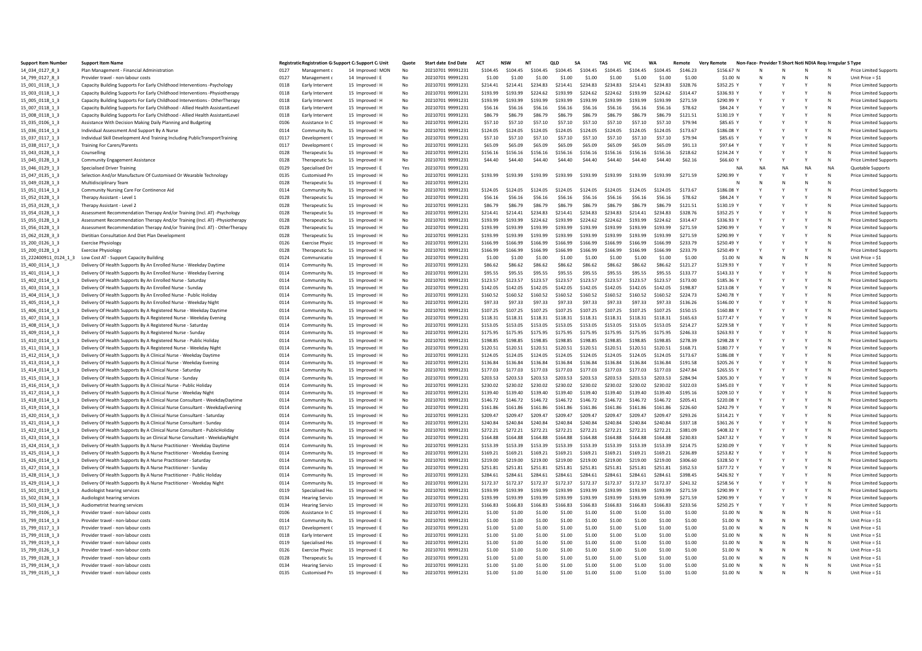| Support Item Number | Support Item Name | Registration Group Number | Registration Group Name | Support Category Number | Support Category Name | Unit | Quote | Start date | End Date | ACT | NSW | NT | QLD | SA | TAS | VIC | WA | Remote | Very Remote | Non-Face-to-Face | Provider Travel | Short Notice Cancellations | NDIA Requested Reports | Irregular Support | Type |
|---|---|---|---|---|---|---|---|---|---|---|---|---|---|---|---|---|---|---|---|---|---|---|---|---|---|
| 14_034_0127_8_3 | Plan Management - Financial Administration | 0127 | Management c | 14 | Improved l | MON | No | 20210701 | 99991231 | $104.45 | $104.45 | $104.45 | $104.45 | $104.45 | $104.45 | $104.45 | $104.45 | $146.23 | $156.67 | N | N | N | N | N | Price Limited Supports |
| 14_799_0127_8_3 | Provider travel - non-labour costs | 0127 | Management c | 14 | Improved l | E | No | 20210701 | 99991231 | $1.00 | $1.00 | $1.00 | $1.00 | $1.00 | $1.00 | $1.00 | $1.00 | $1.00 | $1.00 | N | N | N | N | N | Unit Price = $1 |
| 15_001_0118_1_3 | Capacity Building Supports For Early Childhood Interventions -Psychology | 0118 | Early Intervent | 15 | Improved l | H | No | 20210701 | 99991231 | $214.41 | $214.41 | $234.83 | $214.41 | $234.83 | $234.83 | $214.41 | $234.83 | $328.76 | $352.25 | Y | Y | Y | Y | N | Price Limited Supports |
| 15_003_0118_1_3 | Capacity Building Supports For Early Childhood Interventions -Physiotherapy | 0118 | Early Intervent | 15 | Improved l | H | No | 20210701 | 99991231 | $193.99 | $193.99 | $224.62 | $193.99 | $224.62 | $224.62 | $193.99 | $224.62 | $314.47 | $336.93 | Y | Y | Y | Y | N | Price Limited Supports |
| 15_005_0118_1_3 | Capacity Building Supports For Early Childhood Interventions - OtherTherapy | 0118 | Early Intervent | 15 | Improved l | H | No | 20210701 | 99991231 | $193.99 | $193.99 | $193.99 | $193.99 | $193.99 | $193.99 | $193.99 | $193.99 | $271.59 | $290.99 | Y | Y | Y | Y | N | Price Limited Supports |
| 15_007_0118_1_3 | Capacity Building Supports For Early Childhood - Allied Health AssistantLevel | 0118 | Early Intervent | 15 | Improved l | H | No | 20210701 | 99991231 | $56.16 | $56.16 | $56.16 | $56.16 | $56.16 | $56.16 | $56.16 | $56.16 | $78.62 | $84.24 | Y | Y | Y | Y | N | Price Limited Supports |
| 15_008_0118_1_3 | Capacity Building Supports For Early Childhood - Allied Health AssistantLevel | 0118 | Early Intervent | 15 | Improved l | H | No | 20210701 | 99991231 | $86.79 | $86.79 | $86.79 | $86.79 | $86.79 | $86.79 | $86.79 | $86.79 | $121.51 | $130.19 | Y | Y | Y | Y | N | Price Limited Supports |
| 15_035_0106_1_3 | Assistance With Decision Making Daily Planning and Budgeting | 0106 | Assistance In C | 15 | Improved l | H | No | 20210701 | 99991231 | $57.10 | $57.10 | $57.10 | $57.10 | $57.10 | $57.10 | $57.10 | $57.10 | $79.94 | $85.65 | Y | Y | Y | Y | N | Price Limited Supports |
| 15_036_0114_1_3 | Individual Assessment And Support By A Nurse | 0114 | Community Nu | 15 | Improved l | H | No | 20210701 | 99991231 | $124.05 | $124.05 | $124.05 | $124.05 | $124.05 | $124.05 | $124.05 | $124.05 | $173.67 | $186.08 | Y | Y | Y | Y | N | Price Limited Supports |
| 15_037_0117_1_3 | Individual Skill Development And Training Including PublicTransportTraining | 0117 | Development ( | 15 | Improved l | H | No | 20210701 | 99991231 | $57.10 | $57.10 | $57.10 | $57.10 | $57.10 | $57.10 | $57.10 | $57.10 | $79.94 | $85.65 | Y | Y | Y | Y | N | Price Limited Supports |
| 15_038_0117_1_3 | Training For Carers/Parents | 0117 | Development ( | 15 | Improved l | H | No | 20210701 | 99991231 | $65.09 | $65.09 | $65.09 | $65.09 | $65.09 | $65.09 | $65.09 | $65.09 | $91.13 | $97.64 | Y | Y | Y | Y | N | Price Limited Supports |
| 15_043_0128_1_3 | Counselling | 0128 | Therapeutic Su | 15 | Improved l | H | No | 20210701 | 99991231 | $156.16 | $156.16 | $156.16 | $156.16 | $156.16 | $156.16 | $156.16 | $156.16 | $218.62 | $234.24 | Y | Y | Y | Y | N | Price Limited Supports |
| 15_045_0128_1_3 | Community Engagement Assistance | 0128 | Therapeutic Su | 15 | Improved l | H | No | 20210701 | 99991231 | $44.40 | $44.40 | $44.40 | $44.40 | $44.40 | $44.40 | $44.40 | $44.40 | $62.16 | $66.60 | Y | Y | Y | Y | N | Price Limited Supports |
| 15_046_0129_1_3 | Specialised Driver Training | 0129 | Specialised Dri | 15 | Improved l | E | Yes | 20210701 | 99991231 | | | | | | | | | | NA | NA | NA | NA | NA | NA | Quotable Supports |
| 15_047_0135_1_3 | Selection And/or Manufacture Of Customised Or Wearable Technology | 0135 | Customised Pr | 15 | Improved l | H | No | 20210701 | 99991231 | $193.99 | $193.99 | $193.99 | $193.99 | $193.99 | $193.99 | $193.99 | $193.99 | $271.59 | $290.99 | Y | Y | Y | Y | N | Price Limited Supports |
| 15_049_0128_1_3 | Multidisciplinary Team | 0128 | Therapeutic Su | 15 | Improved l | E | No | 20210701 | 99991231 | | | | | | | | | | | N | N | N | N | N | |
| 15_051_0114_1_3 | Community Nursing Care For Continence Aid | 0114 | Community Nu | 15 | Improved l | H | No | 20210701 | 99991231 | $124.05 | $124.05 | $124.05 | $124.05 | $124.05 | $124.05 | $124.05 | $124.05 | $173.67 | $186.08 | Y | Y | Y | Y | N | Price Limited Supports |
| 15_052_0128_1_3 | Therapy Assistant - Level 1 | 0128 | Therapeutic Su | 15 | Improved l | H | No | 20210701 | 99991231 | $56.16 | $56.16 | $56.16 | $56.16 | $56.16 | $56.16 | $56.16 | $56.16 | $78.62 | $84.24 | Y | Y | Y | Y | N | Price Limited Supports |
| 15_053_0128_1_3 | Therapy Assistant - Level 2 | 0128 | Therapeutic Su | 15 | Improved l | H | No | 20210701 | 99991231 | $86.79 | $86.79 | $86.79 | $86.79 | $86.79 | $86.79 | $86.79 | $86.79 | $121.51 | $130.19 | Y | Y | Y | Y | N | Price Limited Supports |
| 15_054_0128_1_3 | Assessment Recommendation Therapy And/or Training (Incl. AT) -Psychology | 0128 | Therapeutic Su | 15 | Improved l | H | No | 20210701 | 99991231 | $214.41 | $214.41 | $234.83 | $214.41 | $234.83 | $234.83 | $214.41 | $234.83 | $328.76 | $352.25 | Y | Y | Y | Y | N | Price Limited Supports |
| 15_055_0128_1_3 | Assessment Recommendation Therapy And/or Training (Incl. AT) -Physiotherapy | 0128 | Therapeutic Su | 15 | Improved l | H | No | 20210701 | 99991231 | $193.99 | $193.99 | $224.62 | $193.99 | $224.62 | $224.62 | $193.99 | $224.62 | $314.47 | $336.93 | Y | Y | Y | Y | N | Price Limited Supports |
| 15_056_0128_1_3 | Assessment Recommendation Therapy And/or Training (Incl. AT) - OtherTherapy | 0128 | Therapeutic Su | 15 | Improved l | H | No | 20210701 | 99991231 | $193.99 | $193.99 | $193.99 | $193.99 | $193.99 | $193.99 | $193.99 | $193.99 | $271.59 | $290.99 | Y | Y | Y | Y | N | Price Limited Supports |
| 15_062_0128_3_3 | Dietitian Consultation And Diet Plan Development | 0128 | Therapeutic Su | 15 | Improved l | H | No | 20210701 | 99991231 | $193.99 | $193.99 | $193.99 | $193.99 | $193.99 | $193.99 | $193.99 | $193.99 | $271.59 | $290.99 | Y | Y | Y | Y | N | Price Limited Supports |
| 15_200_0126_1_3 | Exercise Physiology | 0126 | Exercise Physic | 15 | Improved l | H | No | 20210701 | 99991231 | $166.99 | $166.99 | $166.99 | $166.99 | $166.99 | $166.99 | $166.99 | $166.99 | $233.79 | $250.49 | Y | Y | Y | Y | N | Price Limited Supports |
| 15_200_0128_1_3 | Exercise Physiology | 0128 | Therapeutic Su | 15 | Improved l | H | No | 20210701 | 99991231 | $166.99 | $166.99 | $166.99 | $166.99 | $166.99 | $166.99 | $166.99 | $166.99 | $233.79 | $250.49 | Y | Y | Y | Y | N | Price Limited Supports |
| 15_222400911_0124_1_3 | Low Cost AT - Support Capacity Building | 0124 | Communicatio | 15 | Improved l | E | No | 20210701 | 99991231 | $1.00 | $1.00 | $1.00 | $1.00 | $1.00 | $1.00 | $1.00 | $1.00 | $1.00 | $1.00 | N | N | N | N | N | Unit Price = $1 |
| 15_400_0114_1_3 | Delivery Of Health Supports By An Enrolled Nurse - Weekday Daytime | 0114 | Community Nu | 15 | Improved l | H | No | 20210701 | 99991231 | $86.62 | $86.62 | $86.62 | $86.62 | $86.62 | $86.62 | $86.62 | $86.62 | $121.27 | $129.93 | Y | Y | Y | Y | N | Price Limited Supports |
| 15_401_0114_1_3 | Delivery Of Health Supports By An Enrolled Nurse - Weekday Evening | 0114 | Community Nu | 15 | Improved l | H | No | 20210701 | 99991231 | $95.55 | $95.55 | $95.55 | $95.55 | $95.55 | $95.55 | $95.55 | $95.55 | $133.77 | $143.33 | Y | Y | Y | Y | N | Price Limited Supports |
| 15_402_0114_1_3 | Delivery Of Health Supports By An Enrolled Nurse - Saturday | 0114 | Community Nu | 15 | Improved l | H | No | 20210701 | 99991231 | $123.57 | $123.57 | $123.57 | $123.57 | $123.57 | $123.57 | $123.57 | $123.57 | $173.00 | $185.36 | Y | Y | Y | Y | N | Price Limited Supports |
| 15_403_0114_1_3 | Delivery Of Health Supports By An Enrolled Nurse - Sunday | 0114 | Community Nu | 15 | Improved l | H | No | 20210701 | 99991231 | $142.05 | $142.05 | $142.05 | $142.05 | $142.05 | $142.05 | $142.05 | $142.05 | $198.87 | $213.08 | Y | Y | Y | Y | N | Price Limited Supports |
| 15_404_0114_1_3 | Delivery Of Health Supports By An Enrolled Nurse - Public Holiday | 0114 | Community Nu | 15 | Improved l | H | No | 20210701 | 99991231 | $160.52 | $160.52 | $160.52 | $160.52 | $160.52 | $160.52 | $160.52 | $160.52 | $224.73 | $240.78 | Y | Y | Y | Y | N | Price Limited Supports |
| 15_405_0114_1_3 | Delivery Of Health Supports By An Enrolled Nurse - Weekday Night | 0114 | Community Nu | 15 | Improved l | H | No | 20210701 | 99991231 | $97.33 | $97.33 | $97.33 | $97.33 | $97.33 | $97.33 | $97.33 | $97.33 | $136.26 | $146.00 | Y | Y | Y | Y | N | Price Limited Supports |
| 15_406_0114_1_3 | Delivery Of Health Supports By A Registered Nurse - Weekday Daytime | 0114 | Community Nu | 15 | Improved l | H | No | 20210701 | 99991231 | $107.25 | $107.25 | $107.25 | $107.25 | $107.25 | $107.25 | $107.25 | $107.25 | $150.15 | $160.88 | Y | Y | Y | Y | N | Price Limited Supports |
| 15_407_0114_1_3 | Delivery Of Health Supports By A Registered Nurse - Weekday Evening | 0114 | Community Nu | 15 | Improved l | H | No | 20210701 | 99991231 | $118.31 | $118.31 | $118.31 | $118.31 | $118.31 | $118.31 | $118.31 | $118.31 | $165.63 | $177.47 | Y | Y | Y | Y | N | Price Limited Supports |
| 15_408_0114_1_3 | Delivery Of Health Supports By A Registered Nurse - Saturday | 0114 | Community Nu | 15 | Improved l | H | No | 20210701 | 99991231 | $153.05 | $153.05 | $153.05 | $153.05 | $153.05 | $153.05 | $153.05 | $153.05 | $214.27 | $229.58 | Y | Y | Y | Y | N | Price Limited Supports |
| 15_409_0114_1_3 | Delivery Of Health Supports By A Registered Nurse - Sunday | 0114 | Community Nu | 15 | Improved l | H | No | 20210701 | 99991231 | $175.95 | $175.95 | $175.95 | $175.95 | $175.95 | $175.95 | $175.95 | $175.95 | $246.33 | $263.93 | Y | Y | Y | Y | N | Price Limited Supports |
| 15_410_0114_1_3 | Delivery Of Health Supports By A Registered Nurse - Public Holiday | 0114 | Community Nu | 15 | Improved l | H | No | 20210701 | 99991231 | $198.85 | $198.85 | $198.85 | $198.85 | $198.85 | $198.85 | $198.85 | $198.85 | $278.39 | $298.28 | Y | Y | Y | Y | N | Price Limited Supports |
| 15_411_0114_1_3 | Delivery Of Health Supports By A Registered Nurse - Weekday Night | 0114 | Community Nu | 15 | Improved l | H | No | 20210701 | 99991231 | $120.51 | $120.51 | $120.51 | $120.51 | $120.51 | $120.51 | $120.51 | $120.51 | $168.71 | $180.77 | Y | Y | Y | Y | N | Price Limited Supports |
| 15_412_0114_1_3 | Delivery Of Health Supports By A Clinical Nurse - Weekday Daytime | 0114 | Community Nu | 15 | Improved l | H | No | 20210701 | 99991231 | $124.05 | $124.05 | $124.05 | $124.05 | $124.05 | $124.05 | $124.05 | $124.05 | $173.67 | $186.08 | Y | Y | Y | Y | N | Price Limited Supports |
| 15_413_0114_1_3 | Delivery Of Health Supports By A Clinical Nurse - Weekday Evening | 0114 | Community Nu | 15 | Improved l | H | No | 20210701 | 99991231 | $136.84 | $136.84 | $136.84 | $136.84 | $136.84 | $136.84 | $136.84 | $136.84 | $191.58 | $205.26 | Y | Y | Y | Y | N | Price Limited Supports |
| 15_414_0114_1_3 | Delivery Of Health Supports By A Clinical Nurse - Saturday | 0114 | Community Nu | 15 | Improved l | H | No | 20210701 | 99991231 | $177.03 | $177.03 | $177.03 | $177.03 | $177.03 | $177.03 | $177.03 | $177.03 | $247.84 | $265.55 | Y | Y | Y | Y | N | Price Limited Supports |
| 15_415_0114_1_3 | Delivery Of Health Supports By A Clinical Nurse - Sunday | 0114 | Community Nu | 15 | Improved l | H | No | 20210701 | 99991231 | $203.53 | $203.53 | $203.53 | $203.53 | $203.53 | $203.53 | $203.53 | $203.53 | $284.94 | $305.30 | Y | Y | Y | Y | N | Price Limited Supports |
| 15_416_0114_1_3 | Delivery Of Health Supports By A Clinical Nurse - Public Holiday | 0114 | Community Nu | 15 | Improved l | H | No | 20210701 | 99991231 | $230.02 | $230.02 | $230.02 | $230.02 | $230.02 | $230.02 | $230.02 | $230.02 | $322.03 | $345.03 | Y | Y | Y | Y | N | Price Limited Supports |
| 15_417_0114_1_3 | Delivery Of Health Supports By A Clinical Nurse - Weekday Night | 0114 | Community Nu | 15 | Improved l | H | No | 20210701 | 99991231 | $139.40 | $139.40 | $139.40 | $139.40 | $139.40 | $139.40 | $139.40 | $139.40 | $195.16 | $209.10 | Y | Y | Y | Y | N | Price Limited Supports |
| 15_418_0114_1_3 | Delivery Of Health Supports By A Clinical Nurse Consultant - WeekdayDaytime | 0114 | Community Nu | 15 | Improved l | H | No | 20210701 | 99991231 | $146.72 | $146.72 | $146.72 | $146.72 | $146.72 | $146.72 | $146.72 | $146.72 | $205.41 | $220.08 | Y | Y | Y | Y | N | Price Limited Supports |
| 15_419_0114_1_3 | Delivery Of Health Supports By A Clinical Nurse Consultant - WeekdayEvening | 0114 | Community Nu | 15 | Improved l | H | No | 20210701 | 99991231 | $161.86 | $161.86 | $161.86 | $161.86 | $161.86 | $161.86 | $161.86 | $161.86 | $226.60 | $242.79 | Y | Y | Y | Y | N | Price Limited Supports |
| 15_420_0114_1_3 | Delivery Of Health Supports By A Clinical Nurse Consultant - Saturday | 0114 | Community Nu | 15 | Improved l | H | No | 20210701 | 99991231 | $209.47 | $209.47 | $209.47 | $209.47 | $209.47 | $209.47 | $209.47 | $209.47 | $293.26 | $314.21 | Y | Y | Y | Y | N | Price Limited Supports |
| 15_421_0114_1_3 | Delivery Of Health Supports By A Clinical Nurse Consultant - Sunday | 0114 | Community Nu | 15 | Improved l | H | No | 20210701 | 99991231 | $240.84 | $240.84 | $240.84 | $240.84 | $240.84 | $240.84 | $240.84 | $240.84 | $337.18 | $361.26 | Y | Y | Y | Y | N | Price Limited Supports |
| 15_422_0114_1_3 | Delivery Of Health Supports By A Clinical Nurse Consultant - PublicHoliday | 0114 | Community Nu | 15 | Improved l | H | No | 20210701 | 99991231 | $272.21 | $272.21 | $272.21 | $272.21 | $272.21 | $272.21 | $272.21 | $272.21 | $381.09 | $408.32 | Y | Y | Y | Y | N | Price Limited Supports |
| 15_423_0114_1_3 | Delivery Of Health Supports by an Clinical Nurse Consultant - WeekdayNight | 0114 | Community Nu | 15 | Improved l | H | No | 20210701 | 99991231 | $164.88 | $164.88 | $164.88 | $164.88 | $164.88 | $164.88 | $164.88 | $164.88 | $230.83 | $247.32 | Y | Y | Y | Y | N | Price Limited Supports |
| 15_424_0114_1_3 | Delivery Of Health Supports By A Nurse Practitioner - Weekday Daytime | 0114 | Community Nu | 15 | Improved l | H | No | 20210701 | 99991231 | $153.39 | $153.39 | $153.39 | $153.39 | $153.39 | $153.39 | $153.39 | $153.39 | $214.75 | $230.09 | Y | Y | Y | Y | N | Price Limited Supports |
| 15_425_0114_1_3 | Delivery Of Health Supports By A Nurse Practitioner - Weekday Evening | 0114 | Community Nu | 15 | Improved l | H | No | 20210701 | 99991231 | $169.21 | $169.21 | $169.21 | $169.21 | $169.21 | $169.21 | $169.21 | $169.21 | $236.89 | $253.82 | Y | Y | Y | Y | N | Price Limited Supports |
| 15_426_0114_1_3 | Delivery Of Health Supports By A Nurse Practitioner - Saturday | 0114 | Community Nu | 15 | Improved l | H | No | 20210701 | 99991231 | $219.00 | $219.00 | $219.00 | $219.00 | $219.00 | $219.00 | $219.00 | $219.00 | $306.60 | $328.50 | Y | Y | Y | Y | N | Price Limited Supports |
| 15_427_0114_1_3 | Delivery Of Health Supports By A Nurse Practitioner - Sunday | 0114 | Community Nu | 15 | Improved l | H | No | 20210701 | 99991231 | $251.81 | $251.81 | $251.81 | $251.81 | $251.81 | $251.81 | $251.81 | $251.81 | $352.53 | $377.72 | Y | Y | Y | Y | N | Price Limited Supports |
| 15_428_0114_1_3 | Delivery Of Health Supports By A Nurse Practitioner - Public Holiday | 0114 | Community Nu | 15 | Improved l | H | No | 20210701 | 99991231 | $284.61 | $284.61 | $284.61 | $284.61 | $284.61 | $284.61 | $284.61 | $284.61 | $398.45 | $426.92 | Y | Y | Y | Y | N | Price Limited Supports |
| 15_429_0114_1_3 | Delivery Of Health Supports By A Nurse Practitioner - Weekday Night | 0114 | Community Nu | 15 | Improved l | H | No | 20210701 | 99991231 | $172.37 | $172.37 | $172.37 | $172.37 | $172.37 | $172.37 | $172.37 | $172.37 | $241.32 | $258.56 | Y | Y | Y | Y | N | Price Limited Supports |
| 15_501_0119_1_3 | Audiologist hearing services | 0119 | Specialised He | 15 | Improved l | H | No | 20210701 | 99991231 | $193.99 | $193.99 | $193.99 | $193.99 | $193.99 | $193.99 | $193.99 | $193.99 | $271.59 | $290.99 | Y | Y | Y | Y | N | Price Limited Supports |
| 15_502_0134_1_3 | Audiologist hearing services | 0134 | Hearing Servic | 15 | Improved l | H | No | 20210701 | 99991231 | $193.99 | $193.99 | $193.99 | $193.99 | $193.99 | $193.99 | $193.99 | $193.99 | $271.59 | $290.99 | Y | Y | Y | Y | N | Price Limited Supports |
| 15_503_0134_1_3 | Audiometrist hearing services | 0134 | Hearing Servic | 15 | Improved l | H | No | 20210701 | 99991231 | $166.83 | $166.83 | $166.83 | $166.83 | $166.83 | $166.83 | $166.83 | $166.83 | $233.56 | $250.25 | Y | Y | Y | Y | N | Price Limited Supports |
| 15_799_0106_1_3 | Provider travel - non-labour costs | 0106 | Assistance In C | 15 | Improved l | E | No | 20210701 | 99991231 | $1.00 | $1.00 | $1.00 | $1.00 | $1.00 | $1.00 | $1.00 | $1.00 | $1.00 | $1.00 | N | N | N | N | N | Unit Price = $1 |
| 15_799_0114_1_3 | Provider travel - non-labour costs | 0114 | Community Nu | 15 | Improved l | E | No | 20210701 | 99991231 | $1.00 | $1.00 | $1.00 | $1.00 | $1.00 | $1.00 | $1.00 | $1.00 | $1.00 | $1.00 | N | N | N | N | N | Unit Price = $1 |
| 15_799_0117_1_3 | Provider travel - non-labour costs | 0117 | Development ( | 15 | Improved l | E | No | 20210701 | 99991231 | $1.00 | $1.00 | $1.00 | $1.00 | $1.00 | $1.00 | $1.00 | $1.00 | $1.00 | $1.00 | N | N | N | N | N | Unit Price = $1 |
| 15_799_0118_1_3 | Provider travel - non-labour costs | 0118 | Early Intervent | 15 | Improved l | E | No | 20210701 | 99991231 | $1.00 | $1.00 | $1.00 | $1.00 | $1.00 | $1.00 | $1.00 | $1.00 | $1.00 | $1.00 | N | N | N | N | N | Unit Price = $1 |
| 15_799_0119_1_3 | Provider travel - non-labour costs | 0119 | Specialised He | 15 | Improved l | E | No | 20210701 | 99991231 | $1.00 | $1.00 | $1.00 | $1.00 | $1.00 | $1.00 | $1.00 | $1.00 | $1.00 | $1.00 | N | N | N | N | N | Unit Price = $1 |
| 15_799_0126_1_3 | Provider travel - non-labour costs | 0126 | Exercise Physic | 15 | Improved l | E | No | 20210701 | 99991231 | $1.00 | $1.00 | $1.00 | $1.00 | $1.00 | $1.00 | $1.00 | $1.00 | $1.00 | $1.00 | N | N | N | N | N | Unit Price = $1 |
| 15_799_0128_1_3 | Provider travel - non-labour costs | 0128 | Therapeutic Su | 15 | Improved l | E | No | 20210701 | 99991231 | $1.00 | $1.00 | $1.00 | $1.00 | $1.00 | $1.00 | $1.00 | $1.00 | $1.00 | $1.00 | N | N | N | N | N | Unit Price = $1 |
| 15_799_0134_1_3 | Provider travel - non-labour costs | 0134 | Hearing Servic | 15 | Improved l | E | No | 20210701 | 99991231 | $1.00 | $1.00 | $1.00 | $1.00 | $1.00 | $1.00 | $1.00 | $1.00 | $1.00 | $1.00 | N | N | N | N | N | Unit Price = $1 |
| 15_799_0135_1_3 | Provider travel - non-labour costs | 0135 | Customised Pr | 15 | Improved l | E | No | 20210701 | 99991231 | $1.00 | $1.00 | $1.00 | $1.00 | $1.00 | $1.00 | $1.00 | $1.00 | $1.00 | $1.00 | N | N | N | N | N | Unit Price = $1 |